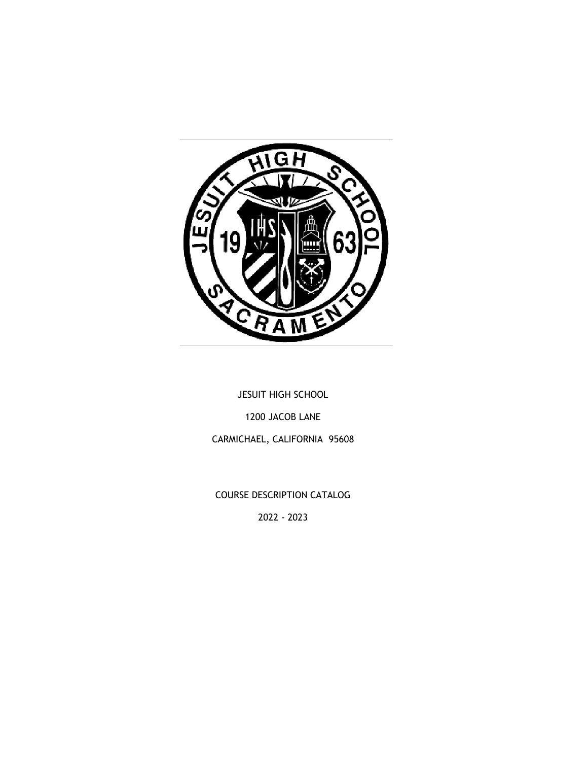JESUIT HIGH SCHOOL

1200 JACOB LANE

CARMICHAEL, CALIFORNIA 95608

COURSE DESCRIPTION CATALOG

2022 - 2023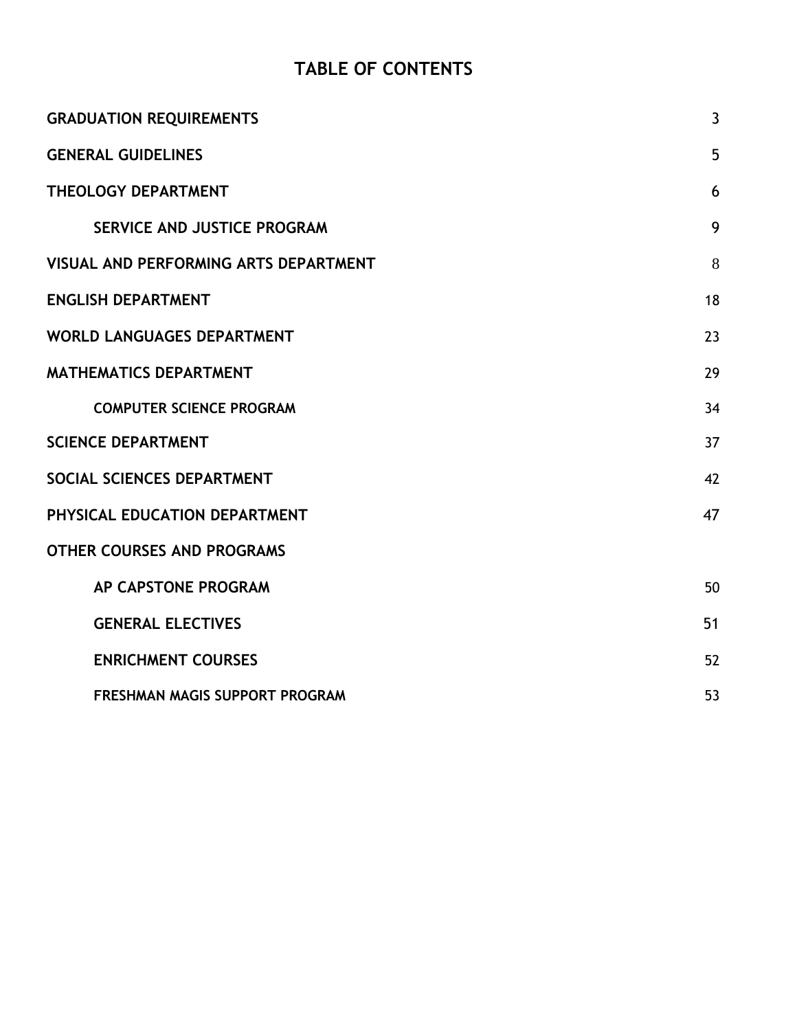# TABLE OF CONTENTS

| | |
|---|---|
| **GRADUATION REQUIREMENTS** | 3 |
| **GENERAL GUIDELINES** | 5 |
| **THEOLOGY DEPARTMENT** | 6 |
| **SERVICE AND JUSTICE PROGRAM** | 9 |
| **VISUAL AND PERFORMING ARTS DEPARTMENT** | 8 |
| **ENGLISH DEPARTMENT** | 18 |
| **WORLD LANGUAGES DEPARTMENT** | 23 |
| **MATHEMATICS DEPARTMENT** | 29 |
| **COMPUTER SCIENCE PROGRAM** | 34 |
| **SCIENCE DEPARTMENT** | 37 |
| **SOCIAL SCIENCES DEPARTMENT** | 42 |
| **PHYSICAL EDUCATION DEPARTMENT** | 47 |
| **OTHER COURSES AND PROGRAMS** | |
| **AP CAPSTONE PROGRAM** | 50 |
| **GENERAL ELECTIVES** | 51 |
| **ENRICHMENT COURSES** | 52 |
| **FRESHMAN MAGIS SUPPORT PROGRAM** | 53 |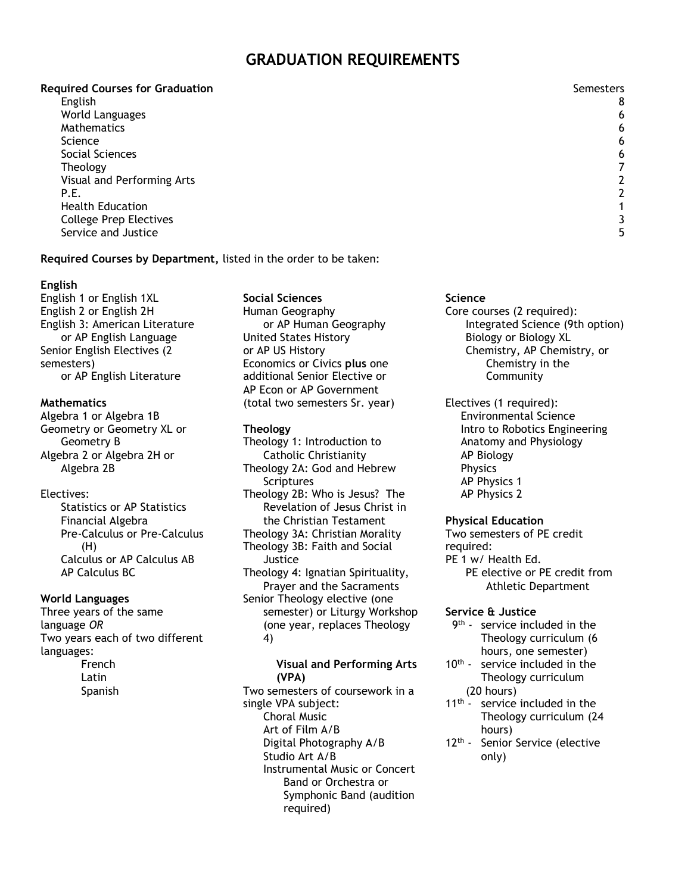# GRADUATION REQUIREMENTS

| **Required Courses for Graduation** | Semesters |
| --- | --- |
| English | 8 |
| World Languages | 6 |
| Mathematics | 6 |
| Science | 6 |
| Social Sciences | 6 |
| Theology | 7 |
| Visual and Performing Arts | 2 |
| P.E. | 2 |
| Health Education | 1 |
| College Prep Electives | 3 |
| Service and Justice | 5 |

**Required Courses by Department,** listed in the order to be taken:

**English**

English 1 or English 1XL
English 2 or English 2H
English 3: American Literature
    or AP English Language
Senior English Electives (2 semesters)
    or AP English Literature

**Mathematics**

Algebra 1 or Algebra 1B
Geometry or Geometry XL or
    Geometry B
Algebra 2 or Algebra 2H or
    Algebra 2B

Electives:
- Statistics or AP Statistics
- Financial Algebra
- Pre-Calculus or Pre-Calculus (H)
- Calculus or AP Calculus AB
- AP Calculus BC

**World Languages**

Three years of the same language *OR*
Two years each of two different languages:
- French
- Latin
- Spanish

**Social Sciences**

Human Geography
    or AP Human Geography
United States History
or AP US History
Economics or Civics **plus** one additional Senior Elective or AP Econ or AP Government (total two semesters Sr. year)

**Theology**

Theology 1: Introduction to Catholic Christianity
Theology 2A: God and Hebrew Scriptures
Theology 2B: Who is Jesus? The Revelation of Jesus Christ in the Christian Testament
Theology 3A: Christian Morality
Theology 3B: Faith and Social Justice
Theology 4: Ignatian Spirituality, Prayer and the Sacraments
Senior Theology elective (one semester) or Liturgy Workshop (one year, replaces Theology 4)

**Visual and Performing Arts (VPA)**

Two semesters of coursework in a single VPA subject:
- Choral Music
- Art of Film A/B
- Digital Photography A/B
- Studio Art A/B
- Instrumental Music or Concert Band or Orchestra or Symphonic Band (audition required)

**Science**

Core courses (2 required):
- Integrated Science (9th option)
- Biology or Biology XL
- Chemistry, AP Chemistry, or Chemistry in the Community

Electives (1 required):
- Environmental Science
- Intro to Robotics Engineering
- Anatomy and Physiology
- AP Biology
- Physics
- AP Physics 1
- AP Physics 2

**Physical Education**

Two semesters of PE credit required:
PE 1 w/ Health Ed.
    PE elective or PE credit from Athletic Department

**Service & Justice**

- 9th - service included in the Theology curriculum (6 hours, one semester)
- 10th - service included in the Theology curriculum (20 hours)
- 11th - service included in the Theology curriculum (24 hours)
- 12th - Senior Service (elective only)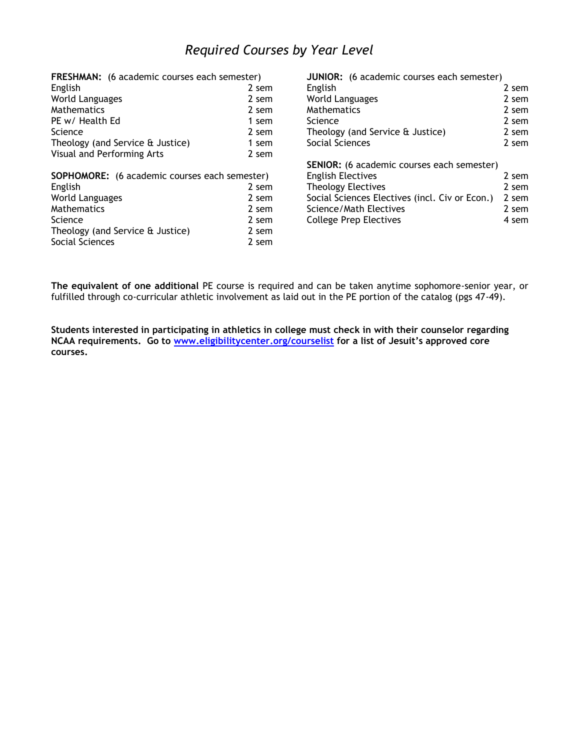# *Required Courses by Year Level*

**FRESHMAN:** (6 academic courses each semester)

| Course | Semesters |
|---|---|
| English | 2 sem |
| World Languages | 2 sem |
| Mathematics | 2 sem |
| PE w/ Health Ed | 1 sem |
| Science | 2 sem |
| Theology (and Service & Justice) | 1 sem |
| Visual and Performing Arts | 2 sem |

**SOPHOMORE:** (6 academic courses each semester)

| Course | Semesters |
|---|---|
| English | 2 sem |
| World Languages | 2 sem |
| Mathematics | 2 sem |
| Science | 2 sem |
| Theology (and Service & Justice) | 2 sem |
| Social Sciences | 2 sem |

**JUNIOR:** (6 academic courses each semester)

| Course | Semesters |
|---|---|
| English | 2 sem |
| World Languages | 2 sem |
| Mathematics | 2 sem |
| Science | 2 sem |
| Theology (and Service & Justice) | 2 sem |
| Social Sciences | 2 sem |

**SENIOR:** (6 academic courses each semester)

| Course | Semesters |
|---|---|
| English Electives | 2 sem |
| Theology Electives | 2 sem |
| Social Sciences Electives (incl. Civ or Econ.) | 2 sem |
| Science/Math Electives | 2 sem |
| College Prep Electives | 4 sem |

**The equivalent of one additional** PE course is required and can be taken anytime sophomore-senior year, or fulfilled through co-curricular athletic involvement as laid out in the PE portion of the catalog (pgs 47-49).

**Students interested in participating in athletics in college must check in with their counselor regarding NCAA requirements. Go to [www.eligibilitycenter.org/courselist](www.eligibilitycenter.org/courselist) for a list of Jesuit's approved core courses.**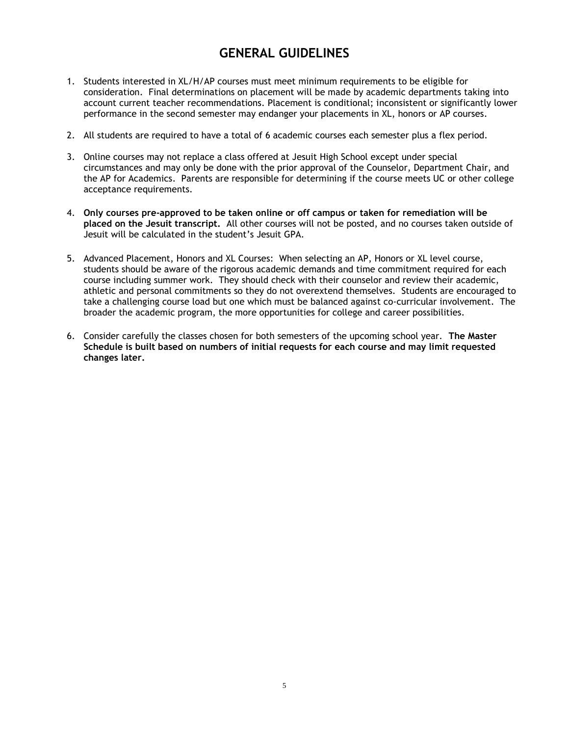# GENERAL GUIDELINES

1. Students interested in XL/H/AP courses must meet minimum requirements to be eligible for consideration. Final determinations on placement will be made by academic departments taking into account current teacher recommendations. Placement is conditional; inconsistent or significantly lower performance in the second semester may endanger your placements in XL, honors or AP courses.

2. All students are required to have a total of 6 academic courses each semester plus a flex period.

3. Online courses may not replace a class offered at Jesuit High School except under special circumstances and may only be done with the prior approval of the Counselor, Department Chair, and the AP for Academics. Parents are responsible for determining if the course meets UC or other college acceptance requirements.

4. **Only courses pre-approved to be taken online or off campus or taken for remediation will be placed on the Jesuit transcript.** All other courses will not be posted, and no courses taken outside of Jesuit will be calculated in the student's Jesuit GPA.

5. Advanced Placement, Honors and XL Courses: When selecting an AP, Honors or XL level course, students should be aware of the rigorous academic demands and time commitment required for each course including summer work. They should check with their counselor and review their academic, athletic and personal commitments so they do not overextend themselves. Students are encouraged to take a challenging course load but one which must be balanced against co-curricular involvement. The broader the academic program, the more opportunities for college and career possibilities.

6. Consider carefully the classes chosen for both semesters of the upcoming school year. **The Master Schedule is built based on numbers of initial requests for each course and may limit requested changes later.**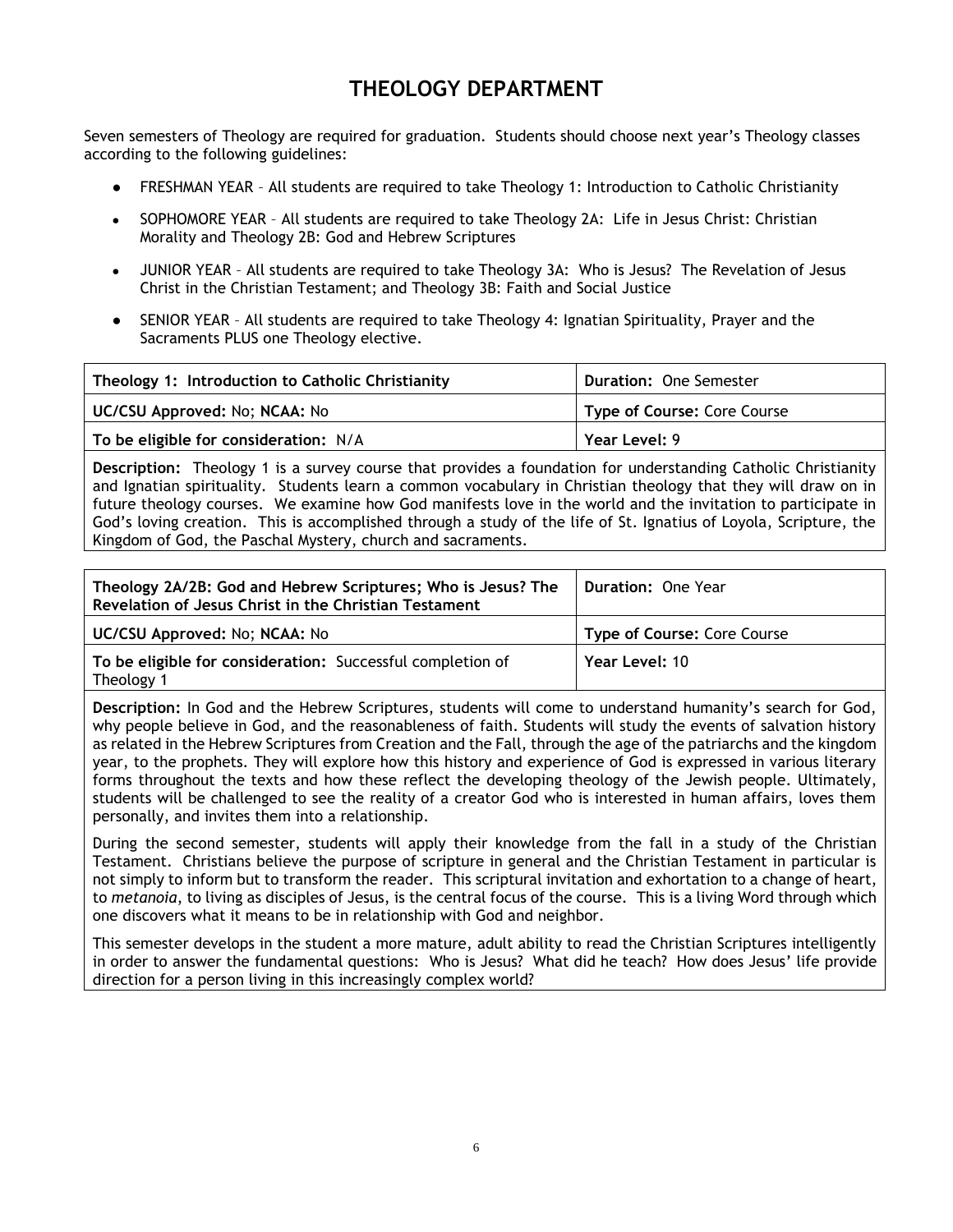# THEOLOGY DEPARTMENT

Seven semesters of Theology are required for graduation. Students should choose next year's Theology classes according to the following guidelines:

- FRESHMAN YEAR – All students are required to take Theology 1: Introduction to Catholic Christianity
- SOPHOMORE YEAR – All students are required to take Theology 2A: Life in Jesus Christ: Christian Morality and Theology 2B: God and Hebrew Scriptures
- JUNIOR YEAR – All students are required to take Theology 3A: Who is Jesus? The Revelation of Jesus Christ in the Christian Testament; and Theology 3B: Faith and Social Justice
- SENIOR YEAR – All students are required to take Theology 4: Ignatian Spirituality, Prayer and the Sacraments PLUS one Theology elective.

| **Theology 1: Introduction to Catholic Christianity** | **Duration:** One Semester |
|---|---|
| **UC/CSU Approved:** No; **NCAA:** No | **Type of Course:** Core Course |
| **To be eligible for consideration:** N/A | **Year Level:** 9 |

**Description:** Theology 1 is a survey course that provides a foundation for understanding Catholic Christianity and Ignatian spirituality. Students learn a common vocabulary in Christian theology that they will draw on in future theology courses. We examine how God manifests love in the world and the invitation to participate in God's loving creation. This is accomplished through a study of the life of St. Ignatius of Loyola, Scripture, the Kingdom of God, the Paschal Mystery, church and sacraments.

| **Theology 2A/2B: God and Hebrew Scriptures; Who is Jesus? The Revelation of Jesus Christ in the Christian Testament** | **Duration:** One Year |
|---|---|
| **UC/CSU Approved:** No; **NCAA:** No | **Type of Course:** Core Course |
| **To be eligible for consideration:** Successful completion of Theology 1 | **Year Level:** 10 |

**Description:** In God and the Hebrew Scriptures, students will come to understand humanity's search for God, why people believe in God, and the reasonableness of faith. Students will study the events of salvation history as related in the Hebrew Scriptures from Creation and the Fall, through the age of the patriarchs and the kingdom year, to the prophets. They will explore how this history and experience of God is expressed in various literary forms throughout the texts and how these reflect the developing theology of the Jewish people. Ultimately, students will be challenged to see the reality of a creator God who is interested in human affairs, loves them personally, and invites them into a relationship.

During the second semester, students will apply their knowledge from the fall in a study of the Christian Testament. Christians believe the purpose of scripture in general and the Christian Testament in particular is not simply to inform but to transform the reader. This scriptural invitation and exhortation to a change of heart, to *metanoia*, to living as disciples of Jesus, is the central focus of the course. This is a living Word through which one discovers what it means to be in relationship with God and neighbor.

This semester develops in the student a more mature, adult ability to read the Christian Scriptures intelligently in order to answer the fundamental questions: Who is Jesus? What did he teach? How does Jesus' life provide direction for a person living in this increasingly complex world?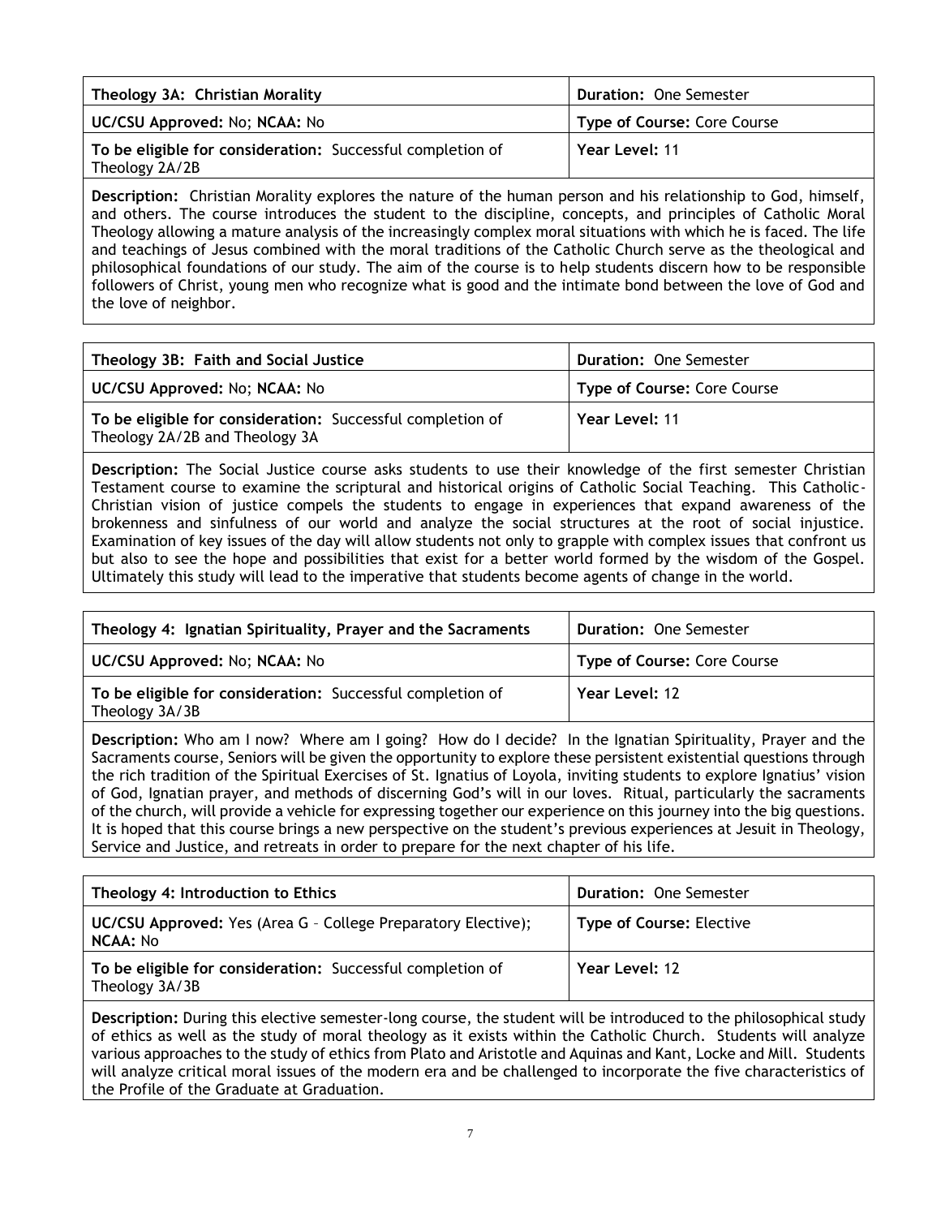| Theology 3A: Christian Morality | Duration: One Semester |
|---|---|
| UC/CSU Approved: No; NCAA: No | Type of Course: Core Course |
| To be eligible for consideration: Successful completion of Theology 2A/2B | Year Level: 11 |

**Description:** Christian Morality explores the nature of the human person and his relationship to God, himself, and others. The course introduces the student to the discipline, concepts, and principles of Catholic Moral Theology allowing a mature analysis of the increasingly complex moral situations with which he is faced. The life and teachings of Jesus combined with the moral traditions of the Catholic Church serve as the theological and philosophical foundations of our study. The aim of the course is to help students discern how to be responsible followers of Christ, young men who recognize what is good and the intimate bond between the love of God and the love of neighbor.

| Theology 3B: Faith and Social Justice | Duration: One Semester |
|---|---|
| UC/CSU Approved: No; NCAA: No | Type of Course: Core Course |
| To be eligible for consideration: Successful completion of Theology 2A/2B and Theology 3A | Year Level: 11 |

**Description:** The Social Justice course asks students to use their knowledge of the first semester Christian Testament course to examine the scriptural and historical origins of Catholic Social Teaching. This Catholic-Christian vision of justice compels the students to engage in experiences that expand awareness of the brokenness and sinfulness of our world and analyze the social structures at the root of social injustice. Examination of key issues of the day will allow students not only to grapple with complex issues that confront us but also to see the hope and possibilities that exist for a better world formed by the wisdom of the Gospel. Ultimately this study will lead to the imperative that students become agents of change in the world.

| Theology 4: Ignatian Spirituality, Prayer and the Sacraments | Duration: One Semester |
|---|---|
| UC/CSU Approved: No; NCAA: No | Type of Course: Core Course |
| To be eligible for consideration: Successful completion of Theology 3A/3B | Year Level: 12 |

**Description:** Who am I now? Where am I going? How do I decide? In the Ignatian Spirituality, Prayer and the Sacraments course, Seniors will be given the opportunity to explore these persistent existential questions through the rich tradition of the Spiritual Exercises of St. Ignatius of Loyola, inviting students to explore Ignatius' vision of God, Ignatian prayer, and methods of discerning God's will in our loves. Ritual, particularly the sacraments of the church, will provide a vehicle for expressing together our experience on this journey into the big questions. It is hoped that this course brings a new perspective on the student's previous experiences at Jesuit in Theology, Service and Justice, and retreats in order to prepare for the next chapter of his life.

| Theology 4: Introduction to Ethics | Duration: One Semester |
|---|---|
| UC/CSU Approved: Yes (Area G – College Preparatory Elective); NCAA: No | Type of Course: Elective |
| To be eligible for consideration: Successful completion of Theology 3A/3B | Year Level: 12 |

**Description:** During this elective semester-long course, the student will be introduced to the philosophical study of ethics as well as the study of moral theology as it exists within the Catholic Church. Students will analyze various approaches to the study of ethics from Plato and Aristotle and Aquinas and Kant, Locke and Mill. Students will analyze critical moral issues of the modern era and be challenged to incorporate the five characteristics of the Profile of the Graduate at Graduation.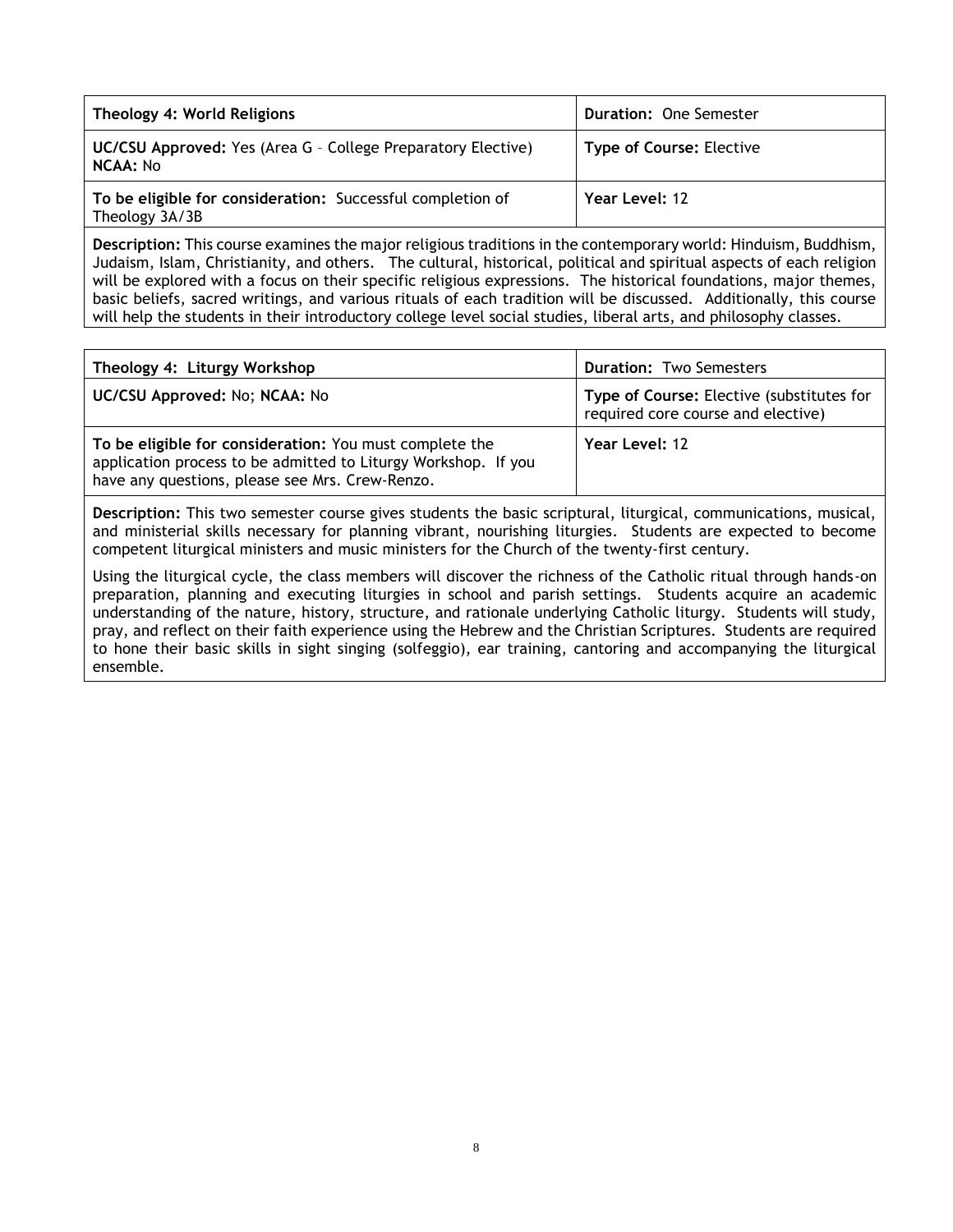| **Theology 4: World Religions** | **Duration:** One Semester |
|---|---|
| **UC/CSU Approved:** Yes (Area G – College Preparatory Elective) **NCAA:** No | **Type of Course:** Elective |
| **To be eligible for consideration:** Successful completion of Theology 3A/3B | **Year Level:** 12 |

**Description:** This course examines the major religious traditions in the contemporary world: Hinduism, Buddhism, Judaism, Islam, Christianity, and others. The cultural, historical, political and spiritual aspects of each religion will be explored with a focus on their specific religious expressions. The historical foundations, major themes, basic beliefs, sacred writings, and various rituals of each tradition will be discussed. Additionally, this course will help the students in their introductory college level social studies, liberal arts, and philosophy classes.

| **Theology 4: Liturgy Workshop** | **Duration:** Two Semesters |
|---|---|
| **UC/CSU Approved:** No; **NCAA:** No | **Type of Course:** Elective (substitutes for required core course and elective) |
| **To be eligible for consideration:** You must complete the application process to be admitted to Liturgy Workshop. If you have any questions, please see Mrs. Crew-Renzo. | **Year Level:** 12 |

**Description:** This two semester course gives students the basic scriptural, liturgical, communications, musical, and ministerial skills necessary for planning vibrant, nourishing liturgies. Students are expected to become competent liturgical ministers and music ministers for the Church of the twenty-first century.

Using the liturgical cycle, the class members will discover the richness of the Catholic ritual through hands-on preparation, planning and executing liturgies in school and parish settings. Students acquire an academic understanding of the nature, history, structure, and rationale underlying Catholic liturgy. Students will study, pray, and reflect on their faith experience using the Hebrew and the Christian Scriptures. Students are required to hone their basic skills in sight singing (solfeggio), ear training, cantoring and accompanying the liturgical ensemble.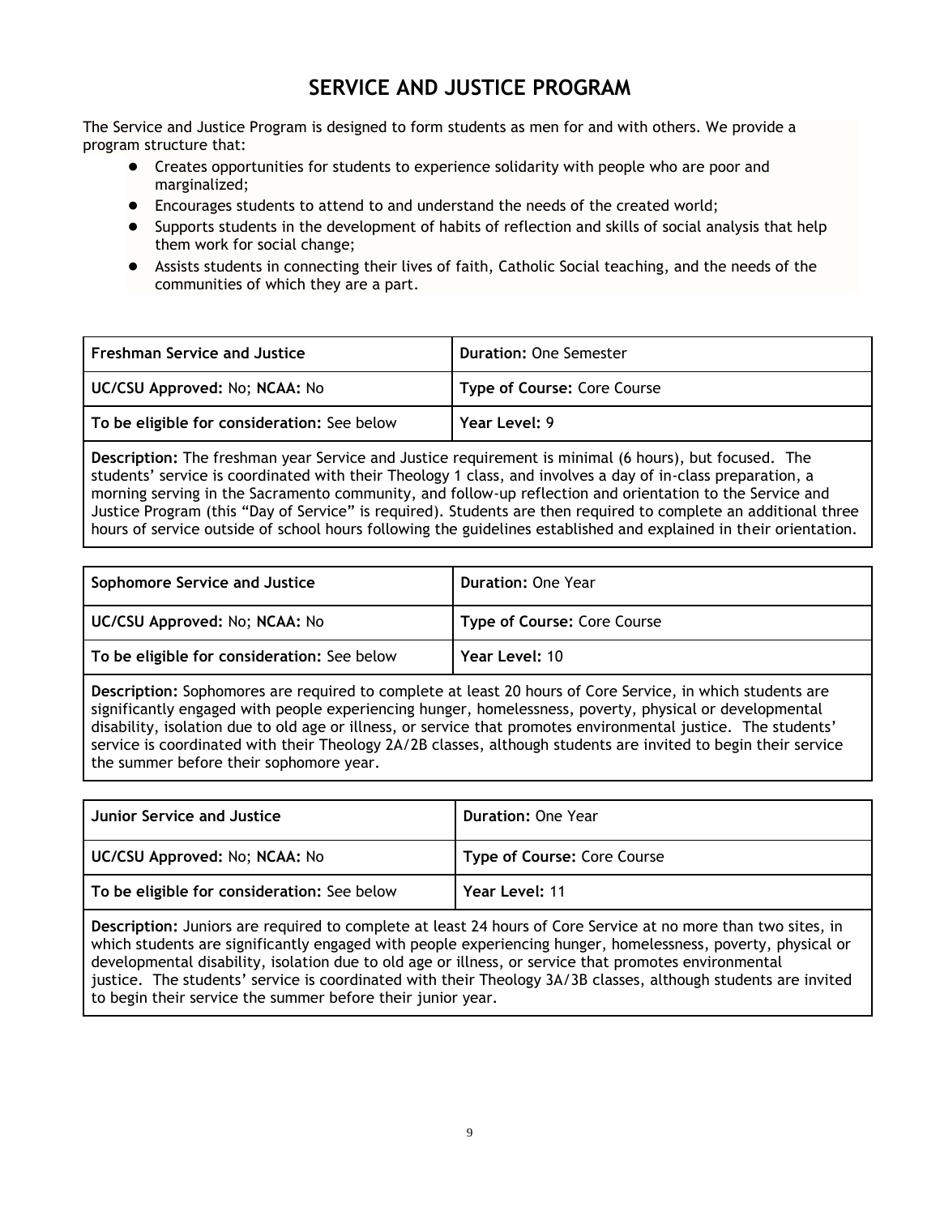# SERVICE AND JUSTICE PROGRAM

The Service and Justice Program is designed to form students as men for and with others. We provide a program structure that:

- Creates opportunities for students to experience solidarity with people who are poor and marginalized;
- Encourages students to attend to and understand the needs of the created world;
- Supports students in the development of habits of reflection and skills of social analysis that help them work for social change;
- Assists students in connecting their lives of faith, Catholic Social teaching, and the needs of the communities of which they are a part.

| **Freshman Service and Justice** | **Duration:** One Semester |
|---|---|
| **UC/CSU Approved:** No; **NCAA:** No | **Type of Course:** Core Course |
| **To be eligible for consideration:** See below | **Year Level:** 9 |
| **Description:** The freshman year Service and Justice requirement is minimal (6 hours), but focused. The students' service is coordinated with their Theology 1 class, and involves a day of in-class preparation, a morning serving in the Sacramento community, and follow-up reflection and orientation to the Service and Justice Program (this "Day of Service" is required). Students are then required to complete an additional three hours of service outside of school hours following the guidelines established and explained in their orientation. | |

| **Sophomore Service and Justice** | **Duration:** One Year |
|---|---|
| **UC/CSU Approved:** No; **NCAA:** No | **Type of Course:** Core Course |
| **To be eligible for consideration:** See below | **Year Level:** 10 |
| **Description:** Sophomores are required to complete at least 20 hours of Core Service, in which students are significantly engaged with people experiencing hunger, homelessness, poverty, physical or developmental disability, isolation due to old age or illness, or service that promotes environmental justice. The students' service is coordinated with their Theology 2A/2B classes, although students are invited to begin their service the summer before their sophomore year. | |

| **Junior Service and Justice** | **Duration:** One Year |
|---|---|
| **UC/CSU Approved:** No; **NCAA:** No | **Type of Course:** Core Course |
| **To be eligible for consideration:** See below | **Year Level:** 11 |
| **Description:** Juniors are required to complete at least 24 hours of Core Service at no more than two sites, in which students are significantly engaged with people experiencing hunger, homelessness, poverty, physical or developmental disability, isolation due to old age or illness, or service that promotes environmental justice. The students' service is coordinated with their Theology 3A/3B classes, although students are invited to begin their service the summer before their junior year. | |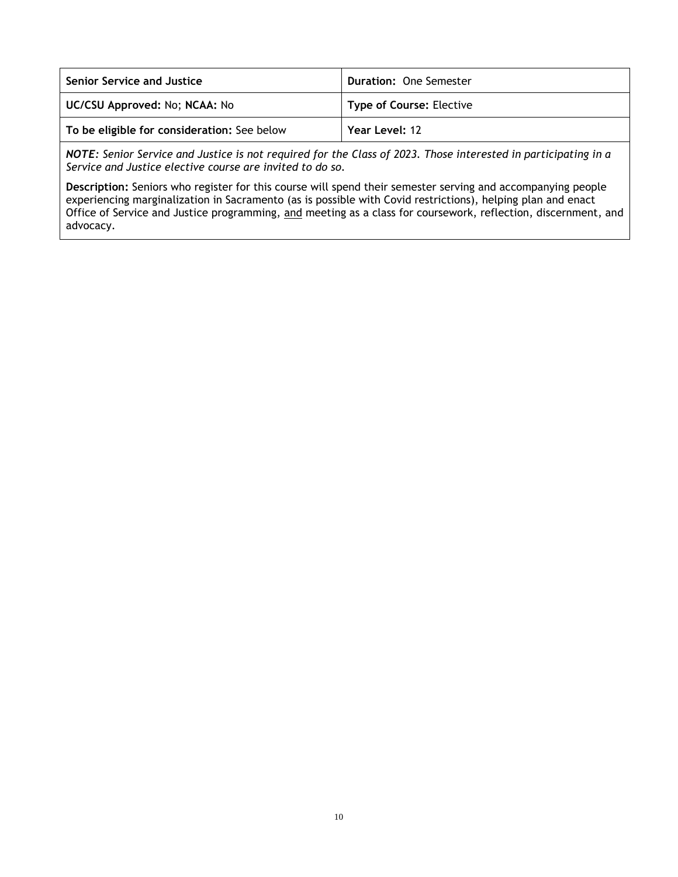| **Senior Service and Justice** | **Duration:** One Semester |
| --- | --- |
| **UC/CSU Approved:** No; **NCAA:** No | **Type of Course:** Elective |
| **To be eligible for consideration:** See below | **Year Level:** 12 |

***NOTE:*** *Senior Service and Justice is not required for the Class of 2023. Those interested in participating in a Service and Justice elective course are invited to do so.*

**Description:** Seniors who register for this course will spend their semester serving and accompanying people experiencing marginalization in Sacramento (as is possible with Covid restrictions), helping plan and enact Office of Service and Justice programming, <u>and</u> meeting as a class for coursework, reflection, discernment, and advocacy.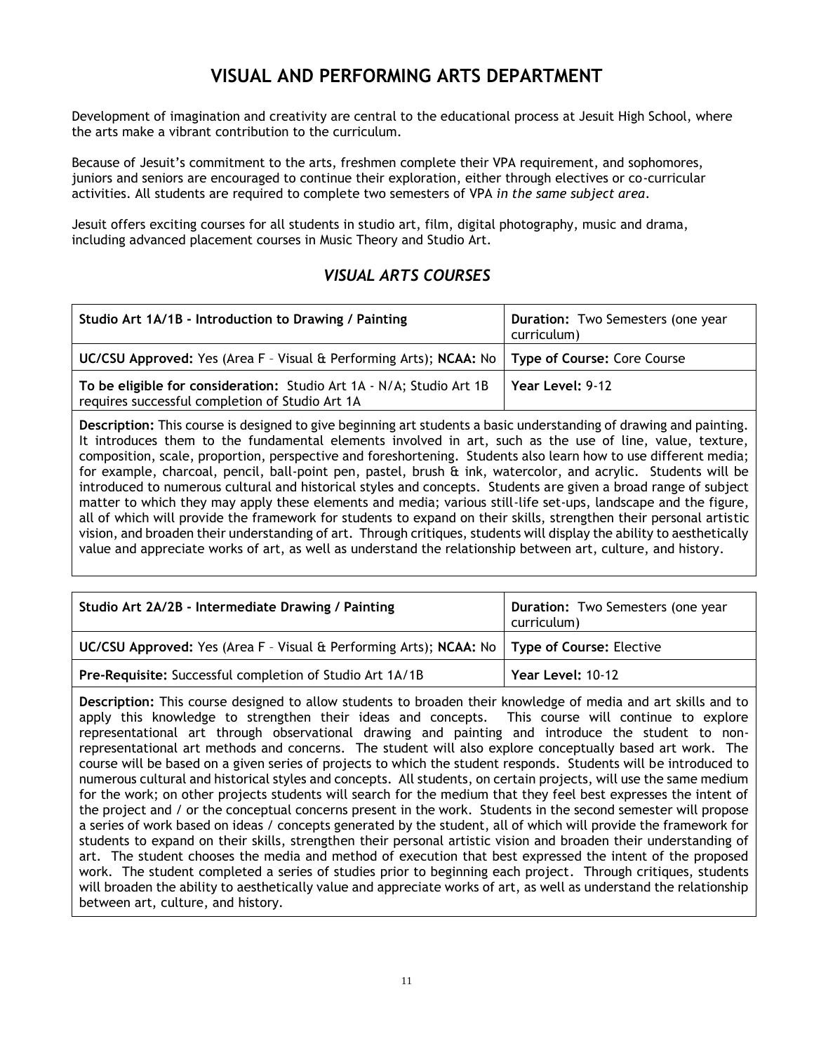# VISUAL AND PERFORMING ARTS DEPARTMENT

Development of imagination and creativity are central to the educational process at Jesuit High School, where the arts make a vibrant contribution to the curriculum.

Because of Jesuit's commitment to the arts, freshmen complete their VPA requirement, and sophomores, juniors and seniors are encouraged to continue their exploration, either through electives or co-curricular activities. All students are required to complete two semesters of VPA *in the same subject area*.

Jesuit offers exciting courses for all students in studio art, film, digital photography, music and drama, including advanced placement courses in Music Theory and Studio Art.

## *VISUAL ARTS COURSES*

| **Studio Art 1A/1B - Introduction to Drawing / Painting** | **Duration:** Two Semesters (one year curriculum) |
|---|---|
| **UC/CSU Approved:** Yes (Area F – Visual & Performing Arts); **NCAA:** No | **Type of Course:** Core Course |
| **To be eligible for consideration:** Studio Art 1A - N/A; Studio Art 1B requires successful completion of Studio Art 1A | **Year Level:** 9-12 |

**Description:** This course is designed to give beginning art students a basic understanding of drawing and painting. It introduces them to the fundamental elements involved in art, such as the use of line, value, texture, composition, scale, proportion, perspective and foreshortening. Students also learn how to use different media; for example, charcoal, pencil, ball-point pen, pastel, brush & ink, watercolor, and acrylic. Students will be introduced to numerous cultural and historical styles and concepts. Students are given a broad range of subject matter to which they may apply these elements and media; various still-life set-ups, landscape and the figure, all of which will provide the framework for students to expand on their skills, strengthen their personal artistic vision, and broaden their understanding of art. Through critiques, students will display the ability to aesthetically value and appreciate works of art, as well as understand the relationship between art, culture, and history.

| **Studio Art 2A/2B - Intermediate Drawing / Painting** | **Duration:** Two Semesters (one year curriculum) |
|---|---|
| **UC/CSU Approved:** Yes (Area F – Visual & Performing Arts); **NCAA:** No | **Type of Course:** Elective |
| **Pre-Requisite:** Successful completion of Studio Art 1A/1B | **Year Level:** 10-12 |

**Description:** This course designed to allow students to broaden their knowledge of media and art skills and to apply this knowledge to strengthen their ideas and concepts. This course will continue to explore representational art through observational drawing and painting and introduce the student to non-representational art methods and concerns. The student will also explore conceptually based art work. The course will be based on a given series of projects to which the student responds. Students will be introduced to numerous cultural and historical styles and concepts. All students, on certain projects, will use the same medium for the work; on other projects students will search for the medium that they feel best expresses the intent of the project and / or the conceptual concerns present in the work. Students in the second semester will propose a series of work based on ideas / concepts generated by the student, all of which will provide the framework for students to expand on their skills, strengthen their personal artistic vision and broaden their understanding of art. The student chooses the media and method of execution that best expressed the intent of the proposed work. The student completed a series of studies prior to beginning each project. Through critiques, students will broaden the ability to aesthetically value and appreciate works of art, as well as understand the relationship between art, culture, and history.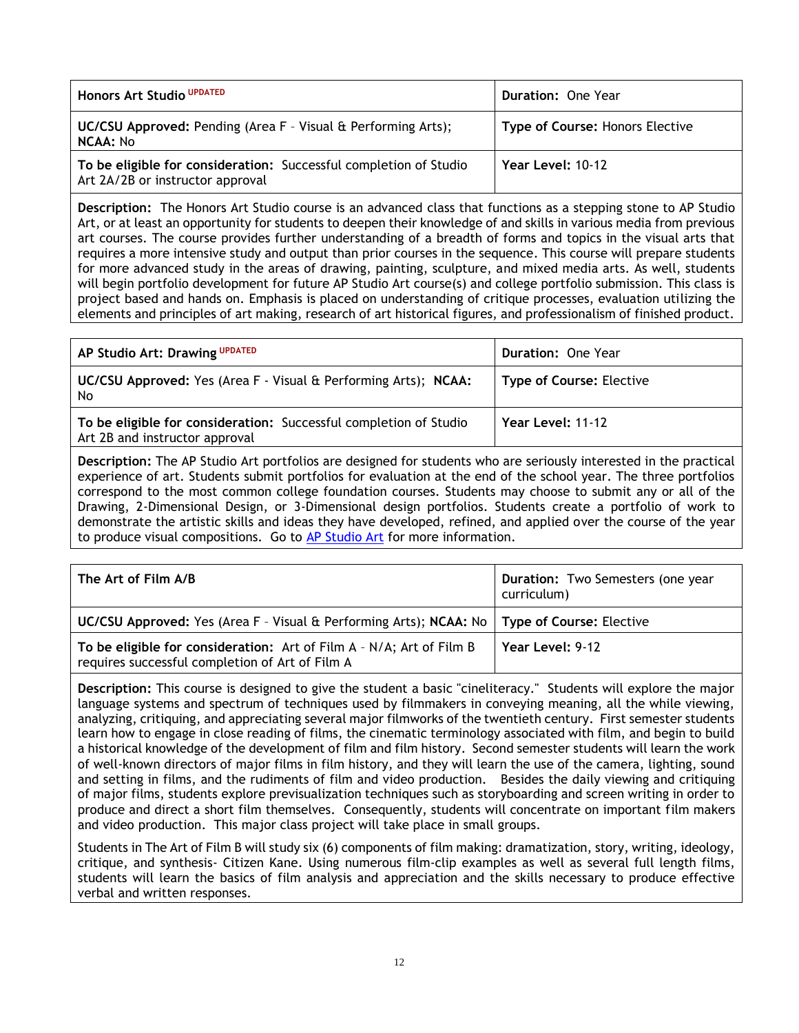| **Honors Art Studio** UPDATED | **Duration:** One Year |
|---|---|
| **UC/CSU Approved:** Pending (Area F – Visual & Performing Arts); **NCAA:** No | **Type of Course:** Honors Elective |
| **To be eligible for consideration:** Successful completion of Studio Art 2A/2B or instructor approval | **Year Level:** 10-12 |

**Description:** The Honors Art Studio course is an advanced class that functions as a stepping stone to AP Studio Art, or at least an opportunity for students to deepen their knowledge of and skills in various media from previous art courses. The course provides further understanding of a breadth of forms and topics in the visual arts that requires a more intensive study and output than prior courses in the sequence. This course will prepare students for more advanced study in the areas of drawing, painting, sculpture, and mixed media arts. As well, students will begin portfolio development for future AP Studio Art course(s) and college portfolio submission. This class is project based and hands on. Emphasis is placed on understanding of critique processes, evaluation utilizing the elements and principles of art making, research of art historical figures, and professionalism of finished product.

| **AP Studio Art: Drawing** UPDATED | **Duration:** One Year |
|---|---|
| **UC/CSU Approved:** Yes (Area F - Visual & Performing Arts); **NCAA:** No | **Type of Course:** Elective |
| **To be eligible for consideration:** Successful completion of Studio Art 2B and instructor approval | **Year Level:** 11-12 |

**Description:** The AP Studio Art portfolios are designed for students who are seriously interested in the practical experience of art. Students submit portfolios for evaluation at the end of the school year. The three portfolios correspond to the most common college foundation courses. Students may choose to submit any or all of the Drawing, 2-Dimensional Design, or 3-Dimensional design portfolios. Students create a portfolio of work to demonstrate the artistic skills and ideas they have developed, refined, and applied over the course of the year to produce visual compositions. Go to AP Studio Art for more information.

| **The Art of Film A/B** | **Duration:** Two Semesters (one year curriculum) |
|---|---|
| **UC/CSU Approved:** Yes (Area F – Visual & Performing Arts); **NCAA:** No | **Type of Course:** Elective |
| **To be eligible for consideration:** Art of Film A – N/A; Art of Film B requires successful completion of Art of Film A | **Year Level:** 9-12 |

**Description:** This course is designed to give the student a basic "cineliteracy." Students will explore the major language systems and spectrum of techniques used by filmmakers in conveying meaning, all the while viewing, analyzing, critiquing, and appreciating several major filmworks of the twentieth century. First semester students learn how to engage in close reading of films, the cinematic terminology associated with film, and begin to build a historical knowledge of the development of film and film history. Second semester students will learn the work of well-known directors of major films in film history, and they will learn the use of the camera, lighting, sound and setting in films, and the rudiments of film and video production. Besides the daily viewing and critiquing of major films, students explore previsualization techniques such as storyboarding and screen writing in order to produce and direct a short film themselves. Consequently, students will concentrate on important film makers and video production. This major class project will take place in small groups.

Students in The Art of Film B will study six (6) components of film making: dramatization, story, writing, ideology, critique, and synthesis- Citizen Kane. Using numerous film-clip examples as well as several full length films, students will learn the basics of film analysis and appreciation and the skills necessary to produce effective verbal and written responses.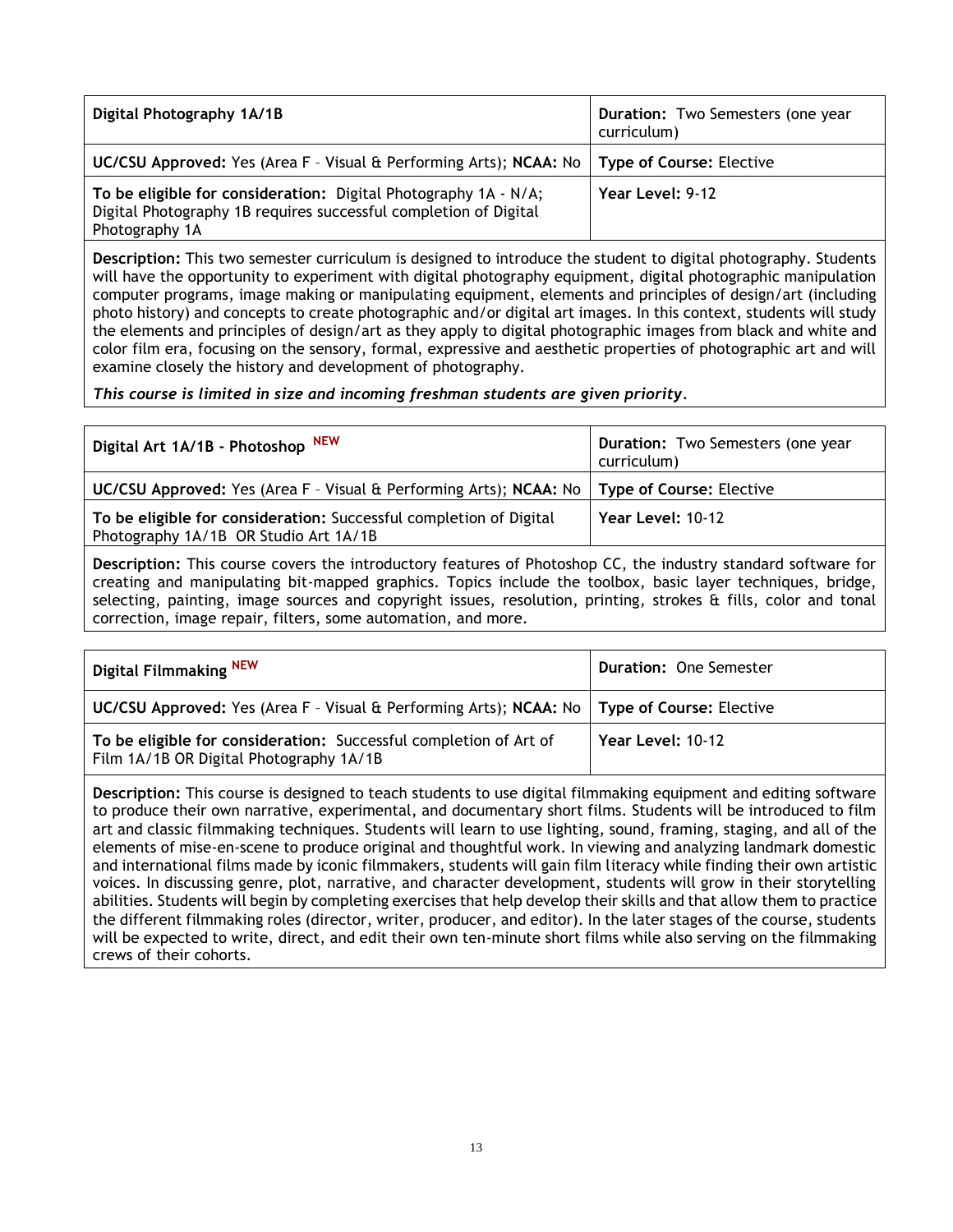| Digital Photography 1A/1B | Duration: Two Semesters (one year curriculum) |
|---|---|
| **UC/CSU Approved:** Yes (Area F – Visual & Performing Arts); **NCAA:** No | **Type of Course:** Elective |
| **To be eligible for consideration:** Digital Photography 1A - N/A; Digital Photography 1B requires successful completion of Digital Photography 1A | **Year Level:** 9-12 |

**Description:** This two semester curriculum is designed to introduce the student to digital photography. Students will have the opportunity to experiment with digital photography equipment, digital photographic manipulation computer programs, image making or manipulating equipment, elements and principles of design/art (including photo history) and concepts to create photographic and/or digital art images. In this context, students will study the elements and principles of design/art as they apply to digital photographic images from black and white and color film era, focusing on the sensory, formal, expressive and aesthetic properties of photographic art and will examine closely the history and development of photography.

***This course is limited in size and incoming freshman students are given priority.***

| Digital Art 1A/1B - Photoshop NEW | Duration: Two Semesters (one year curriculum) |
|---|---|
| **UC/CSU Approved:** Yes (Area F – Visual & Performing Arts); **NCAA:** No | **Type of Course:** Elective |
| **To be eligible for consideration:** Successful completion of Digital Photography 1A/1B OR Studio Art 1A/1B | **Year Level:** 10-12 |

**Description:** This course covers the introductory features of Photoshop CC, the industry standard software for creating and manipulating bit-mapped graphics. Topics include the toolbox, basic layer techniques, bridge, selecting, painting, image sources and copyright issues, resolution, printing, strokes & fills, color and tonal correction, image repair, filters, some automation, and more.

| Digital Filmmaking NEW | Duration: One Semester |
|---|---|
| **UC/CSU Approved:** Yes (Area F – Visual & Performing Arts); **NCAA:** No | **Type of Course:** Elective |
| **To be eligible for consideration:** Successful completion of Art of Film 1A/1B OR Digital Photography 1A/1B | **Year Level:** 10-12 |

**Description:** This course is designed to teach students to use digital filmmaking equipment and editing software to produce their own narrative, experimental, and documentary short films. Students will be introduced to film art and classic filmmaking techniques. Students will learn to use lighting, sound, framing, staging, and all of the elements of mise-en-scene to produce original and thoughtful work. In viewing and analyzing landmark domestic and international films made by iconic filmmakers, students will gain film literacy while finding their own artistic voices. In discussing genre, plot, narrative, and character development, students will grow in their storytelling abilities. Students will begin by completing exercises that help develop their skills and that allow them to practice the different filmmaking roles (director, writer, producer, and editor). In the later stages of the course, students will be expected to write, direct, and edit their own ten-minute short films while also serving on the filmmaking crews of their cohorts.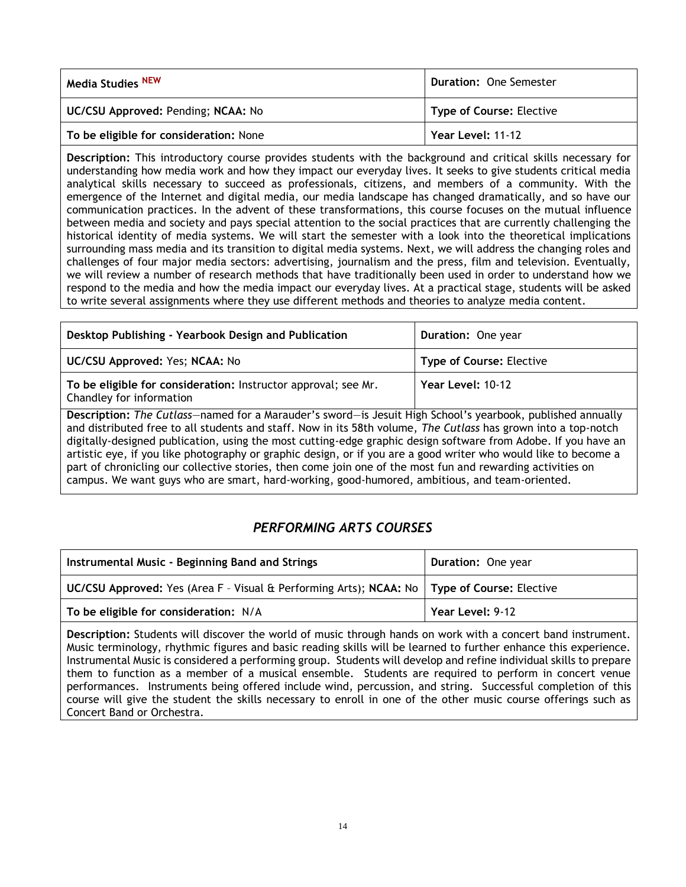| Media Studies NEW | Duration: One Semester |
| --- | --- |
| **UC/CSU Approved:** Pending; **NCAA:** No | **Type of Course:** Elective |
| **To be eligible for consideration:** None | **Year Level:** 11-12 |

**Description:** This introductory course provides students with the background and critical skills necessary for understanding how media work and how they impact our everyday lives. It seeks to give students critical media analytical skills necessary to succeed as professionals, citizens, and members of a community. With the emergence of the Internet and digital media, our media landscape has changed dramatically, and so have our communication practices. In the advent of these transformations, this course focuses on the mutual influence between media and society and pays special attention to the social practices that are currently challenging the historical identity of media systems. We will start the semester with a look into the theoretical implications surrounding mass media and its transition to digital media systems. Next, we will address the changing roles and challenges of four major media sectors: advertising, journalism and the press, film and television. Eventually, we will review a number of research methods that have traditionally been used in order to understand how we respond to the media and how the media impact our everyday lives. At a practical stage, students will be asked to write several assignments where they use different methods and theories to analyze media content.

| Desktop Publishing - Yearbook Design and Publication | Duration: One year |
| --- | --- |
| **UC/CSU Approved:** Yes; **NCAA:** No | **Type of Course:** Elective |
| **To be eligible for consideration:** Instructor approval; see Mr. Chandley for information | **Year Level:** 10-12 |

**Description:** *The Cutlass*—named for a Marauder's sword—is Jesuit High School's yearbook, published annually and distributed free to all students and staff. Now in its 58th volume, *The Cutlass* has grown into a top-notch digitally-designed publication, using the most cutting-edge graphic design software from Adobe. If you have an artistic eye, if you like photography or graphic design, or if you are a good writer who would like to become a part of chronicling our collective stories, then come join one of the most fun and rewarding activities on campus. We want guys who are smart, hard-working, good-humored, ambitious, and team-oriented.

## *PERFORMING ARTS COURSES*

| Instrumental Music - Beginning Band and Strings | Duration: One year |
| --- | --- |
| **UC/CSU Approved:** Yes (Area F – Visual & Performing Arts); **NCAA:** No | **Type of Course:** Elective |
| **To be eligible for consideration:** N/A | **Year Level:** 9-12 |

**Description:** Students will discover the world of music through hands on work with a concert band instrument. Music terminology, rhythmic figures and basic reading skills will be learned to further enhance this experience. Instrumental Music is considered a performing group. Students will develop and refine individual skills to prepare them to function as a member of a musical ensemble. Students are required to perform in concert venue performances. Instruments being offered include wind, percussion, and string. Successful completion of this course will give the student the skills necessary to enroll in one of the other music course offerings such as Concert Band or Orchestra.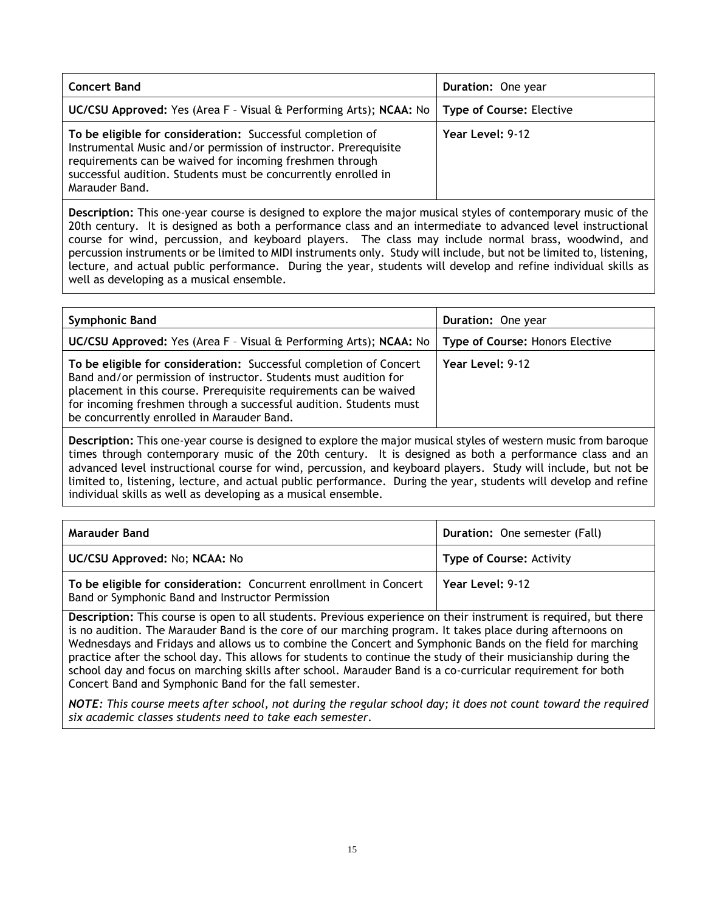| **Concert Band** | **Duration:** One year |
|---|---|
| **UC/CSU Approved:** Yes (Area F – Visual & Performing Arts); **NCAA:** No | **Type of Course:** Elective |
| **To be eligible for consideration:** Successful completion of Instrumental Music and/or permission of instructor. Prerequisite requirements can be waived for incoming freshmen through successful audition. Students must be concurrently enrolled in Marauder Band. | **Year Level:** 9-12 |

**Description:** This one-year course is designed to explore the major musical styles of contemporary music of the 20th century. It is designed as both a performance class and an intermediate to advanced level instructional course for wind, percussion, and keyboard players. The class may include normal brass, woodwind, and percussion instruments or be limited to MIDI instruments only. Study will include, but not be limited to, listening, lecture, and actual public performance. During the year, students will develop and refine individual skills as well as developing as a musical ensemble.

| **Symphonic Band** | **Duration:** One year |
|---|---|
| **UC/CSU Approved:** Yes (Area F – Visual & Performing Arts); **NCAA:** No | **Type of Course:** Honors Elective |
| **To be eligible for consideration:** Successful completion of Concert Band and/or permission of instructor. Students must audition for placement in this course. Prerequisite requirements can be waived for incoming freshmen through a successful audition. Students must be concurrently enrolled in Marauder Band. | **Year Level:** 9-12 |

**Description:** This one-year course is designed to explore the major musical styles of western music from baroque times through contemporary music of the 20th century. It is designed as both a performance class and an advanced level instructional course for wind, percussion, and keyboard players. Study will include, but not be limited to, listening, lecture, and actual public performance. During the year, students will develop and refine individual skills as well as developing as a musical ensemble.

| **Marauder Band** | **Duration:** One semester (Fall) |
|---|---|
| **UC/CSU Approved:** No; **NCAA:** No | **Type of Course:** Activity |
| **To be eligible for consideration:** Concurrent enrollment in Concert Band or Symphonic Band and Instructor Permission | **Year Level:** 9-12 |

**Description:** This course is open to all students. Previous experience on their instrument is required, but there is no audition. The Marauder Band is the core of our marching program. It takes place during afternoons on Wednesdays and Fridays and allows us to combine the Concert and Symphonic Bands on the field for marching practice after the school day. This allows for students to continue the study of their musicianship during the school day and focus on marching skills after school. Marauder Band is a co-curricular requirement for both Concert Band and Symphonic Band for the fall semester.

***NOTE:*** *This course meets after school, not during the regular school day; it does not count toward the required six academic classes students need to take each semester.*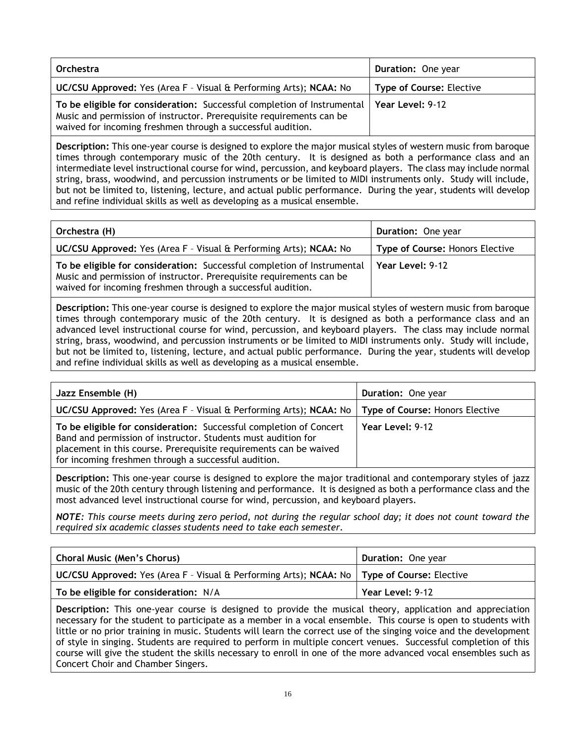| Orchestra | Duration: One year |
|---|---|
| **UC/CSU Approved:** Yes (Area F – Visual & Performing Arts); **NCAA:** No | **Type of Course:** Elective |
| **To be eligible for consideration:** Successful completion of Instrumental Music and permission of instructor. Prerequisite requirements can be waived for incoming freshmen through a successful audition. | **Year Level:** 9-12 |

**Description:** This one-year course is designed to explore the major musical styles of western music from baroque times through contemporary music of the 20th century. It is designed as both a performance class and an intermediate level instructional course for wind, percussion, and keyboard players. The class may include normal string, brass, woodwind, and percussion instruments or be limited to MIDI instruments only. Study will include, but not be limited to, listening, lecture, and actual public performance. During the year, students will develop and refine individual skills as well as developing as a musical ensemble.

| Orchestra (H) | Duration: One year |
|---|---|
| **UC/CSU Approved:** Yes (Area F – Visual & Performing Arts); **NCAA:** No | **Type of Course:** Honors Elective |
| **To be eligible for consideration:** Successful completion of Instrumental Music and permission of instructor. Prerequisite requirements can be waived for incoming freshmen through a successful audition. | **Year Level:** 9-12 |

**Description:** This one-year course is designed to explore the major musical styles of western music from baroque times through contemporary music of the 20th century. It is designed as both a performance class and an advanced level instructional course for wind, percussion, and keyboard players. The class may include normal string, brass, woodwind, and percussion instruments or be limited to MIDI instruments only. Study will include, but not be limited to, listening, lecture, and actual public performance. During the year, students will develop and refine individual skills as well as developing as a musical ensemble.

| Jazz Ensemble (H) | Duration: One year |
|---|---|
| **UC/CSU Approved:** Yes (Area F – Visual & Performing Arts); **NCAA:** No | **Type of Course:** Honors Elective |
| **To be eligible for consideration:** Successful completion of Concert Band and permission of instructor. Students must audition for placement in this course. Prerequisite requirements can be waived for incoming freshmen through a successful audition. | **Year Level:** 9-12 |

**Description:** This one-year course is designed to explore the major traditional and contemporary styles of jazz music of the 20th century through listening and performance. It is designed as both a performance class and the most advanced level instructional course for wind, percussion, and keyboard players.

*NOTE: This course meets during zero period, not during the regular school day; it does not count toward the required six academic classes students need to take each semester.*

| Choral Music (Men's Chorus) | Duration: One year |
|---|---|
| **UC/CSU Approved:** Yes (Area F – Visual & Performing Arts); **NCAA:** No | **Type of Course:** Elective |
| **To be eligible for consideration:** N/A | **Year Level:** 9-12 |

**Description:** This one-year course is designed to provide the musical theory, application and appreciation necessary for the student to participate as a member in a vocal ensemble. This course is open to students with little or no prior training in music. Students will learn the correct use of the singing voice and the development of style in singing. Students are required to perform in multiple concert venues. Successful completion of this course will give the student the skills necessary to enroll in one of the more advanced vocal ensembles such as Concert Choir and Chamber Singers.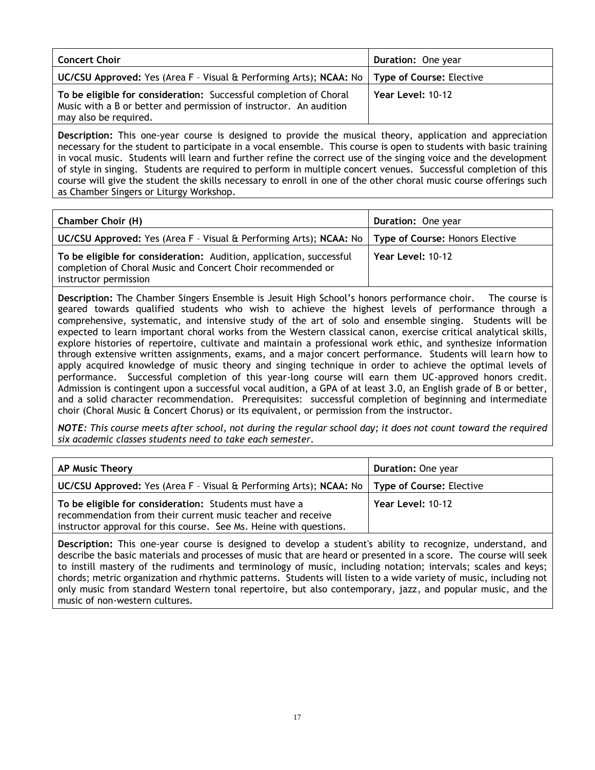| **Concert Choir** | **Duration:** One year |
|---|---|
| **UC/CSU Approved:** Yes (Area F – Visual & Performing Arts); **NCAA:** No | **Type of Course:** Elective |
| **To be eligible for consideration:** Successful completion of Choral Music with a B or better and permission of instructor. An audition may also be required. | **Year Level:** 10-12 |

**Description:** This one-year course is designed to provide the musical theory, application and appreciation necessary for the student to participate in a vocal ensemble. This course is open to students with basic training in vocal music. Students will learn and further refine the correct use of the singing voice and the development of style in singing. Students are required to perform in multiple concert venues. Successful completion of this course will give the student the skills necessary to enroll in one of the other choral music course offerings such as Chamber Singers or Liturgy Workshop.

| **Chamber Choir (H)** | **Duration:** One year |
|---|---|
| **UC/CSU Approved:** Yes (Area F – Visual & Performing Arts); **NCAA:** No | **Type of Course:** Honors Elective |
| **To be eligible for consideration:** Audition, application, successful completion of Choral Music and Concert Choir recommended or instructor permission | **Year Level:** 10-12 |

**Description:** The Chamber Singers Ensemble is Jesuit High School's honors performance choir. The course is geared towards qualified students who wish to achieve the highest levels of performance through a comprehensive, systematic, and intensive study of the art of solo and ensemble singing. Students will be expected to learn important choral works from the Western classical canon, exercise critical analytical skills, explore histories of repertoire, cultivate and maintain a professional work ethic, and synthesize information through extensive written assignments, exams, and a major concert performance. Students will learn how to apply acquired knowledge of music theory and singing technique in order to achieve the optimal levels of performance. Successful completion of this year-long course will earn them UC-approved honors credit. Admission is contingent upon a successful vocal audition, a GPA of at least 3.0, an English grade of B or better, and a solid character recommendation. Prerequisites: successful completion of beginning and intermediate choir (Choral Music & Concert Chorus) or its equivalent, or permission from the instructor.

*NOTE: This course meets after school, not during the regular school day; it does not count toward the required six academic classes students need to take each semester.*

| **AP Music Theory** | **Duration:** One year |
|---|---|
| **UC/CSU Approved:** Yes (Area F – Visual & Performing Arts); **NCAA:** No | **Type of Course:** Elective |
| **To be eligible for consideration:** Students must have a recommendation from their current music teacher and receive instructor approval for this course. See Ms. Heine with questions. | **Year Level:** 10-12 |

**Description:** This one-year course is designed to develop a student's ability to recognize, understand, and describe the basic materials and processes of music that are heard or presented in a score. The course will seek to instill mastery of the rudiments and terminology of music, including notation; intervals; scales and keys; chords; metric organization and rhythmic patterns. Students will listen to a wide variety of music, including not only music from standard Western tonal repertoire, but also contemporary, jazz, and popular music, and the music of non-western cultures.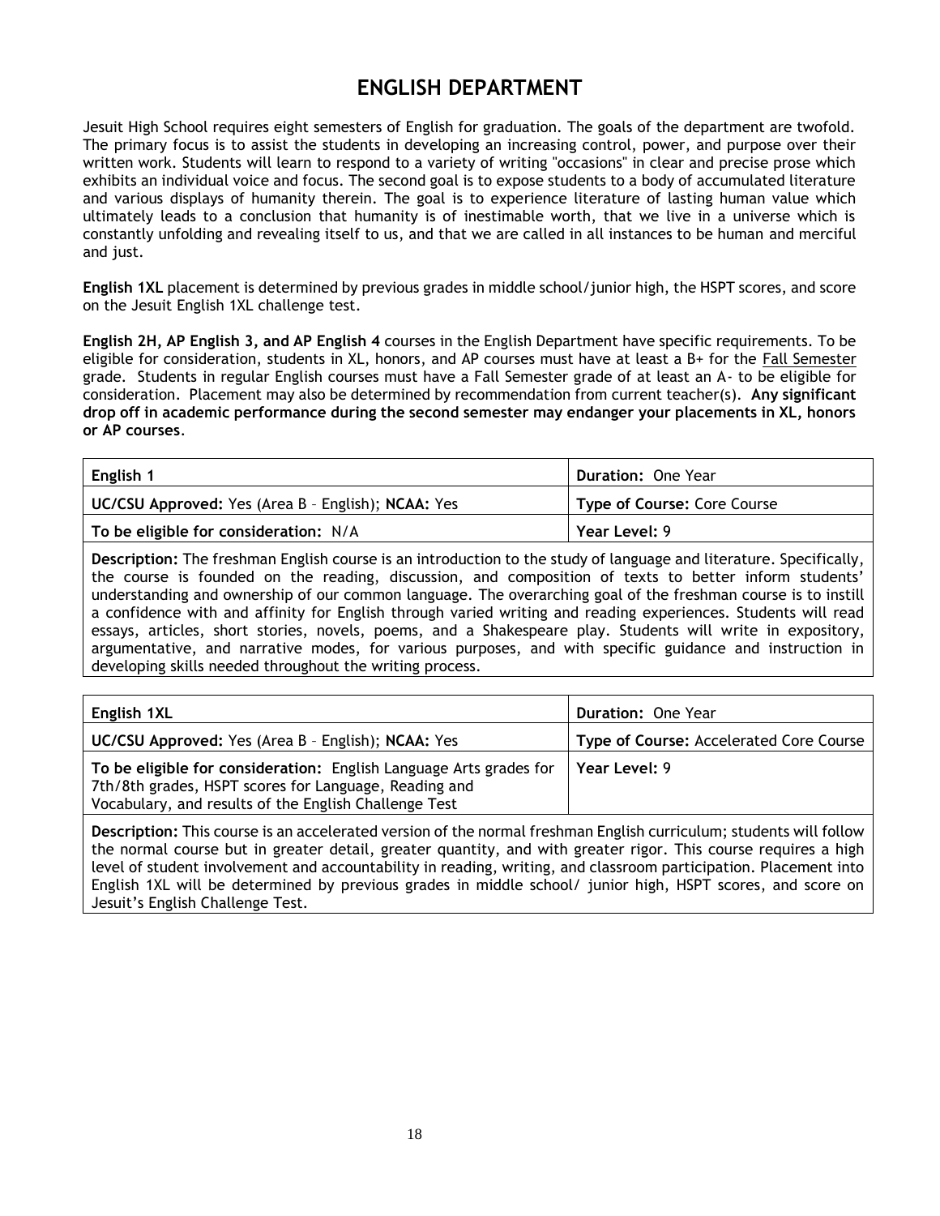# ENGLISH DEPARTMENT

Jesuit High School requires eight semesters of English for graduation. The goals of the department are twofold. The primary focus is to assist the students in developing an increasing control, power, and purpose over their written work. Students will learn to respond to a variety of writing "occasions" in clear and precise prose which exhibits an individual voice and focus. The second goal is to expose students to a body of accumulated literature and various displays of humanity therein. The goal is to experience literature of lasting human value which ultimately leads to a conclusion that humanity is of inestimable worth, that we live in a universe which is constantly unfolding and revealing itself to us, and that we are called in all instances to be human and merciful and just.

**English 1XL** placement is determined by previous grades in middle school/junior high, the HSPT scores, and score on the Jesuit English 1XL challenge test.

**English 2H, AP English 3, and AP English 4** courses in the English Department have specific requirements. To be eligible for consideration, students in XL, honors, and AP courses must have at least a B+ for the Fall Semester grade. Students in regular English courses must have a Fall Semester grade of at least an A- to be eligible for consideration. Placement may also be determined by recommendation from current teacher(s). **Any significant drop off in academic performance during the second semester may endanger your placements in XL, honors or AP courses**.

| **English 1** | **Duration:** One Year |
|---|---|
| **UC/CSU Approved:** Yes (Area B – English); **NCAA:** Yes | **Type of Course:** Core Course |
| **To be eligible for consideration:** N/A | **Year Level:** 9 |

**Description:** The freshman English course is an introduction to the study of language and literature. Specifically, the course is founded on the reading, discussion, and composition of texts to better inform students' understanding and ownership of our common language. The overarching goal of the freshman course is to instill a confidence with and affinity for English through varied writing and reading experiences. Students will read essays, articles, short stories, novels, poems, and a Shakespeare play. Students will write in expository, argumentative, and narrative modes, for various purposes, and with specific guidance and instruction in developing skills needed throughout the writing process.

| **English 1XL** | **Duration:** One Year |
|---|---|
| **UC/CSU Approved:** Yes (Area B – English); **NCAA:** Yes | **Type of Course:** Accelerated Core Course |
| **To be eligible for consideration:** English Language Arts grades for 7th/8th grades, HSPT scores for Language, Reading and Vocabulary, and results of the English Challenge Test | **Year Level:** 9 |

**Description:** This course is an accelerated version of the normal freshman English curriculum; students will follow the normal course but in greater detail, greater quantity, and with greater rigor. This course requires a high level of student involvement and accountability in reading, writing, and classroom participation. Placement into English 1XL will be determined by previous grades in middle school/ junior high, HSPT scores, and score on Jesuit's English Challenge Test.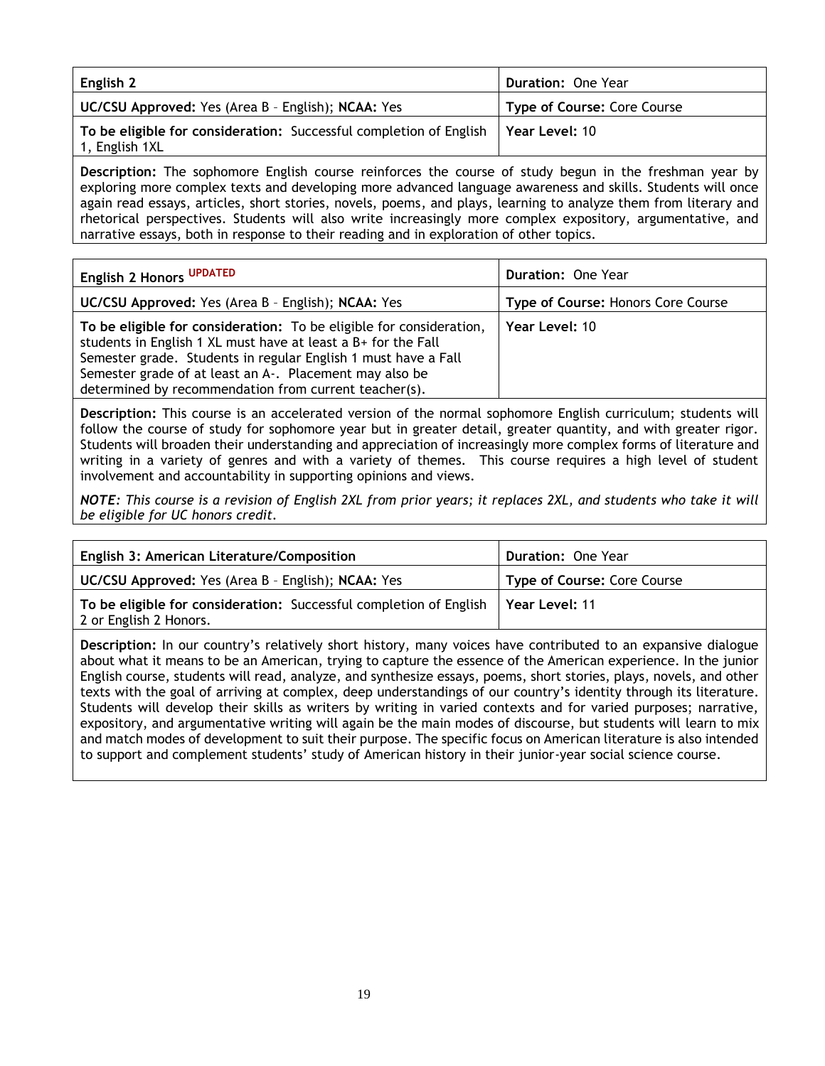| English 2 | Duration: One Year |
| --- | --- |
| **UC/CSU Approved:** Yes (Area B – English); **NCAA:** Yes | **Type of Course:** Core Course |
| **To be eligible for consideration:** Successful completion of English 1, English 1XL | **Year Level:** 10 |

**Description:** The sophomore English course reinforces the course of study begun in the freshman year by exploring more complex texts and developing more advanced language awareness and skills. Students will once again read essays, articles, short stories, novels, poems, and plays, learning to analyze them from literary and rhetorical perspectives. Students will also write increasingly more complex expository, argumentative, and narrative essays, both in response to their reading and in exploration of other topics.

| English 2 Honors UPDATED | Duration: One Year |
| --- | --- |
| **UC/CSU Approved:** Yes (Area B – English); **NCAA:** Yes | **Type of Course:** Honors Core Course |
| **To be eligible for consideration:** To be eligible for consideration, students in English 1 XL must have at least a B+ for the Fall Semester grade. Students in regular English 1 must have a Fall Semester grade of at least an A-. Placement may also be determined by recommendation from current teacher(s). | **Year Level:** 10 |

**Description:** This course is an accelerated version of the normal sophomore English curriculum; students will follow the course of study for sophomore year but in greater detail, greater quantity, and with greater rigor. Students will broaden their understanding and appreciation of increasingly more complex forms of literature and writing in a variety of genres and with a variety of themes. This course requires a high level of student involvement and accountability in supporting opinions and views.

*NOTE: This course is a revision of English 2XL from prior years; it replaces 2XL, and students who take it will be eligible for UC honors credit.*

| English 3: American Literature/Composition | Duration: One Year |
| --- | --- |
| **UC/CSU Approved:** Yes (Area B – English); **NCAA:** Yes | **Type of Course:** Core Course |
| **To be eligible for consideration:** Successful completion of English 2 or English 2 Honors. | **Year Level:** 11 |

**Description:** In our country's relatively short history, many voices have contributed to an expansive dialogue about what it means to be an American, trying to capture the essence of the American experience. In the junior English course, students will read, analyze, and synthesize essays, poems, short stories, plays, novels, and other texts with the goal of arriving at complex, deep understandings of our country's identity through its literature. Students will develop their skills as writers by writing in varied contexts and for varied purposes; narrative, expository, and argumentative writing will again be the main modes of discourse, but students will learn to mix and match modes of development to suit their purpose. The specific focus on American literature is also intended to support and complement students' study of American history in their junior-year social science course.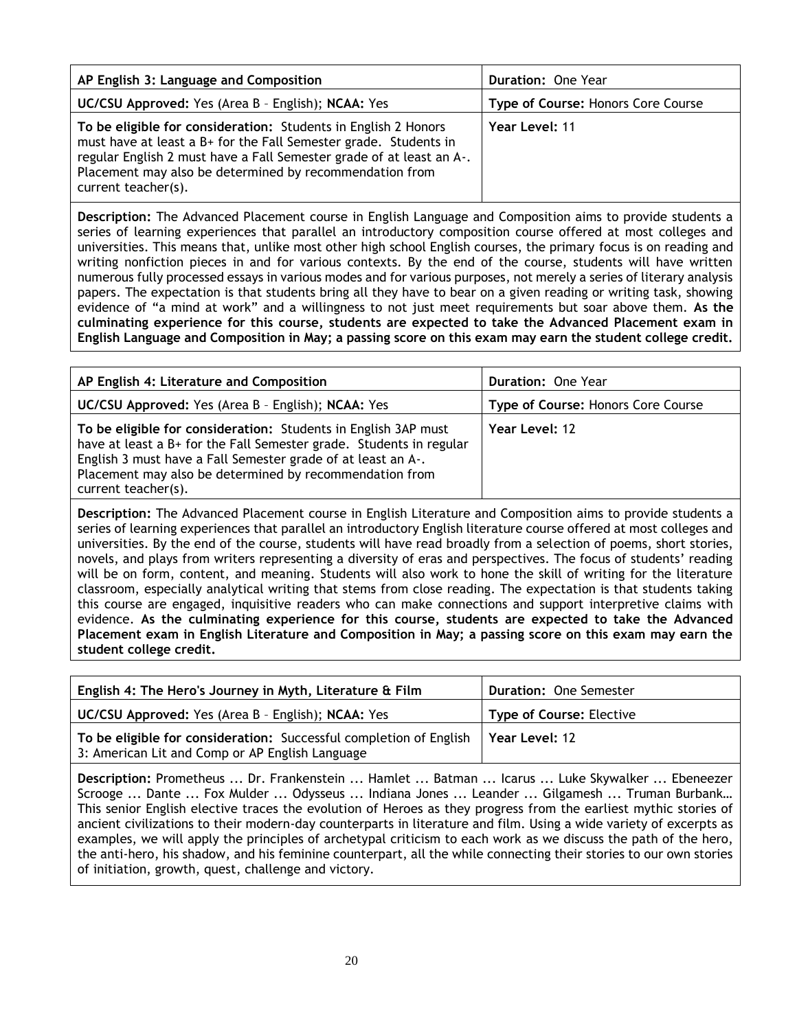| AP English 3: Language and Composition | Duration: One Year |
|---|---|
| **UC/CSU Approved:** Yes (Area B – English); **NCAA:** Yes | **Type of Course:** Honors Core Course |
| **To be eligible for consideration:** Students in English 2 Honors must have at least a B+ for the Fall Semester grade. Students in regular English 2 must have a Fall Semester grade of at least an A-. Placement may also be determined by recommendation from current teacher(s). | **Year Level:** 11 |

**Description:** The Advanced Placement course in English Language and Composition aims to provide students a series of learning experiences that parallel an introductory composition course offered at most colleges and universities. This means that, unlike most other high school English courses, the primary focus is on reading and writing nonfiction pieces in and for various contexts. By the end of the course, students will have written numerous fully processed essays in various modes and for various purposes, not merely a series of literary analysis papers. The expectation is that students bring all they have to bear on a given reading or writing task, showing evidence of "a mind at work" and a willingness to not just meet requirements but soar above them. **As the culminating experience for this course, students are expected to take the Advanced Placement exam in English Language and Composition in May; a passing score on this exam may earn the student college credit.**

| AP English 4: Literature and Composition | Duration: One Year |
|---|---|
| **UC/CSU Approved:** Yes (Area B – English); **NCAA:** Yes | **Type of Course:** Honors Core Course |
| **To be eligible for consideration:** Students in English 3AP must have at least a B+ for the Fall Semester grade. Students in regular English 3 must have a Fall Semester grade of at least an A-. Placement may also be determined by recommendation from current teacher(s). | **Year Level:** 12 |

**Description:** The Advanced Placement course in English Literature and Composition aims to provide students a series of learning experiences that parallel an introductory English literature course offered at most colleges and universities. By the end of the course, students will have read broadly from a selection of poems, short stories, novels, and plays from writers representing a diversity of eras and perspectives. The focus of students' reading will be on form, content, and meaning. Students will also work to hone the skill of writing for the literature classroom, especially analytical writing that stems from close reading. The expectation is that students taking this course are engaged, inquisitive readers who can make connections and support interpretive claims with evidence. **As the culminating experience for this course, students are expected to take the Advanced Placement exam in English Literature and Composition in May; a passing score on this exam may earn the student college credit.**

| English 4: The Hero's Journey in Myth, Literature & Film | Duration: One Semester |
|---|---|
| **UC/CSU Approved:** Yes (Area B – English); **NCAA:** Yes | **Type of Course:** Elective |
| **To be eligible for consideration:** Successful completion of English 3: American Lit and Comp or AP English Language | **Year Level:** 12 |

**Description:** Prometheus ... Dr. Frankenstein ... Hamlet ... Batman ... Icarus ... Luke Skywalker ... Ebeneezer Scrooge ... Dante ... Fox Mulder ... Odysseus ... Indiana Jones ... Leander ... Gilgamesh ... Truman Burbank… This senior English elective traces the evolution of Heroes as they progress from the earliest mythic stories of ancient civilizations to their modern-day counterparts in literature and film. Using a wide variety of excerpts as examples, we will apply the principles of archetypal criticism to each work as we discuss the path of the hero, the anti-hero, his shadow, and his feminine counterpart, all the while connecting their stories to our own stories of initiation, growth, quest, challenge and victory.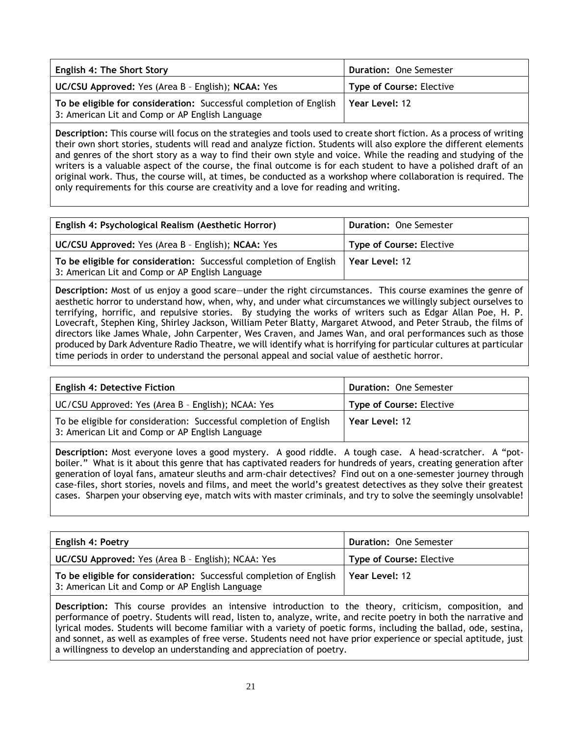| **English 4: The Short Story** | **Duration:** One Semester |
|---|---|
| **UC/CSU Approved:** Yes (Area B – English); **NCAA:** Yes | **Type of Course:** Elective |
| **To be eligible for consideration:** Successful completion of English 3: American Lit and Comp or AP English Language | **Year Level:** 12 |

**Description:** This course will focus on the strategies and tools used to create short fiction. As a process of writing their own short stories, students will read and analyze fiction. Students will also explore the different elements and genres of the short story as a way to find their own style and voice. While the reading and studying of the writers is a valuable aspect of the course, the final outcome is for each student to have a polished draft of an original work. Thus, the course will, at times, be conducted as a workshop where collaboration is required. The only requirements for this course are creativity and a love for reading and writing.

| **English 4: Psychological Realism (Aesthetic Horror)** | **Duration:** One Semester |
|---|---|
| **UC/CSU Approved:** Yes (Area B – English); **NCAA:** Yes | **Type of Course:** Elective |
| **To be eligible for consideration:** Successful completion of English 3: American Lit and Comp or AP English Language | **Year Level:** 12 |

**Description:** Most of us enjoy a good scare—under the right circumstances. This course examines the genre of aesthetic horror to understand how, when, why, and under what circumstances we willingly subject ourselves to terrifying, horrific, and repulsive stories. By studying the works of writers such as Edgar Allan Poe, H. P. Lovecraft, Stephen King, Shirley Jackson, William Peter Blatty, Margaret Atwood, and Peter Straub, the films of directors like James Whale, John Carpenter, Wes Craven, and James Wan, and oral performances such as those produced by Dark Adventure Radio Theatre, we will identify what is horrifying for particular cultures at particular time periods in order to understand the personal appeal and social value of aesthetic horror.

| **English 4: Detective Fiction** | **Duration:** One Semester |
|---|---|
| UC/CSU Approved: Yes (Area B – English); NCAA: Yes | **Type of Course:** Elective |
| To be eligible for consideration: Successful completion of English 3: American Lit and Comp or AP English Language | **Year Level:** 12 |

**Description:** Most everyone loves a good mystery. A good riddle. A tough case. A head-scratcher. A "pot-boiler." What is it about this genre that has captivated readers for hundreds of years, creating generation after generation of loyal fans, amateur sleuths and arm-chair detectives? Find out on a one-semester journey through case-files, short stories, novels and films, and meet the world's greatest detectives as they solve their greatest cases. Sharpen your observing eye, match wits with master criminals, and try to solve the seemingly unsolvable!

| **English 4: Poetry** | **Duration:** One Semester |
|---|---|
| **UC/CSU Approved:** Yes (Area B – English); NCAA: Yes | **Type of Course:** Elective |
| **To be eligible for consideration:** Successful completion of English 3: American Lit and Comp or AP English Language | **Year Level:** 12 |

**Description:** This course provides an intensive introduction to the theory, criticism, composition, and performance of poetry. Students will read, listen to, analyze, write, and recite poetry in both the narrative and lyrical modes. Students will become familiar with a variety of poetic forms, including the ballad, ode, sestina, and sonnet, as well as examples of free verse. Students need not have prior experience or special aptitude, just a willingness to develop an understanding and appreciation of poetry.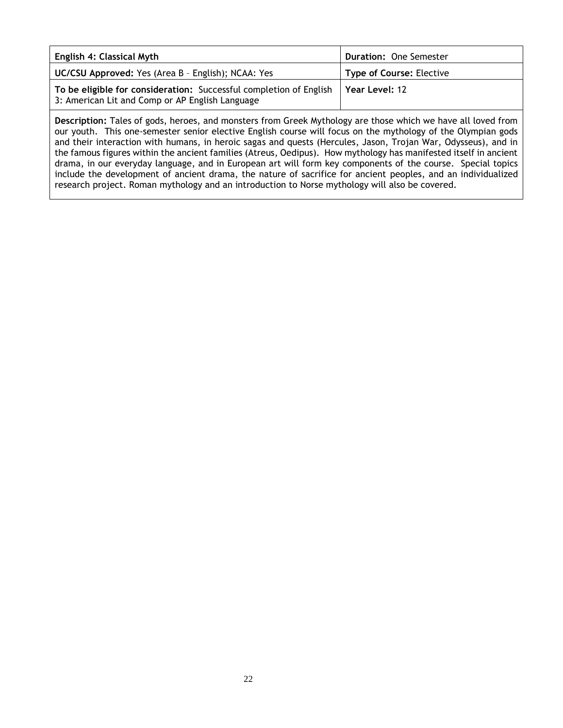| **English 4: Classical Myth** | **Duration:** One Semester |
|---|---|
| **UC/CSU Approved:** Yes (Area B – English); NCAA: Yes | **Type of Course:** Elective |
| **To be eligible for consideration:** Successful completion of English 3: American Lit and Comp or AP English Language | **Year Level:** 12 |

**Description:** Tales of gods, heroes, and monsters from Greek Mythology are those which we have all loved from our youth. This one-semester senior elective English course will focus on the mythology of the Olympian gods and their interaction with humans, in heroic sagas and quests (Hercules, Jason, Trojan War, Odysseus), and in the famous figures within the ancient families (Atreus, Oedipus). How mythology has manifested itself in ancient drama, in our everyday language, and in European art will form key components of the course. Special topics include the development of ancient drama, the nature of sacrifice for ancient peoples, and an individualized research project. Roman mythology and an introduction to Norse mythology will also be covered.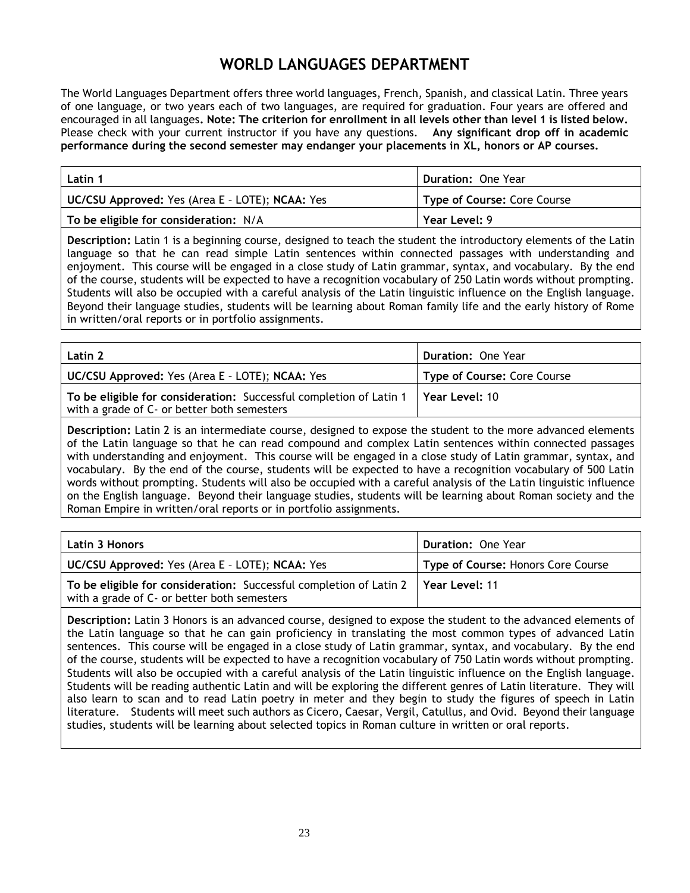# WORLD LANGUAGES DEPARTMENT

The World Languages Department offers three world languages, French, Spanish, and classical Latin. Three years of one language, or two years each of two languages, are required for graduation. Four years are offered and encouraged in all languages**. Note: The criterion for enrollment in all levels other than level 1 is listed below.** Please check with your current instructor if you have any questions. **Any significant drop off in academic performance during the second semester may endanger your placements in XL, honors or AP courses.**

| **Latin 1** | **Duration:** One Year |
|---|---|
| **UC/CSU Approved:** Yes (Area E – LOTE); **NCAA:** Yes | **Type of Course:** Core Course |
| **To be eligible for consideration:** N/A | **Year Level:** 9 |

**Description:** Latin 1 is a beginning course, designed to teach the student the introductory elements of the Latin language so that he can read simple Latin sentences within connected passages with understanding and enjoyment. This course will be engaged in a close study of Latin grammar, syntax, and vocabulary. By the end of the course, students will be expected to have a recognition vocabulary of 250 Latin words without prompting. Students will also be occupied with a careful analysis of the Latin linguistic influence on the English language. Beyond their language studies, students will be learning about Roman family life and the early history of Rome in written/oral reports or in portfolio assignments.

| **Latin 2** | **Duration:** One Year |
|---|---|
| **UC/CSU Approved:** Yes (Area E – LOTE); **NCAA:** Yes | **Type of Course:** Core Course |
| **To be eligible for consideration:** Successful completion of Latin 1 with a grade of C- or better both semesters | **Year Level:** 10 |

**Description:** Latin 2 is an intermediate course, designed to expose the student to the more advanced elements of the Latin language so that he can read compound and complex Latin sentences within connected passages with understanding and enjoyment. This course will be engaged in a close study of Latin grammar, syntax, and vocabulary. By the end of the course, students will be expected to have a recognition vocabulary of 500 Latin words without prompting. Students will also be occupied with a careful analysis of the Latin linguistic influence on the English language. Beyond their language studies, students will be learning about Roman society and the Roman Empire in written/oral reports or in portfolio assignments.

| **Latin 3 Honors** | **Duration:** One Year |
|---|---|
| **UC/CSU Approved:** Yes (Area E – LOTE); **NCAA:** Yes | **Type of Course:** Honors Core Course |
| **To be eligible for consideration:** Successful completion of Latin 2 with a grade of C- or better both semesters | **Year Level:** 11 |

**Description:** Latin 3 Honors is an advanced course, designed to expose the student to the advanced elements of the Latin language so that he can gain proficiency in translating the most common types of advanced Latin sentences. This course will be engaged in a close study of Latin grammar, syntax, and vocabulary. By the end of the course, students will be expected to have a recognition vocabulary of 750 Latin words without prompting. Students will also be occupied with a careful analysis of the Latin linguistic influence on the English language. Students will be reading authentic Latin and will be exploring the different genres of Latin literature. They will also learn to scan and to read Latin poetry in meter and they begin to study the figures of speech in Latin literature. Students will meet such authors as Cicero, Caesar, Vergil, Catullus, and Ovid. Beyond their language studies, students will be learning about selected topics in Roman culture in written or oral reports.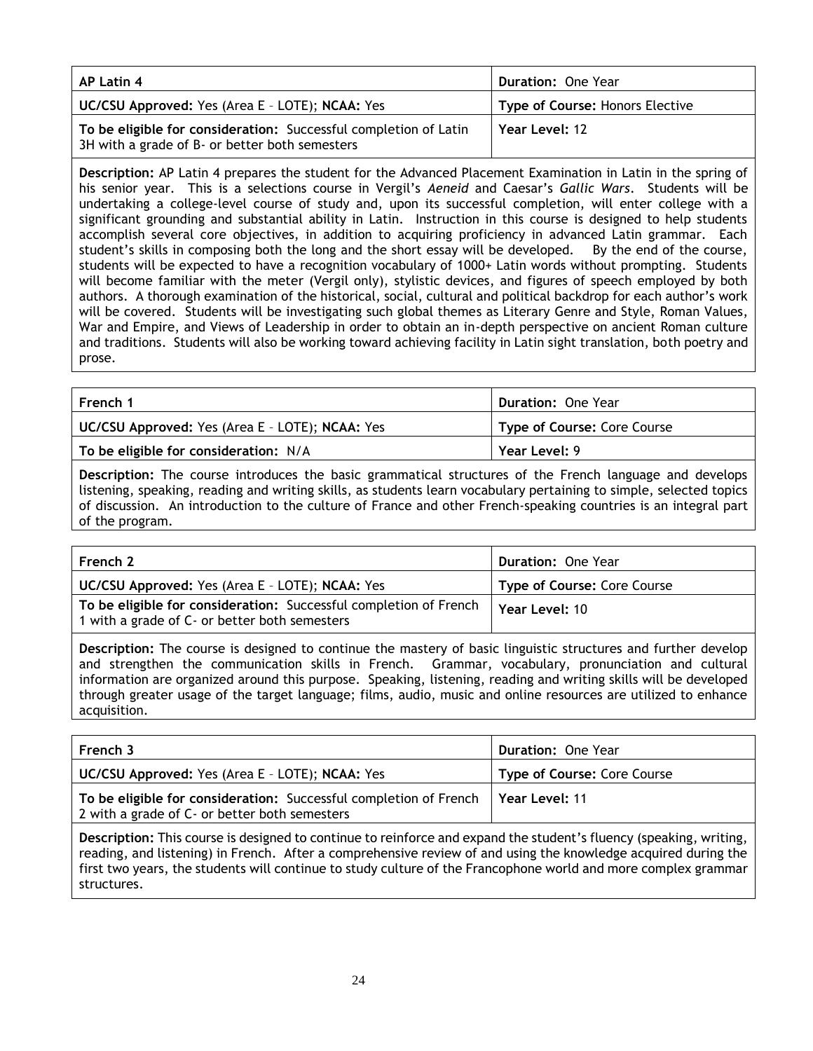| **AP Latin 4** | **Duration:** One Year |
|---|---|
| **UC/CSU Approved:** Yes (Area E – LOTE); **NCAA:** Yes | **Type of Course:** Honors Elective |
| **To be eligible for consideration:** Successful completion of Latin 3H with a grade of B- or better both semesters | **Year Level:** 12 |

**Description:** AP Latin 4 prepares the student for the Advanced Placement Examination in Latin in the spring of his senior year. This is a selections course in Vergil's *Aeneid* and Caesar's *Gallic Wars*. Students will be undertaking a college-level course of study and, upon its successful completion, will enter college with a significant grounding and substantial ability in Latin. Instruction in this course is designed to help students accomplish several core objectives, in addition to acquiring proficiency in advanced Latin grammar. Each student's skills in composing both the long and the short essay will be developed. By the end of the course, students will be expected to have a recognition vocabulary of 1000+ Latin words without prompting. Students will become familiar with the meter (Vergil only), stylistic devices, and figures of speech employed by both authors. A thorough examination of the historical, social, cultural and political backdrop for each author's work will be covered. Students will be investigating such global themes as Literary Genre and Style, Roman Values, War and Empire, and Views of Leadership in order to obtain an in-depth perspective on ancient Roman culture and traditions. Students will also be working toward achieving facility in Latin sight translation, both poetry and prose.

| **French 1** | **Duration:** One Year |
|---|---|
| **UC/CSU Approved:** Yes (Area E – LOTE); **NCAA:** Yes | **Type of Course:** Core Course |
| **To be eligible for consideration:** N/A | **Year Level:** 9 |

**Description:** The course introduces the basic grammatical structures of the French language and develops listening, speaking, reading and writing skills, as students learn vocabulary pertaining to simple, selected topics of discussion. An introduction to the culture of France and other French-speaking countries is an integral part of the program.

| **French 2** | **Duration:** One Year |
|---|---|
| **UC/CSU Approved:** Yes (Area E – LOTE); **NCAA:** Yes | **Type of Course:** Core Course |
| **To be eligible for consideration:** Successful completion of French 1 with a grade of C- or better both semesters | **Year Level:** 10 |

**Description:** The course is designed to continue the mastery of basic linguistic structures and further develop and strengthen the communication skills in French. Grammar, vocabulary, pronunciation and cultural information are organized around this purpose. Speaking, listening, reading and writing skills will be developed through greater usage of the target language; films, audio, music and online resources are utilized to enhance acquisition.

| **French 3** | **Duration:** One Year |
|---|---|
| **UC/CSU Approved:** Yes (Area E – LOTE); **NCAA:** Yes | **Type of Course:** Core Course |
| **To be eligible for consideration:** Successful completion of French 2 with a grade of C- or better both semesters | **Year Level:** 11 |

**Description:** This course is designed to continue to reinforce and expand the student's fluency (speaking, writing, reading, and listening) in French. After a comprehensive review of and using the knowledge acquired during the first two years, the students will continue to study culture of the Francophone world and more complex grammar structures.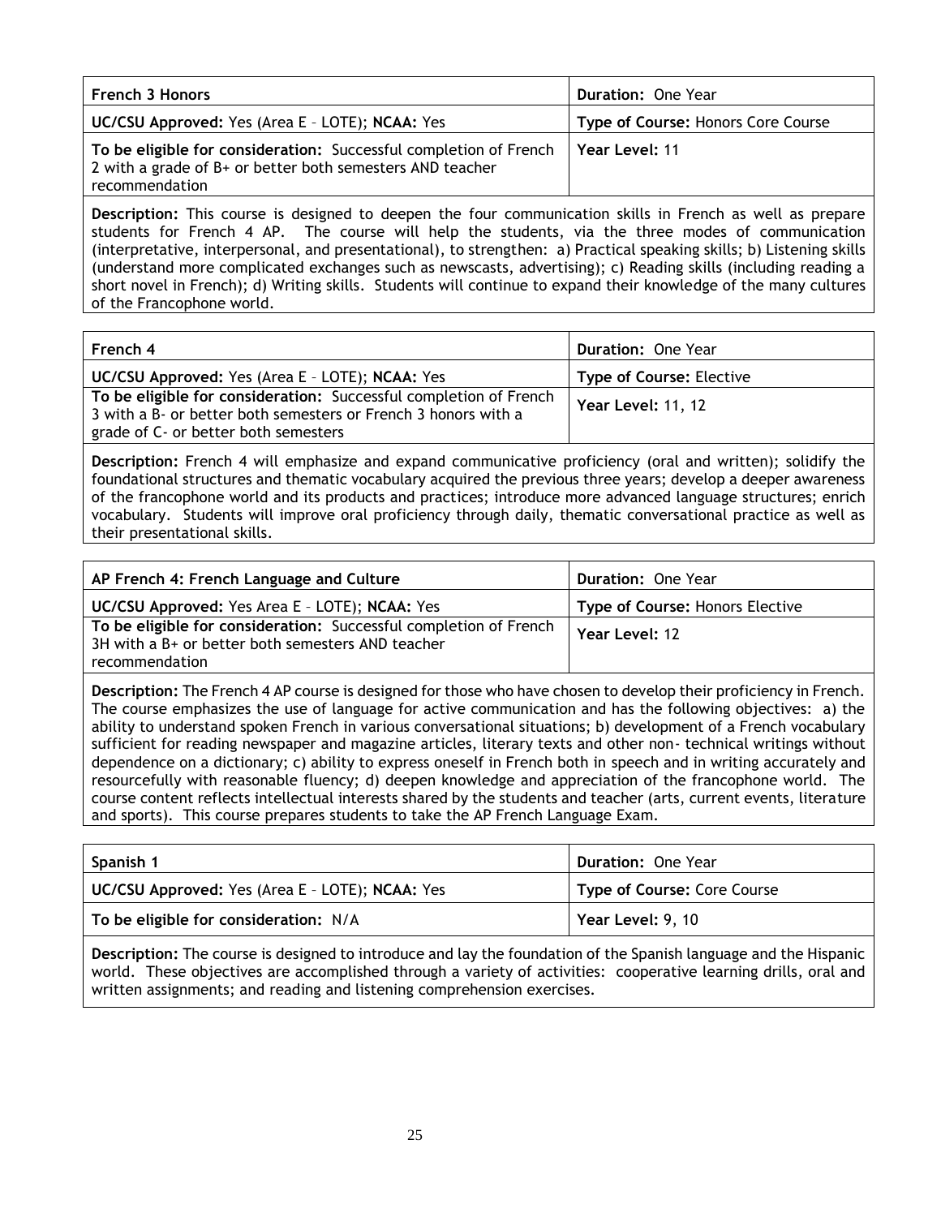| **French 3 Honors** | **Duration:** One Year |
|---|---|
| **UC/CSU Approved:** Yes (Area E – LOTE); **NCAA:** Yes | **Type of Course:** Honors Core Course |
| **To be eligible for consideration:** Successful completion of French 2 with a grade of B+ or better both semesters AND teacher recommendation | **Year Level:** 11 |

**Description:** This course is designed to deepen the four communication skills in French as well as prepare students for French 4 AP. The course will help the students, via the three modes of communication (interpretative, interpersonal, and presentational), to strengthen: a) Practical speaking skills; b) Listening skills (understand more complicated exchanges such as newscasts, advertising); c) Reading skills (including reading a short novel in French); d) Writing skills. Students will continue to expand their knowledge of the many cultures of the Francophone world.

| **French 4** | **Duration:** One Year |
|---|---|
| **UC/CSU Approved:** Yes (Area E – LOTE); **NCAA:** Yes | **Type of Course:** Elective |
| **To be eligible for consideration:** Successful completion of French 3 with a B- or better both semesters or French 3 honors with a grade of C- or better both semesters | **Year Level:** 11, 12 |

**Description:** French 4 will emphasize and expand communicative proficiency (oral and written); solidify the foundational structures and thematic vocabulary acquired the previous three years; develop a deeper awareness of the francophone world and its products and practices; introduce more advanced language structures; enrich vocabulary. Students will improve oral proficiency through daily, thematic conversational practice as well as their presentational skills.

| **AP French 4: French Language and Culture** | **Duration:** One Year |
|---|---|
| **UC/CSU Approved:** Yes Area E – LOTE); **NCAA:** Yes | **Type of Course:** Honors Elective |
| **To be eligible for consideration:** Successful completion of French 3H with a B+ or better both semesters AND teacher recommendation | **Year Level:** 12 |

**Description:** The French 4 AP course is designed for those who have chosen to develop their proficiency in French. The course emphasizes the use of language for active communication and has the following objectives: a) the ability to understand spoken French in various conversational situations; b) development of a French vocabulary sufficient for reading newspaper and magazine articles, literary texts and other non- technical writings without dependence on a dictionary; c) ability to express oneself in French both in speech and in writing accurately and resourcefully with reasonable fluency; d) deepen knowledge and appreciation of the francophone world. The course content reflects intellectual interests shared by the students and teacher (arts, current events, literature and sports). This course prepares students to take the AP French Language Exam.

| **Spanish 1** | **Duration:** One Year |
|---|---|
| **UC/CSU Approved:** Yes (Area E – LOTE); **NCAA:** Yes | **Type of Course:** Core Course |
| **To be eligible for consideration:** N/A | **Year Level:** 9, 10 |

**Description:** The course is designed to introduce and lay the foundation of the Spanish language and the Hispanic world. These objectives are accomplished through a variety of activities: cooperative learning drills, oral and written assignments; and reading and listening comprehension exercises.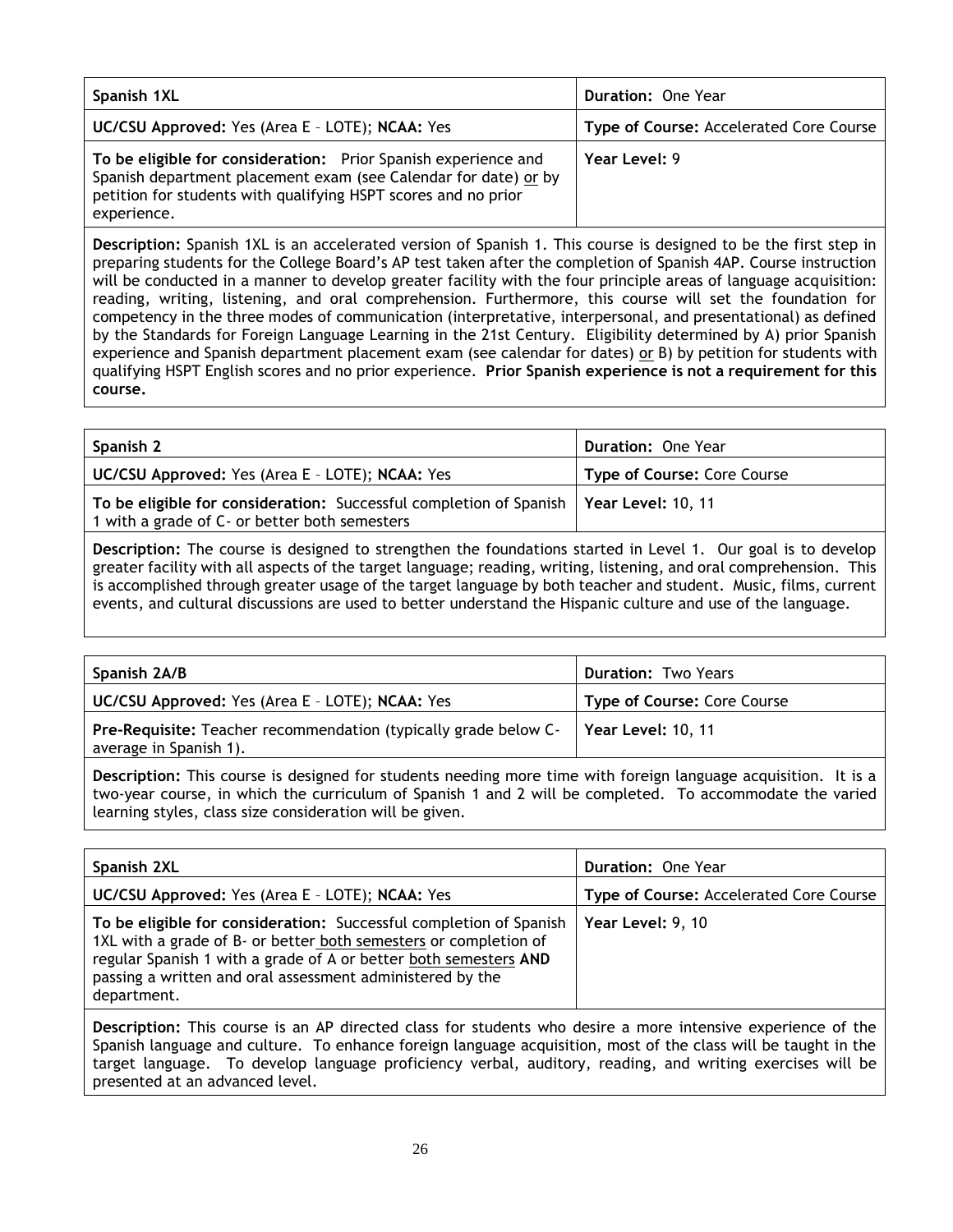| Spanish 1XL | Duration: One Year |
|---|---|
| UC/CSU Approved: Yes (Area E – LOTE); NCAA: Yes | Type of Course: Accelerated Core Course |
| To be eligible for consideration: Prior Spanish experience and Spanish department placement exam (see Calendar for date) or by petition for students with qualifying HSPT scores and no prior experience. | Year Level: 9 |

**Description:** Spanish 1XL is an accelerated version of Spanish 1. This course is designed to be the first step in preparing students for the College Board's AP test taken after the completion of Spanish 4AP. Course instruction will be conducted in a manner to develop greater facility with the four principle areas of language acquisition: reading, writing, listening, and oral comprehension. Furthermore, this course will set the foundation for competency in the three modes of communication (interpretative, interpersonal, and presentational) as defined by the Standards for Foreign Language Learning in the 21st Century. Eligibility determined by A) prior Spanish experience and Spanish department placement exam (see calendar for dates) or B) by petition for students with qualifying HSPT English scores and no prior experience. **Prior Spanish experience is not a requirement for this course.**

| Spanish 2 | Duration: One Year |
|---|---|
| UC/CSU Approved: Yes (Area E – LOTE); NCAA: Yes | Type of Course: Core Course |
| To be eligible for consideration: Successful completion of Spanish 1 with a grade of C- or better both semesters | Year Level: 10, 11 |

**Description:** The course is designed to strengthen the foundations started in Level 1. Our goal is to develop greater facility with all aspects of the target language; reading, writing, listening, and oral comprehension. This is accomplished through greater usage of the target language by both teacher and student. Music, films, current events, and cultural discussions are used to better understand the Hispanic culture and use of the language.

| Spanish 2A/B | Duration: Two Years |
|---|---|
| UC/CSU Approved: Yes (Area E – LOTE); NCAA: Yes | Type of Course: Core Course |
| Pre-Requisite: Teacher recommendation (typically grade below C- average in Spanish 1). | Year Level: 10, 11 |

**Description:** This course is designed for students needing more time with foreign language acquisition. It is a two-year course, in which the curriculum of Spanish 1 and 2 will be completed. To accommodate the varied learning styles, class size consideration will be given.

| Spanish 2XL | Duration: One Year |
|---|---|
| UC/CSU Approved: Yes (Area E – LOTE); NCAA: Yes | Type of Course: Accelerated Core Course |
| To be eligible for consideration: Successful completion of Spanish 1XL with a grade of B- or better both semesters or completion of regular Spanish 1 with a grade of A or better both semesters **AND** passing a written and oral assessment administered by the department. | Year Level: 9, 10 |

**Description:** This course is an AP directed class for students who desire a more intensive experience of the Spanish language and culture. To enhance foreign language acquisition, most of the class will be taught in the target language. To develop language proficiency verbal, auditory, reading, and writing exercises will be presented at an advanced level.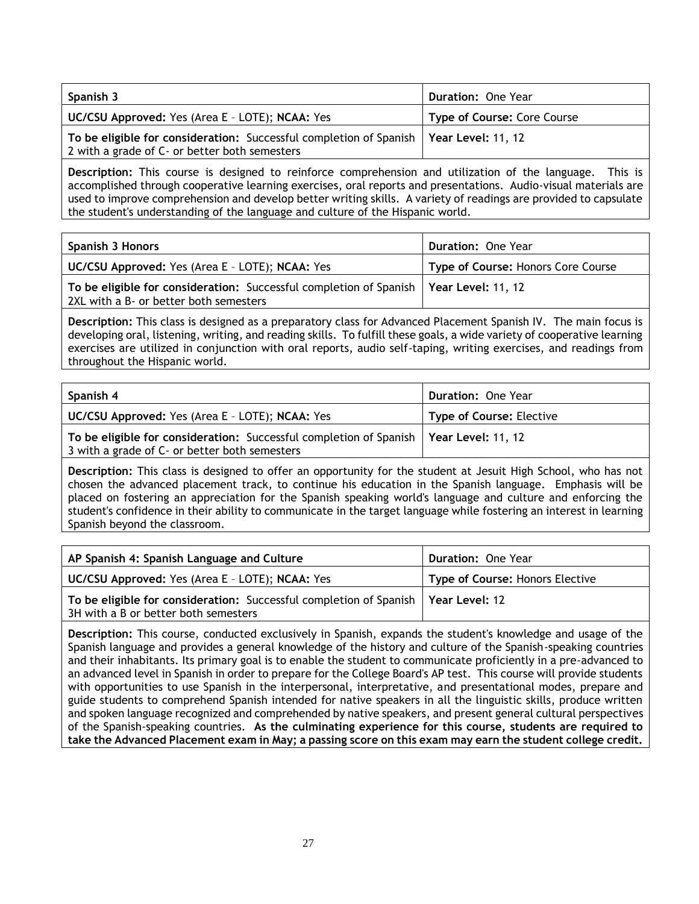| Spanish 3 | Duration: One Year |
|---|---|
| **UC/CSU Approved:** Yes (Area E – LOTE); **NCAA:** Yes | **Type of Course:** Core Course |
| **To be eligible for consideration:** Successful completion of Spanish 2 with a grade of C- or better both semesters | **Year Level:** 11, 12 |

**Description:** This course is designed to reinforce comprehension and utilization of the language. This is accomplished through cooperative learning exercises, oral reports and presentations. Audio-visual materials are used to improve comprehension and develop better writing skills. A variety of readings are provided to capsulate the student's understanding of the language and culture of the Hispanic world.

| Spanish 3 Honors | Duration: One Year |
|---|---|
| **UC/CSU Approved:** Yes (Area E – LOTE); **NCAA:** Yes | **Type of Course:** Honors Core Course |
| **To be eligible for consideration:** Successful completion of Spanish 2XL with a B- or better both semesters | **Year Level:** 11, 12 |

**Description:** This class is designed as a preparatory class for Advanced Placement Spanish IV. The main focus is developing oral, listening, writing, and reading skills. To fulfill these goals, a wide variety of cooperative learning exercises are utilized in conjunction with oral reports, audio self-taping, writing exercises, and readings from throughout the Hispanic world.

| Spanish 4 | Duration: One Year |
|---|---|
| **UC/CSU Approved:** Yes (Area E – LOTE); **NCAA:** Yes | **Type of Course:** Elective |
| **To be eligible for consideration:** Successful completion of Spanish 3 with a grade of C- or better both semesters | **Year Level:** 11, 12 |

**Description:** This class is designed to offer an opportunity for the student at Jesuit High School, who has not chosen the advanced placement track, to continue his education in the Spanish language. Emphasis will be placed on fostering an appreciation for the Spanish speaking world's language and culture and enforcing the student's confidence in their ability to communicate in the target language while fostering an interest in learning Spanish beyond the classroom.

| AP Spanish 4: Spanish Language and Culture | Duration: One Year |
|---|---|
| **UC/CSU Approved:** Yes (Area E – LOTE); **NCAA:** Yes | **Type of Course:** Honors Elective |
| **To be eligible for consideration:** Successful completion of Spanish 3H with a B or better both semesters | **Year Level:** 12 |

**Description:** This course, conducted exclusively in Spanish, expands the student's knowledge and usage of the Spanish language and provides a general knowledge of the history and culture of the Spanish-speaking countries and their inhabitants. Its primary goal is to enable the student to communicate proficiently in a pre-advanced to an advanced level in Spanish in order to prepare for the College Board's AP test. This course will provide students with opportunities to use Spanish in the interpersonal, interpretative, and presentational modes, prepare and guide students to comprehend Spanish intended for native speakers in all the linguistic skills, produce written and spoken language recognized and comprehended by native speakers, and present general cultural perspectives of the Spanish-speaking countries. **As the culminating experience for this course, students are required to take the Advanced Placement exam in May; a passing score on this exam may earn the student college credit.**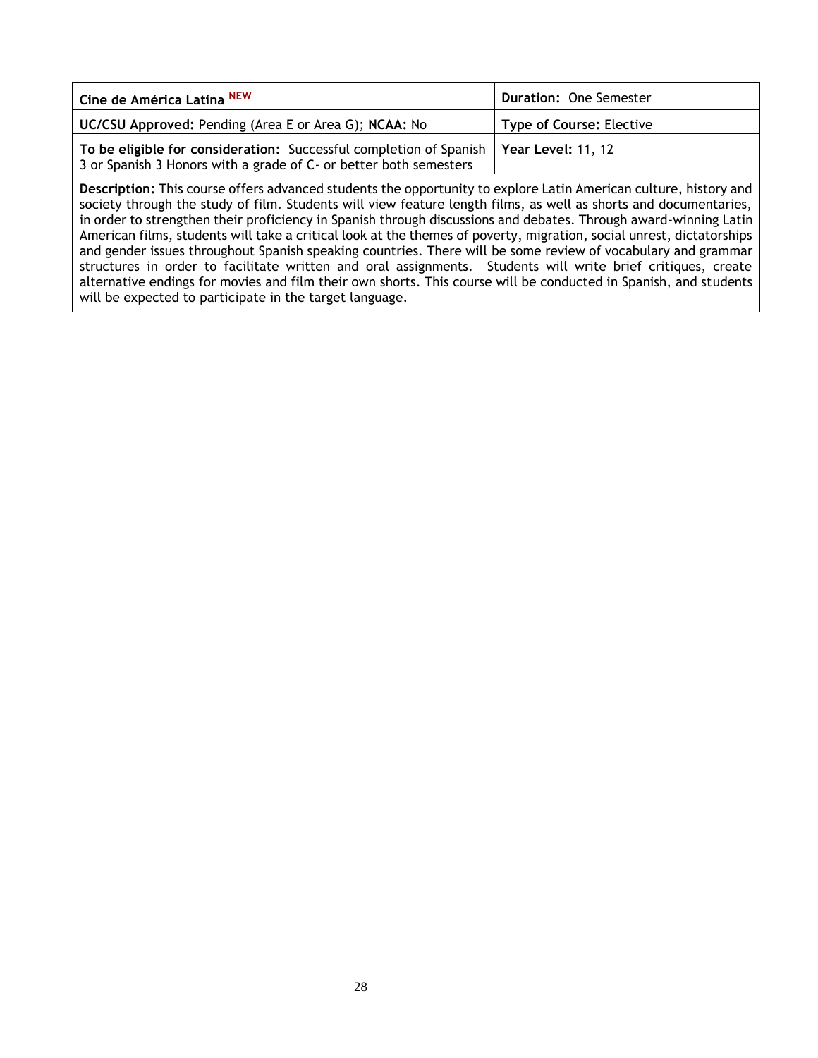| Cine de América Latina NEW | Duration: One Semester |
|---|---|
| **UC/CSU Approved:** Pending (Area E or Area G); **NCAA:** No | **Type of Course:** Elective |
| **To be eligible for consideration:** Successful completion of Spanish 3 or Spanish 3 Honors with a grade of C- or better both semesters | **Year Level:** 11, 12 |

**Description:** This course offers advanced students the opportunity to explore Latin American culture, history and society through the study of film. Students will view feature length films, as well as shorts and documentaries, in order to strengthen their proficiency in Spanish through discussions and debates. Through award-winning Latin American films, students will take a critical look at the themes of poverty, migration, social unrest, dictatorships and gender issues throughout Spanish speaking countries. There will be some review of vocabulary and grammar structures in order to facilitate written and oral assignments. Students will write brief critiques, create alternative endings for movies and film their own shorts. This course will be conducted in Spanish, and students will be expected to participate in the target language.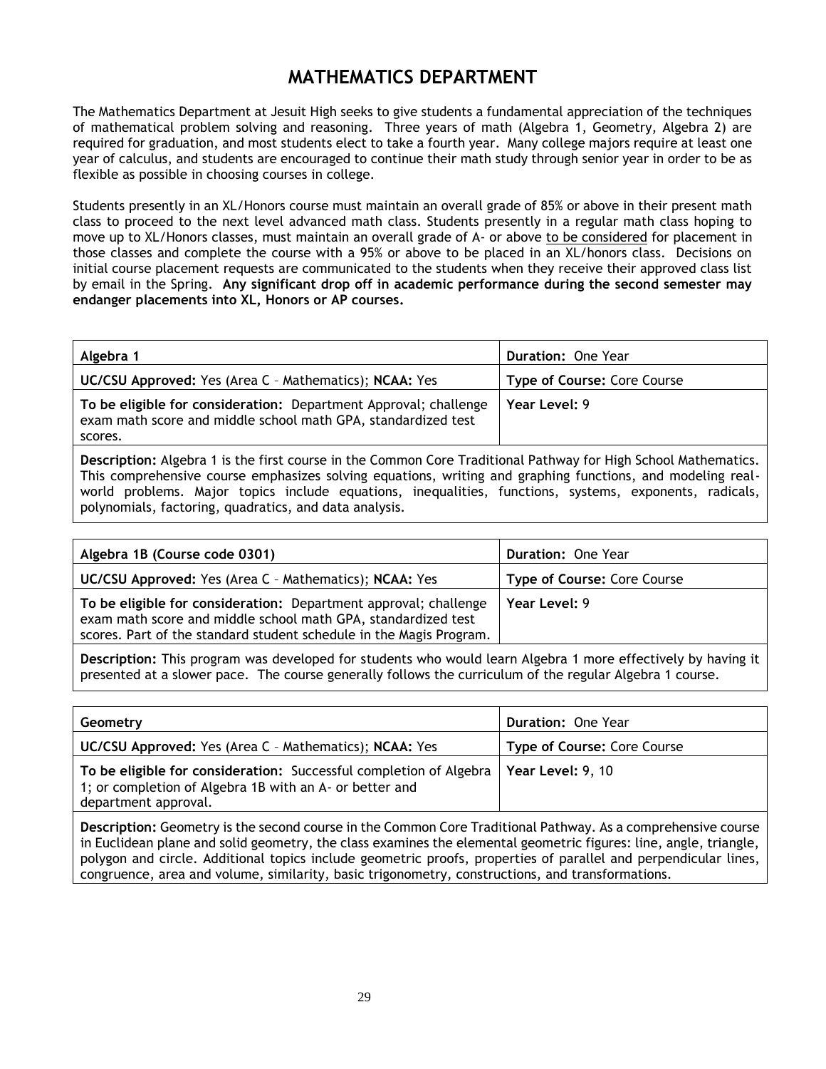# MATHEMATICS DEPARTMENT

The Mathematics Department at Jesuit High seeks to give students a fundamental appreciation of the techniques of mathematical problem solving and reasoning. Three years of math (Algebra 1, Geometry, Algebra 2) are required for graduation, and most students elect to take a fourth year. Many college majors require at least one year of calculus, and students are encouraged to continue their math study through senior year in order to be as flexible as possible in choosing courses in college.

Students presently in an XL/Honors course must maintain an overall grade of 85% or above in their present math class to proceed to the next level advanced math class. Students presently in a regular math class hoping to move up to XL/Honors classes, must maintain an overall grade of A- or above to be considered for placement in those classes and complete the course with a 95% or above to be placed in an XL/honors class. Decisions on initial course placement requests are communicated to the students when they receive their approved class list by email in the Spring. **Any significant drop off in academic performance during the second semester may endanger placements into XL, Honors or AP courses.**

| **Algebra 1** | **Duration:** One Year |
|---|---|
| **UC/CSU Approved:** Yes (Area C – Mathematics); **NCAA:** Yes | **Type of Course:** Core Course |
| **To be eligible for consideration:** Department Approval; challenge exam math score and middle school math GPA, standardized test scores. | **Year Level:** 9 |
| **Description:** Algebra 1 is the first course in the Common Core Traditional Pathway for High School Mathematics. This comprehensive course emphasizes solving equations, writing and graphing functions, and modeling real-world problems. Major topics include equations, inequalities, functions, systems, exponents, radicals, polynomials, factoring, quadratics, and data analysis. | |

| **Algebra 1B (Course code 0301)** | **Duration:** One Year |
|---|---|
| **UC/CSU Approved:** Yes (Area C – Mathematics); **NCAA:** Yes | **Type of Course:** Core Course |
| **To be eligible for consideration:** Department approval; challenge exam math score and middle school math GPA, standardized test scores. Part of the standard student schedule in the Magis Program. | **Year Level:** 9 |
| **Description:** This program was developed for students who would learn Algebra 1 more effectively by having it presented at a slower pace. The course generally follows the curriculum of the regular Algebra 1 course. | |

| **Geometry** | **Duration:** One Year |
|---|---|
| **UC/CSU Approved:** Yes (Area C – Mathematics); **NCAA:** Yes | **Type of Course:** Core Course |
| **To be eligible for consideration:** Successful completion of Algebra 1; or completion of Algebra 1B with an A- or better and department approval. | **Year Level:** 9, 10 |
| **Description:** Geometry is the second course in the Common Core Traditional Pathway. As a comprehensive course in Euclidean plane and solid geometry, the class examines the elemental geometric figures: line, angle, triangle, polygon and circle. Additional topics include geometric proofs, properties of parallel and perpendicular lines, congruence, area and volume, similarity, basic trigonometry, constructions, and transformations. | |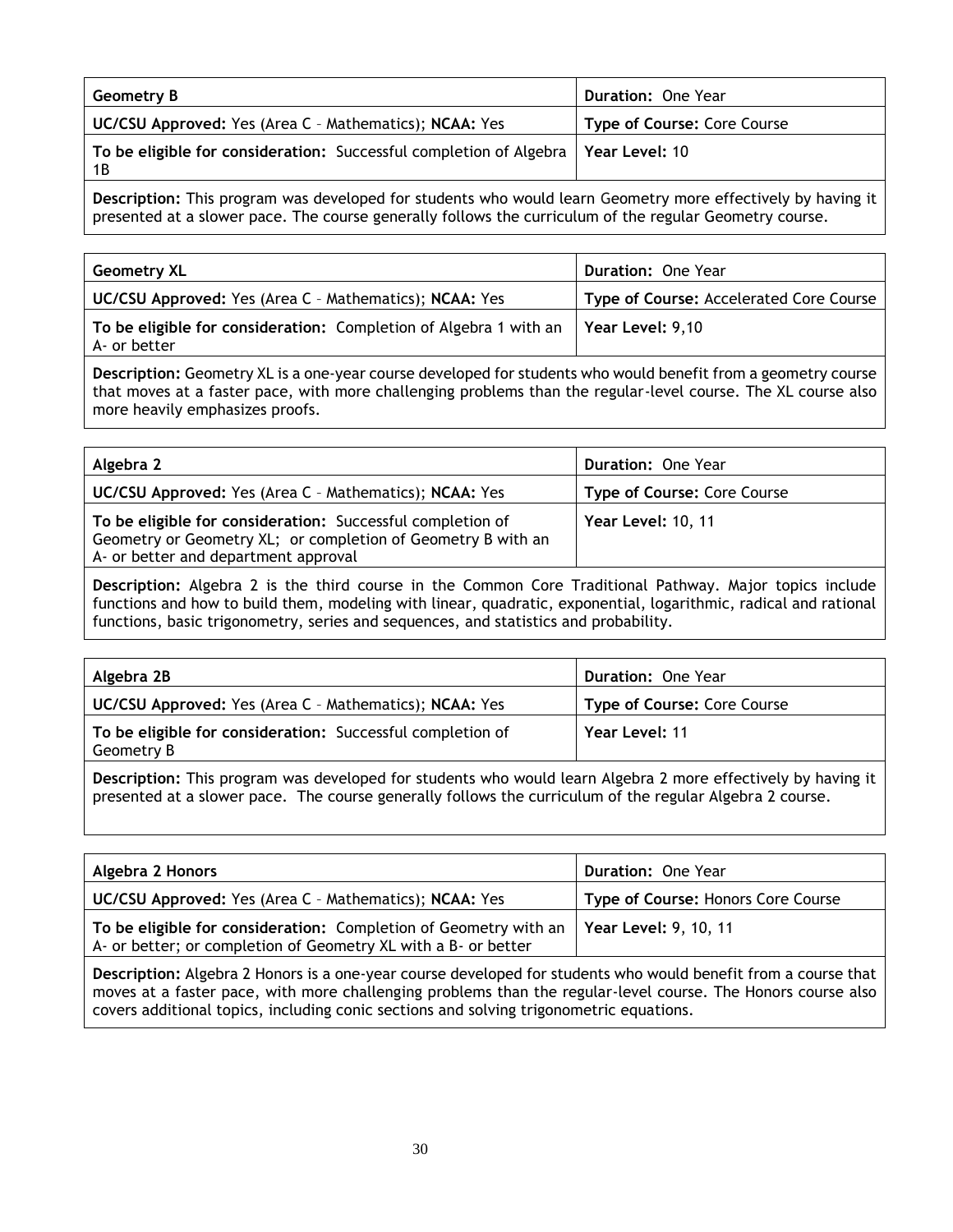| **Geometry B** | **Duration:** One Year |
|---|---|
| **UC/CSU Approved:** Yes (Area C – Mathematics); **NCAA:** Yes | **Type of Course:** Core Course |
| **To be eligible for consideration:** Successful completion of Algebra 1B | **Year Level:** 10 |

**Description:** This program was developed for students who would learn Geometry more effectively by having it presented at a slower pace. The course generally follows the curriculum of the regular Geometry course.

| **Geometry XL** | **Duration:** One Year |
|---|---|
| **UC/CSU Approved:** Yes (Area C – Mathematics); **NCAA:** Yes | **Type of Course:** Accelerated Core Course |
| **To be eligible for consideration:** Completion of Algebra 1 with an A- or better | **Year Level:** 9,10 |

**Description:** Geometry XL is a one-year course developed for students who would benefit from a geometry course that moves at a faster pace, with more challenging problems than the regular-level course. The XL course also more heavily emphasizes proofs.

| **Algebra 2** | **Duration:** One Year |
|---|---|
| **UC/CSU Approved:** Yes (Area C – Mathematics); **NCAA:** Yes | **Type of Course:** Core Course |
| **To be eligible for consideration:** Successful completion of Geometry or Geometry XL; or completion of Geometry B with an A- or better and department approval | **Year Level:** 10, 11 |

**Description:** Algebra 2 is the third course in the Common Core Traditional Pathway. Major topics include functions and how to build them, modeling with linear, quadratic, exponential, logarithmic, radical and rational functions, basic trigonometry, series and sequences, and statistics and probability.

| **Algebra 2B** | **Duration:** One Year |
|---|---|
| **UC/CSU Approved:** Yes (Area C – Mathematics); **NCAA:** Yes | **Type of Course:** Core Course |
| **To be eligible for consideration:** Successful completion of Geometry B | **Year Level:** 11 |

**Description:** This program was developed for students who would learn Algebra 2 more effectively by having it presented at a slower pace. The course generally follows the curriculum of the regular Algebra 2 course.

| **Algebra 2 Honors** | **Duration:** One Year |
|---|---|
| **UC/CSU Approved:** Yes (Area C – Mathematics); **NCAA:** Yes | **Type of Course:** Honors Core Course |
| **To be eligible for consideration:** Completion of Geometry with an A- or better; or completion of Geometry XL with a B- or better | **Year Level:** 9, 10, 11 |

**Description:** Algebra 2 Honors is a one-year course developed for students who would benefit from a course that moves at a faster pace, with more challenging problems than the regular-level course. The Honors course also covers additional topics, including conic sections and solving trigonometric equations.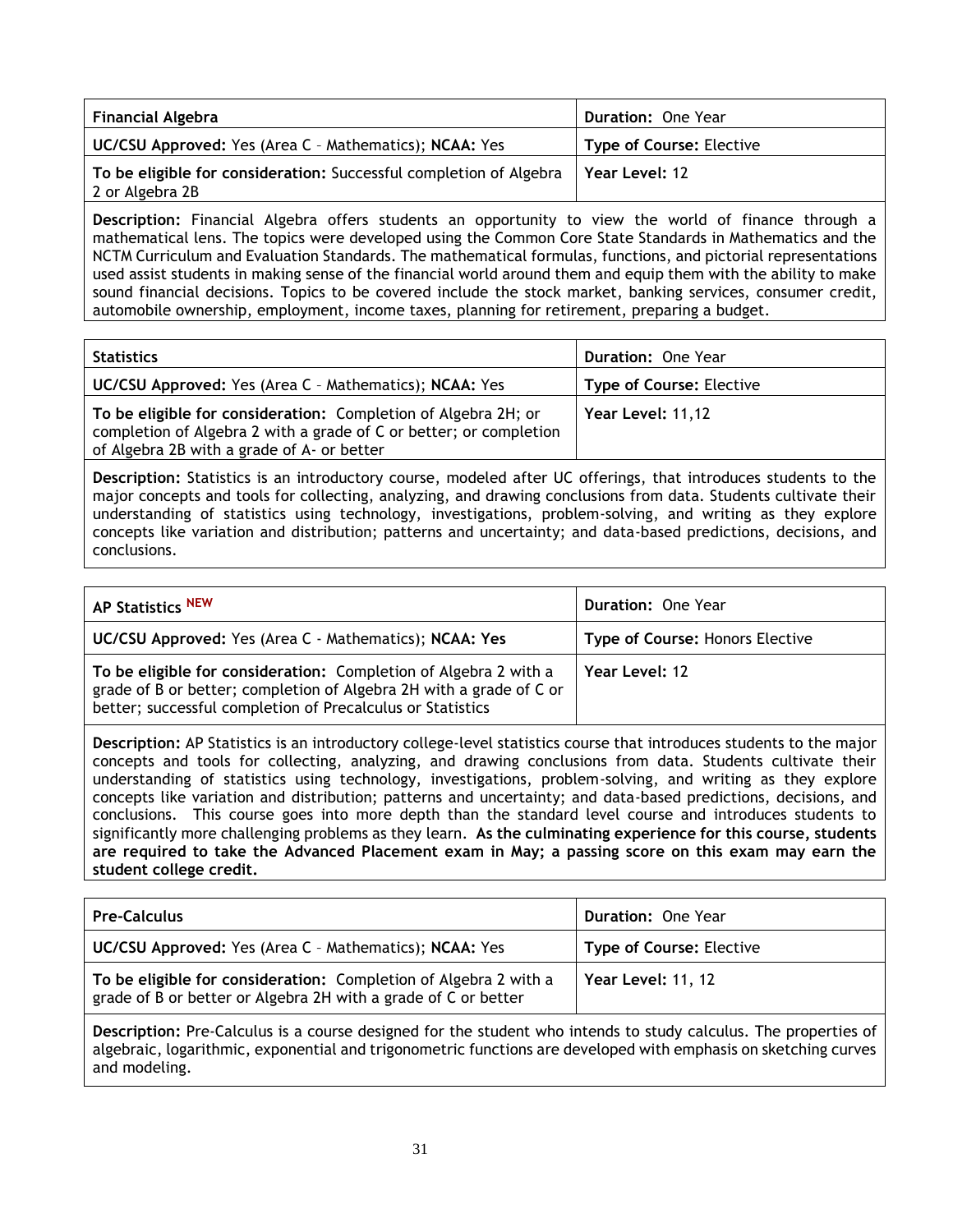| **Financial Algebra** | **Duration:** One Year |
| --- | --- |
| **UC/CSU Approved:** Yes (Area C – Mathematics); **NCAA:** Yes | **Type of Course:** Elective |
| **To be eligible for consideration:** Successful completion of Algebra 2 or Algebra 2B | **Year Level:** 12 |

**Description:** Financial Algebra offers students an opportunity to view the world of finance through a mathematical lens. The topics were developed using the Common Core State Standards in Mathematics and the NCTM Curriculum and Evaluation Standards. The mathematical formulas, functions, and pictorial representations used assist students in making sense of the financial world around them and equip them with the ability to make sound financial decisions. Topics to be covered include the stock market, banking services, consumer credit, automobile ownership, employment, income taxes, planning for retirement, preparing a budget.

| **Statistics** | **Duration:** One Year |
| --- | --- |
| **UC/CSU Approved:** Yes (Area C – Mathematics); **NCAA:** Yes | **Type of Course:** Elective |
| **To be eligible for consideration:** Completion of Algebra 2H; or completion of Algebra 2 with a grade of C or better; or completion of Algebra 2B with a grade of A- or better | **Year Level:** 11,12 |

**Description:** Statistics is an introductory course, modeled after UC offerings, that introduces students to the major concepts and tools for collecting, analyzing, and drawing conclusions from data. Students cultivate their understanding of statistics using technology, investigations, problem-solving, and writing as they explore concepts like variation and distribution; patterns and uncertainty; and data-based predictions, decisions, and conclusions.

| **AP Statistics NEW** | **Duration:** One Year |
| --- | --- |
| **UC/CSU Approved:** Yes (Area C - Mathematics); **NCAA: Yes** | **Type of Course:** Honors Elective |
| **To be eligible for consideration:** Completion of Algebra 2 with a grade of B or better; completion of Algebra 2H with a grade of C or better; successful completion of Precalculus or Statistics | **Year Level:** 12 |

**Description:** AP Statistics is an introductory college-level statistics course that introduces students to the major concepts and tools for collecting, analyzing, and drawing conclusions from data. Students cultivate their understanding of statistics using technology, investigations, problem-solving, and writing as they explore concepts like variation and distribution; patterns and uncertainty; and data-based predictions, decisions, and conclusions. This course goes into more depth than the standard level course and introduces students to significantly more challenging problems as they learn. **As the culminating experience for this course, students are required to take the Advanced Placement exam in May; a passing score on this exam may earn the student college credit.**

| **Pre-Calculus** | **Duration:** One Year |
| --- | --- |
| **UC/CSU Approved:** Yes (Area C – Mathematics); **NCAA:** Yes | **Type of Course:** Elective |
| **To be eligible for consideration:** Completion of Algebra 2 with a grade of B or better or Algebra 2H with a grade of C or better | **Year Level:** 11, 12 |

**Description:** Pre-Calculus is a course designed for the student who intends to study calculus. The properties of algebraic, logarithmic, exponential and trigonometric functions are developed with emphasis on sketching curves and modeling.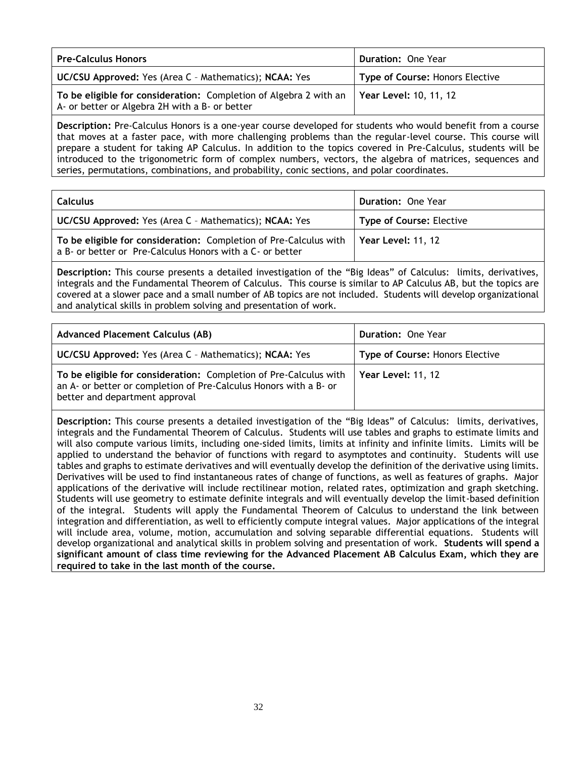| **Pre-Calculus Honors** | **Duration:** One Year |
|---|---|
| **UC/CSU Approved:** Yes (Area C – Mathematics); **NCAA:** Yes | **Type of Course:** Honors Elective |
| **To be eligible for consideration:** Completion of Algebra 2 with an A- or better or Algebra 2H with a B- or better | **Year Level:** 10, 11, 12 |

**Description:** Pre-Calculus Honors is a one-year course developed for students who would benefit from a course that moves at a faster pace, with more challenging problems than the regular-level course. This course will prepare a student for taking AP Calculus. In addition to the topics covered in Pre-Calculus, students will be introduced to the trigonometric form of complex numbers, vectors, the algebra of matrices, sequences and series, permutations, combinations, and probability, conic sections, and polar coordinates.

| **Calculus** | **Duration:** One Year |
|---|---|
| **UC/CSU Approved:** Yes (Area C – Mathematics); **NCAA:** Yes | **Type of Course:** Elective |
| **To be eligible for consideration:** Completion of Pre-Calculus with a B- or better or Pre-Calculus Honors with a C- or better | **Year Level:** 11, 12 |

**Description:** This course presents a detailed investigation of the "Big Ideas" of Calculus: limits, derivatives, integrals and the Fundamental Theorem of Calculus. This course is similar to AP Calculus AB, but the topics are covered at a slower pace and a small number of AB topics are not included. Students will develop organizational and analytical skills in problem solving and presentation of work.

| **Advanced Placement Calculus (AB)** | **Duration:** One Year |
|---|---|
| **UC/CSU Approved:** Yes (Area C – Mathematics); **NCAA:** Yes | **Type of Course:** Honors Elective |
| **To be eligible for consideration:** Completion of Pre-Calculus with an A- or better or completion of Pre-Calculus Honors with a B- or better and department approval | **Year Level:** 11, 12 |

**Description:** This course presents a detailed investigation of the "Big Ideas" of Calculus: limits, derivatives, integrals and the Fundamental Theorem of Calculus. Students will use tables and graphs to estimate limits and will also compute various limits, including one-sided limits, limits at infinity and infinite limits. Limits will be applied to understand the behavior of functions with regard to asymptotes and continuity. Students will use tables and graphs to estimate derivatives and will eventually develop the definition of the derivative using limits. Derivatives will be used to find instantaneous rates of change of functions, as well as features of graphs. Major applications of the derivative will include rectilinear motion, related rates, optimization and graph sketching. Students will use geometry to estimate definite integrals and will eventually develop the limit-based definition of the integral. Students will apply the Fundamental Theorem of Calculus to understand the link between integration and differentiation, as well to efficiently compute integral values. Major applications of the integral will include area, volume, motion, accumulation and solving separable differential equations. Students will develop organizational and analytical skills in problem solving and presentation of work. **Students will spend a significant amount of class time reviewing for the Advanced Placement AB Calculus Exam, which they are required to take in the last month of the course.**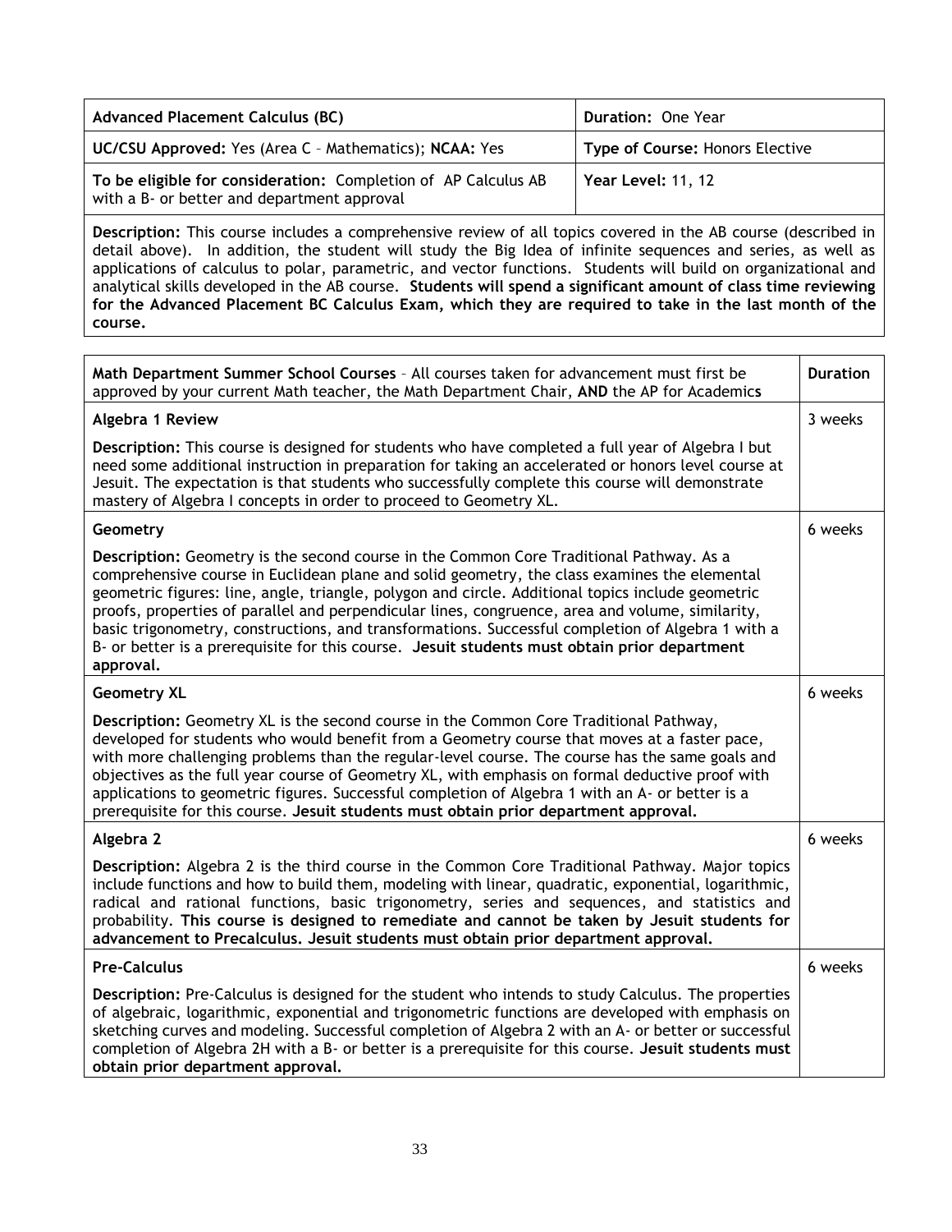| **Advanced Placement Calculus (BC)** | **Duration:** One Year |
| --- | --- |
| **UC/CSU Approved:** Yes (Area C – Mathematics); **NCAA:** Yes | **Type of Course:** Honors Elective |
| **To be eligible for consideration:** Completion of AP Calculus AB with a B- or better and department approval | **Year Level:** 11, 12 |

**Description:** This course includes a comprehensive review of all topics covered in the AB course (described in detail above). In addition, the student will study the Big Idea of infinite sequences and series, as well as applications of calculus to polar, parametric, and vector functions. Students will build on organizational and analytical skills developed in the AB course. **Students will spend a significant amount of class time reviewing for the Advanced Placement BC Calculus Exam, which they are required to take in the last month of the course.**

| **Math Department Summer School Courses** – All courses taken for advancement must first be approved by your current Math teacher, the Math Department Chair, **AND** the AP for Academics | **Duration** |
| --- | --- |
| **Algebra 1 Review**<br><br>**Description:** This course is designed for students who have completed a full year of Algebra I but need some additional instruction in preparation for taking an accelerated or honors level course at Jesuit. The expectation is that students who successfully complete this course will demonstrate mastery of Algebra I concepts in order to proceed to Geometry XL. | 3 weeks |
| **Geometry**<br><br>**Description:** Geometry is the second course in the Common Core Traditional Pathway. As a comprehensive course in Euclidean plane and solid geometry, the class examines the elemental geometric figures: line, angle, triangle, polygon and circle. Additional topics include geometric proofs, properties of parallel and perpendicular lines, congruence, area and volume, similarity, basic trigonometry, constructions, and transformations. Successful completion of Algebra 1 with a B- or better is a prerequisite for this course. **Jesuit students must obtain prior department approval.** | 6 weeks |
| **Geometry XL**<br><br>**Description:** Geometry XL is the second course in the Common Core Traditional Pathway, developed for students who would benefit from a Geometry course that moves at a faster pace, with more challenging problems than the regular-level course. The course has the same goals and objectives as the full year course of Geometry XL, with emphasis on formal deductive proof with applications to geometric figures. Successful completion of Algebra 1 with an A- or better is a prerequisite for this course. **Jesuit students must obtain prior department approval.** | 6 weeks |
| **Algebra 2**<br><br>**Description:** Algebra 2 is the third course in the Common Core Traditional Pathway. Major topics include functions and how to build them, modeling with linear, quadratic, exponential, logarithmic, radical and rational functions, basic trigonometry, series and sequences, and statistics and probability. **This course is designed to remediate and cannot be taken by Jesuit students for advancement to Precalculus. Jesuit students must obtain prior department approval.** | 6 weeks |
| **Pre-Calculus**<br><br>**Description:** Pre-Calculus is designed for the student who intends to study Calculus. The properties of algebraic, logarithmic, exponential and trigonometric functions are developed with emphasis on sketching curves and modeling. Successful completion of Algebra 2 with an A- or better or successful completion of Algebra 2H with a B- or better is a prerequisite for this course. **Jesuit students must obtain prior department approval.** | 6 weeks |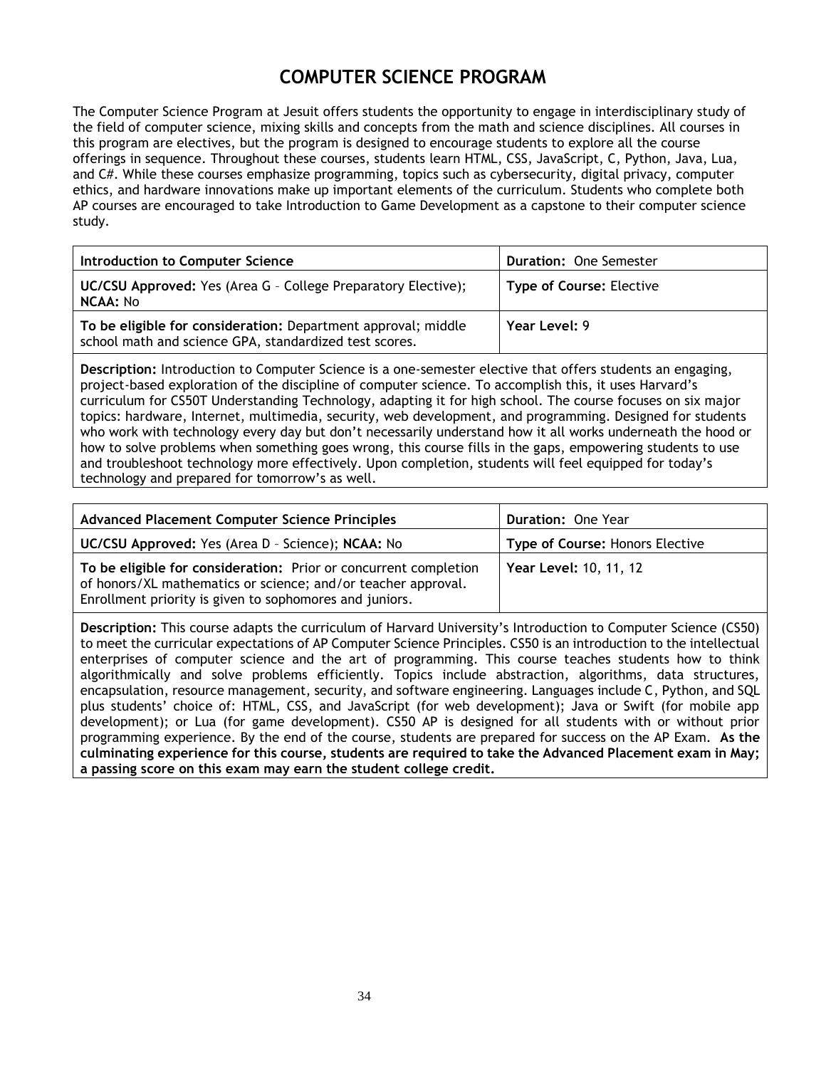# COMPUTER SCIENCE PROGRAM

The Computer Science Program at Jesuit offers students the opportunity to engage in interdisciplinary study of the field of computer science, mixing skills and concepts from the math and science disciplines. All courses in this program are electives, but the program is designed to encourage students to explore all the course offerings in sequence. Throughout these courses, students learn HTML, CSS, JavaScript, C, Python, Java, Lua, and C#. While these courses emphasize programming, topics such as cybersecurity, digital privacy, computer ethics, and hardware innovations make up important elements of the curriculum. Students who complete both AP courses are encouraged to take Introduction to Game Development as a capstone to their computer science study.

| **Introduction to Computer Science** | **Duration:** One Semester |
|---|---|
| **UC/CSU Approved:** Yes (Area G – College Preparatory Elective); **NCAA:** No | **Type of Course:** Elective |
| **To be eligible for consideration:** Department approval; middle school math and science GPA, standardized test scores. | **Year Level:** 9 |

**Description:** Introduction to Computer Science is a one-semester elective that offers students an engaging, project-based exploration of the discipline of computer science. To accomplish this, it uses Harvard's curriculum for CS50T Understanding Technology, adapting it for high school. The course focuses on six major topics: hardware, Internet, multimedia, security, web development, and programming. Designed for students who work with technology every day but don't necessarily understand how it all works underneath the hood or how to solve problems when something goes wrong, this course fills in the gaps, empowering students to use and troubleshoot technology more effectively. Upon completion, students will feel equipped for today's technology and prepared for tomorrow's as well.

| **Advanced Placement Computer Science Principles** | **Duration:** One Year |
|---|---|
| **UC/CSU Approved:** Yes (Area D – Science); **NCAA:** No | **Type of Course:** Honors Elective |
| **To be eligible for consideration:** Prior or concurrent completion of honors/XL mathematics or science; and/or teacher approval. Enrollment priority is given to sophomores and juniors. | **Year Level:** 10, 11, 12 |

**Description:** This course adapts the curriculum of Harvard University's Introduction to Computer Science (CS50) to meet the curricular expectations of AP Computer Science Principles. CS50 is an introduction to the intellectual enterprises of computer science and the art of programming. This course teaches students how to think algorithmically and solve problems efficiently. Topics include abstraction, algorithms, data structures, encapsulation, resource management, security, and software engineering. Languages include C, Python, and SQL plus students' choice of: HTML, CSS, and JavaScript (for web development); Java or Swift (for mobile app development); or Lua (for game development). CS50 AP is designed for all students with or without prior programming experience. By the end of the course, students are prepared for success on the AP Exam. **As the culminating experience for this course, students are required to take the Advanced Placement exam in May; a passing score on this exam may earn the student college credit.**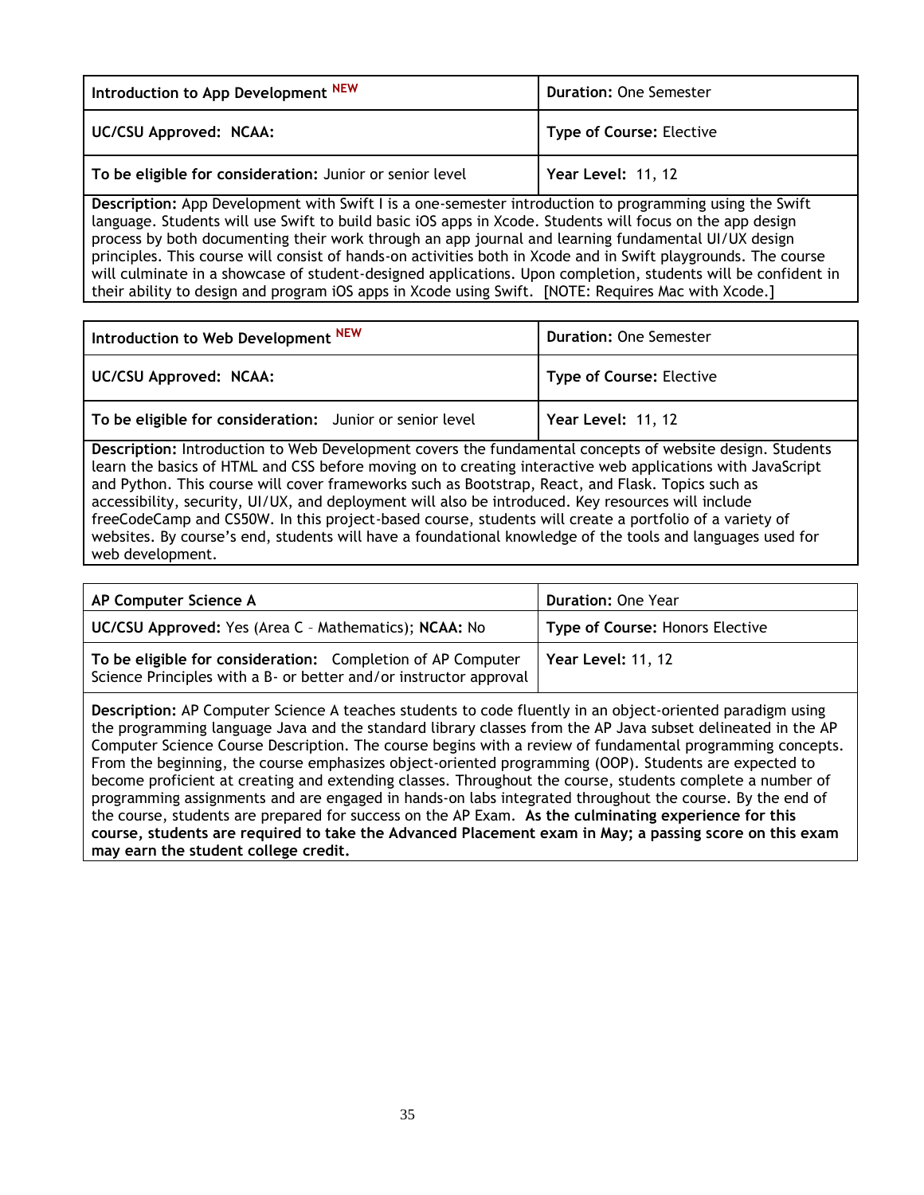| Introduction to App Development NEW | Duration: One Semester |
|---|---|
| **UC/CSU Approved: NCAA:** | **Type of Course:** Elective |
| **To be eligible for consideration:** Junior or senior level | **Year Level:** 11, 12 |

**Description:** App Development with Swift I is a one-semester introduction to programming using the Swift language. Students will use Swift to build basic iOS apps in Xcode. Students will focus on the app design process by both documenting their work through an app journal and learning fundamental UI/UX design principles. This course will consist of hands-on activities both in Xcode and in Swift playgrounds. The course will culminate in a showcase of student-designed applications. Upon completion, students will be confident in their ability to design and program iOS apps in Xcode using Swift. [NOTE: Requires Mac with Xcode.]

| Introduction to Web Development NEW | Duration: One Semester |
|---|---|
| **UC/CSU Approved: NCAA:** | **Type of Course:** Elective |
| **To be eligible for consideration:** Junior or senior level | **Year Level:** 11, 12 |

**Description:** Introduction to Web Development covers the fundamental concepts of website design. Students learn the basics of HTML and CSS before moving on to creating interactive web applications with JavaScript and Python. This course will cover frameworks such as Bootstrap, React, and Flask. Topics such as accessibility, security, UI/UX, and deployment will also be introduced. Key resources will include freeCodeCamp and CS50W. In this project-based course, students will create a portfolio of a variety of websites. By course's end, students will have a foundational knowledge of the tools and languages used for web development.

| AP Computer Science A | Duration: One Year |
|---|---|
| **UC/CSU Approved:** Yes (Area C – Mathematics); **NCAA:** No | **Type of Course:** Honors Elective |
| **To be eligible for consideration:** Completion of AP Computer Science Principles with a B- or better and/or instructor approval | **Year Level:** 11, 12 |

**Description:** AP Computer Science A teaches students to code fluently in an object-oriented paradigm using the programming language Java and the standard library classes from the AP Java subset delineated in the AP Computer Science Course Description. The course begins with a review of fundamental programming concepts. From the beginning, the course emphasizes object-oriented programming (OOP). Students are expected to become proficient at creating and extending classes. Throughout the course, students complete a number of programming assignments and are engaged in hands-on labs integrated throughout the course. By the end of the course, students are prepared for success on the AP Exam. **As the culminating experience for this course, students are required to take the Advanced Placement exam in May; a passing score on this exam may earn the student college credit.**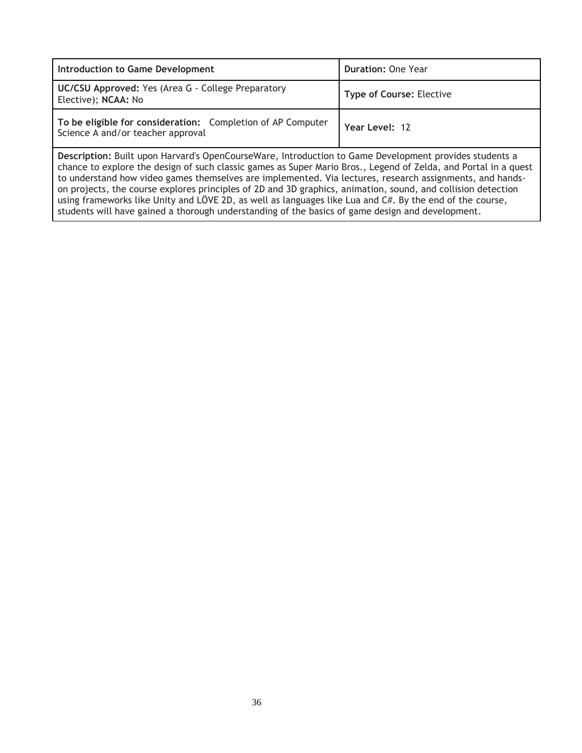| **Introduction to Game Development** | **Duration:** One Year |
|---|---|
| **UC/CSU Approved:** Yes (Area G - College Preparatory Elective); **NCAA:** No | **Type of Course:** Elective |
| **To be eligible for consideration:** Completion of AP Computer Science A and/or teacher approval | **Year Level:** 12 |
| **Description:** Built upon Harvard's OpenCourseWare, Introduction to Game Development provides students a chance to explore the design of such classic games as Super Mario Bros., Legend of Zelda, and Portal in a quest to understand how video games themselves are implemented. Via lectures, research assignments, and hands-on projects, the course explores principles of 2D and 3D graphics, animation, sound, and collision detection using frameworks like Unity and LÖVE 2D, as well as languages like Lua and C#. By the end of the course, students will have gained a thorough understanding of the basics of game design and development. | |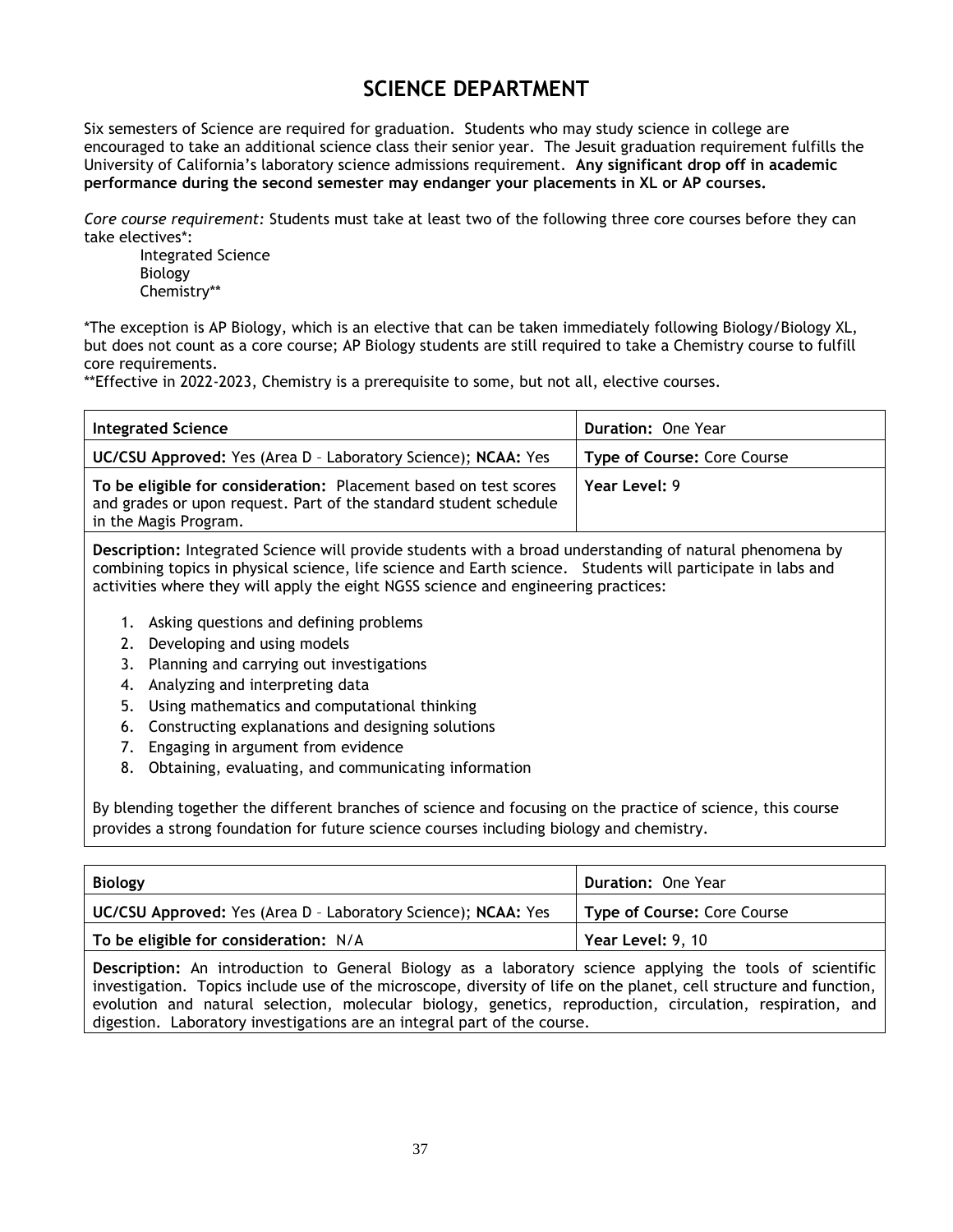# SCIENCE DEPARTMENT

Six semesters of Science are required for graduation. Students who may study science in college are encouraged to take an additional science class their senior year. The Jesuit graduation requirement fulfills the University of California's laboratory science admissions requirement. **Any significant drop off in academic performance during the second semester may endanger your placements in XL or AP courses.**

*Core course requirement:* Students must take at least two of the following three core courses before they can take electives*:

Integrated Science
Biology
Chemistry**

*The exception is AP Biology, which is an elective that can be taken immediately following Biology/Biology XL, but does not count as a core course; AP Biology students are still required to take a Chemistry course to fulfill core requirements.
**Effective in 2022-2023, Chemistry is a prerequisite to some, but not all, elective courses.

| **Integrated Science** | **Duration:** One Year |
|---|---|
| **UC/CSU Approved:** Yes (Area D – Laboratory Science); **NCAA:** Yes | **Type of Course:** Core Course |
| **To be eligible for consideration:** Placement based on test scores and grades or upon request. Part of the standard student schedule in the Magis Program. | **Year Level:** 9 |

**Description:** Integrated Science will provide students with a broad understanding of natural phenomena by combining topics in physical science, life science and Earth science. Students will participate in labs and activities where they will apply the eight NGSS science and engineering practices:

1. Asking questions and defining problems
2. Developing and using models
3. Planning and carrying out investigations
4. Analyzing and interpreting data
5. Using mathematics and computational thinking
6. Constructing explanations and designing solutions
7. Engaging in argument from evidence
8. Obtaining, evaluating, and communicating information

By blending together the different branches of science and focusing on the practice of science, this course provides a strong foundation for future science courses including biology and chemistry.

| **Biology** | **Duration:** One Year |
|---|---|
| **UC/CSU Approved:** Yes (Area D – Laboratory Science); **NCAA:** Yes | **Type of Course:** Core Course |
| **To be eligible for consideration:** N/A | **Year Level:** 9, 10 |

**Description:** An introduction to General Biology as a laboratory science applying the tools of scientific investigation. Topics include use of the microscope, diversity of life on the planet, cell structure and function, evolution and natural selection, molecular biology, genetics, reproduction, circulation, respiration, and digestion. Laboratory investigations are an integral part of the course.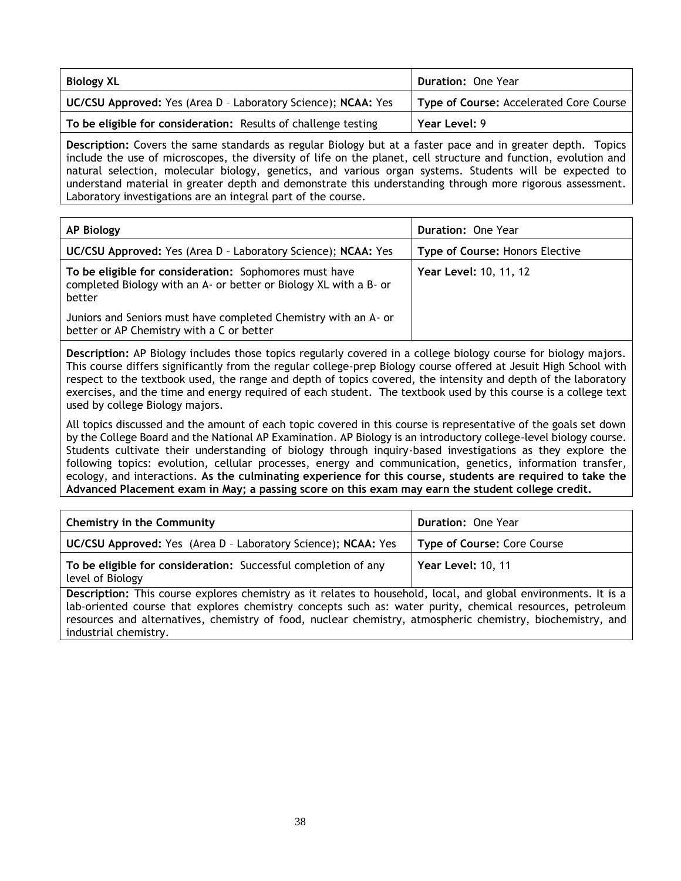| **Biology XL** | **Duration:** One Year |
|---|---|
| **UC/CSU Approved:** Yes (Area D – Laboratory Science); **NCAA:** Yes | **Type of Course:** Accelerated Core Course |
| **To be eligible for consideration:** Results of challenge testing | **Year Level:** 9 |

**Description:** Covers the same standards as regular Biology but at a faster pace and in greater depth. Topics include the use of microscopes, the diversity of life on the planet, cell structure and function, evolution and natural selection, molecular biology, genetics, and various organ systems. Students will be expected to understand material in greater depth and demonstrate this understanding through more rigorous assessment. Laboratory investigations are an integral part of the course.

| **AP Biology** | **Duration:** One Year |
|---|---|
| **UC/CSU Approved:** Yes (Area D – Laboratory Science); **NCAA:** Yes | **Type of Course:** Honors Elective |
| **To be eligible for consideration:** Sophomores must have completed Biology with an A- or better or Biology XL with a B- or better<br><br>Juniors and Seniors must have completed Chemistry with an A- or better or AP Chemistry with a C or better | **Year Level:** 10, 11, 12 |

**Description:** AP Biology includes those topics regularly covered in a college biology course for biology majors. This course differs significantly from the regular college-prep Biology course offered at Jesuit High School with respect to the textbook used, the range and depth of topics covered, the intensity and depth of the laboratory exercises, and the time and energy required of each student. The textbook used by this course is a college text used by college Biology majors.

All topics discussed and the amount of each topic covered in this course is representative of the goals set down by the College Board and the National AP Examination. AP Biology is an introductory college-level biology course. Students cultivate their understanding of biology through inquiry-based investigations as they explore the following topics: evolution, cellular processes, energy and communication, genetics, information transfer, ecology, and interactions. **As the culminating experience for this course, students are required to take the Advanced Placement exam in May; a passing score on this exam may earn the student college credit.**

| **Chemistry in the Community** | **Duration:** One Year |
|---|---|
| **UC/CSU Approved:** Yes (Area D – Laboratory Science); **NCAA:** Yes | **Type of Course:** Core Course |
| **To be eligible for consideration:** Successful completion of any level of Biology | **Year Level:** 10, 11 |

**Description:** This course explores chemistry as it relates to household, local, and global environments. It is a lab-oriented course that explores chemistry concepts such as: water purity, chemical resources, petroleum resources and alternatives, chemistry of food, nuclear chemistry, atmospheric chemistry, biochemistry, and industrial chemistry.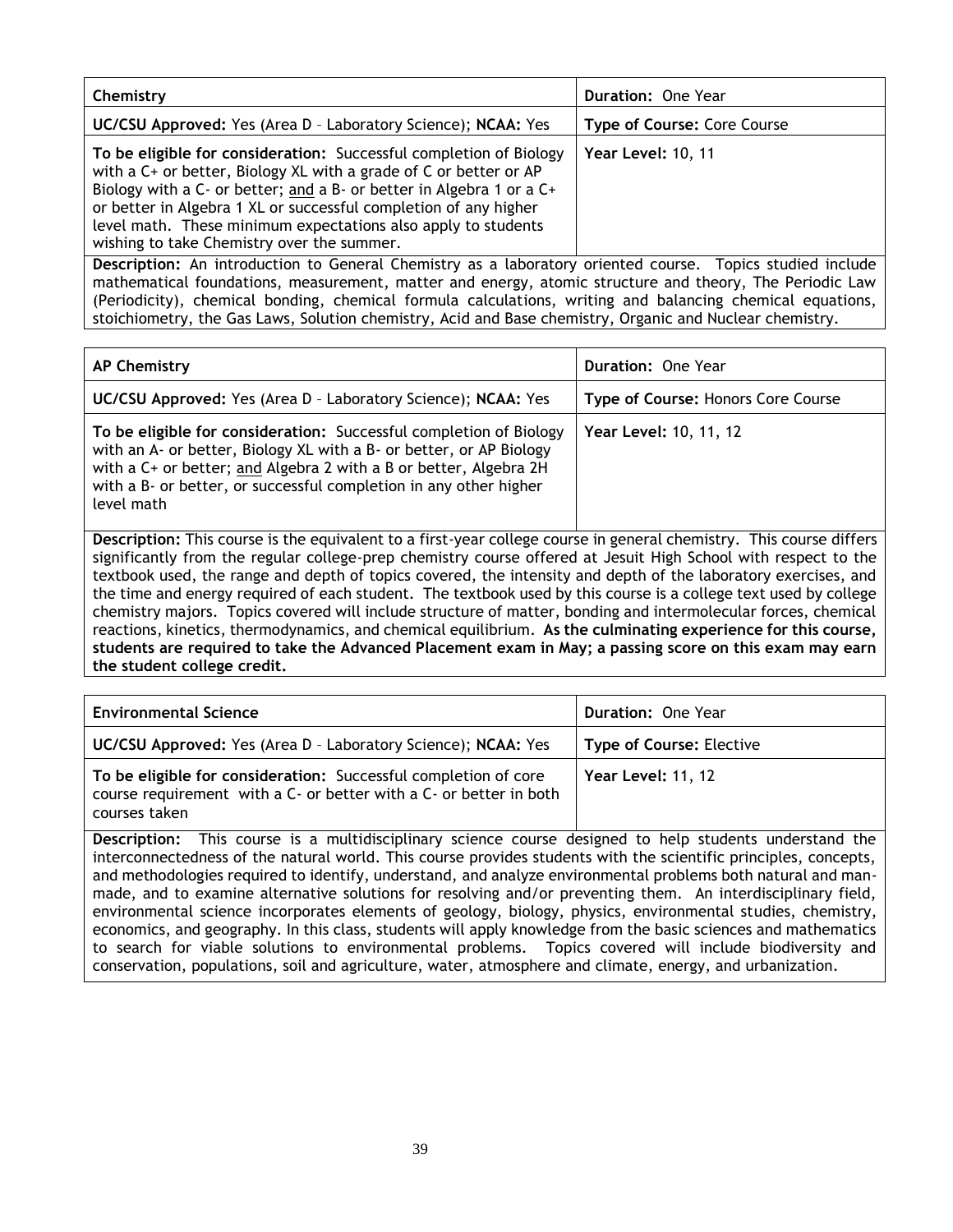| **Chemistry** | **Duration:** One Year |
|---|---|
| **UC/CSU Approved:** Yes (Area D – Laboratory Science); **NCAA:** Yes | **Type of Course:** Core Course |
| **To be eligible for consideration:** Successful completion of Biology with a C+ or better, Biology XL with a grade of C or better or AP Biology with a C- or better; and a B- or better in Algebra 1 or a C+ or better in Algebra 1 XL or successful completion of any higher level math. These minimum expectations also apply to students wishing to take Chemistry over the summer. | **Year Level:** 10, 11 |

**Description:** An introduction to General Chemistry as a laboratory oriented course. Topics studied include mathematical foundations, measurement, matter and energy, atomic structure and theory, The Periodic Law (Periodicity), chemical bonding, chemical formula calculations, writing and balancing chemical equations, stoichiometry, the Gas Laws, Solution chemistry, Acid and Base chemistry, Organic and Nuclear chemistry.

| **AP Chemistry** | **Duration:** One Year |
|---|---|
| **UC/CSU Approved:** Yes (Area D – Laboratory Science); **NCAA:** Yes | **Type of Course:** Honors Core Course |
| **To be eligible for consideration:** Successful completion of Biology with an A- or better, Biology XL with a B- or better, or AP Biology with a C+ or better; and Algebra 2 with a B or better, Algebra 2H with a B- or better, or successful completion in any other higher level math | **Year Level:** 10, 11, 12 |

**Description:** This course is the equivalent to a first-year college course in general chemistry. This course differs significantly from the regular college-prep chemistry course offered at Jesuit High School with respect to the textbook used, the range and depth of topics covered, the intensity and depth of the laboratory exercises, and the time and energy required of each student. The textbook used by this course is a college text used by college chemistry majors. Topics covered will include structure of matter, bonding and intermolecular forces, chemical reactions, kinetics, thermodynamics, and chemical equilibrium. **As the culminating experience for this course, students are required to take the Advanced Placement exam in May; a passing score on this exam may earn the student college credit.**

| **Environmental Science** | **Duration:** One Year |
|---|---|
| **UC/CSU Approved:** Yes (Area D – Laboratory Science); **NCAA:** Yes | **Type of Course:** Elective |
| **To be eligible for consideration:** Successful completion of core course requirement with a C- or better with a C- or better in both courses taken | **Year Level:** 11, 12 |

**Description:** This course is a multidisciplinary science course designed to help students understand the interconnectedness of the natural world. This course provides students with the scientific principles, concepts, and methodologies required to identify, understand, and analyze environmental problems both natural and man-made, and to examine alternative solutions for resolving and/or preventing them. An interdisciplinary field, environmental science incorporates elements of geology, biology, physics, environmental studies, chemistry, economics, and geography. In this class, students will apply knowledge from the basic sciences and mathematics to search for viable solutions to environmental problems. Topics covered will include biodiversity and conservation, populations, soil and agriculture, water, atmosphere and climate, energy, and urbanization.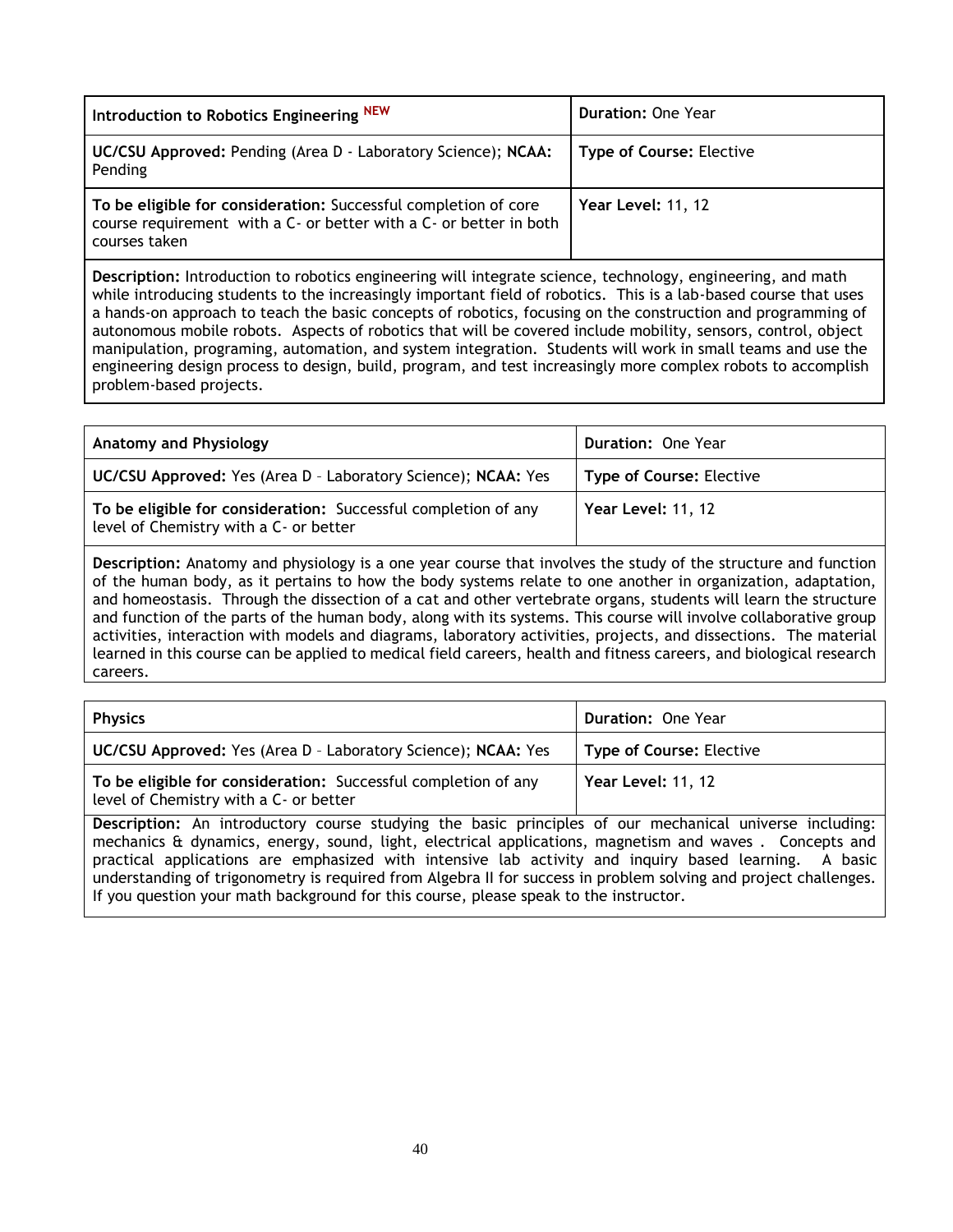| **Introduction to Robotics Engineering** NEW | **Duration:** One Year |
|---|---|
| **UC/CSU Approved:** Pending (Area D - Laboratory Science); **NCAA:** Pending | **Type of Course:** Elective |
| **To be eligible for consideration:** Successful completion of core course requirement with a C- or better with a C- or better in both courses taken | **Year Level:** 11, 12 |

**Description:** Introduction to robotics engineering will integrate science, technology, engineering, and math while introducing students to the increasingly important field of robotics. This is a lab-based course that uses a hands-on approach to teach the basic concepts of robotics, focusing on the construction and programming of autonomous mobile robots. Aspects of robotics that will be covered include mobility, sensors, control, object manipulation, programing, automation, and system integration. Students will work in small teams and use the engineering design process to design, build, program, and test increasingly more complex robots to accomplish problem-based projects.

| **Anatomy and Physiology** | **Duration:** One Year |
|---|---|
| **UC/CSU Approved:** Yes (Area D – Laboratory Science); **NCAA:** Yes | **Type of Course:** Elective |
| **To be eligible for consideration:** Successful completion of any level of Chemistry with a C- or better | **Year Level:** 11, 12 |

**Description:** Anatomy and physiology is a one year course that involves the study of the structure and function of the human body, as it pertains to how the body systems relate to one another in organization, adaptation, and homeostasis. Through the dissection of a cat and other vertebrate organs, students will learn the structure and function of the parts of the human body, along with its systems. This course will involve collaborative group activities, interaction with models and diagrams, laboratory activities, projects, and dissections. The material learned in this course can be applied to medical field careers, health and fitness careers, and biological research careers.

| **Physics** | **Duration:** One Year |
|---|---|
| **UC/CSU Approved:** Yes (Area D – Laboratory Science); **NCAA:** Yes | **Type of Course:** Elective |
| **To be eligible for consideration:** Successful completion of any level of Chemistry with a C- or better | **Year Level:** 11, 12 |

**Description:** An introductory course studying the basic principles of our mechanical universe including: mechanics & dynamics, energy, sound, light, electrical applications, magnetism and waves . Concepts and practical applications are emphasized with intensive lab activity and inquiry based learning. A basic understanding of trigonometry is required from Algebra II for success in problem solving and project challenges. If you question your math background for this course, please speak to the instructor.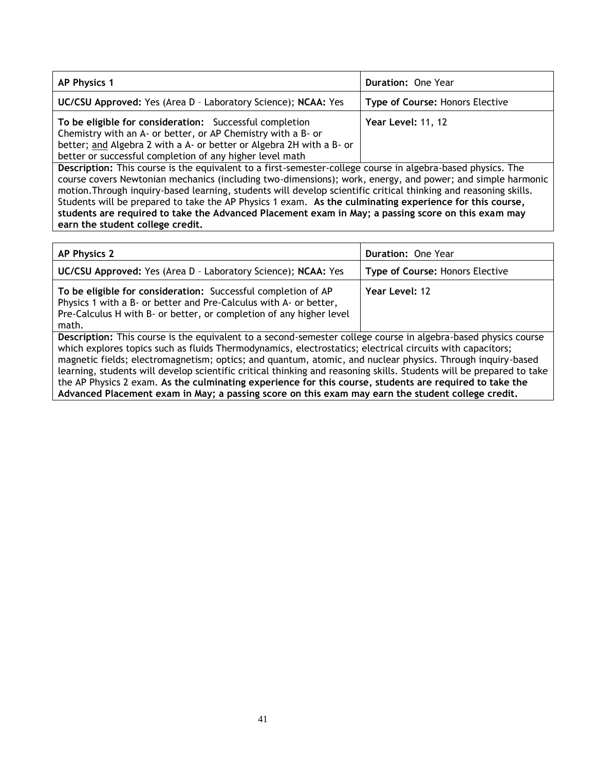| **AP Physics 1** | **Duration:** One Year |
|---|---|
| **UC/CSU Approved:** Yes (Area D – Laboratory Science); **NCAA:** Yes | **Type of Course:** Honors Elective |
| **To be eligible for consideration:** Successful completion Chemistry with an A- or better, or AP Chemistry with a B- or better; <u>and</u> Algebra 2 with a A- or better or Algebra 2H with a B- or better or successful completion of any higher level math | **Year Level:** 11, 12 |
| **Description:** This course is the equivalent to a first-semester-college course in algebra-based physics. The course covers Newtonian mechanics (including two-dimensions); work, energy, and power; and simple harmonic motion.Through inquiry-based learning, students will develop scientific critical thinking and reasoning skills. Students will be prepared to take the AP Physics 1 exam. **As the culminating experience for this course, students are required to take the Advanced Placement exam in May; a passing score on this exam may earn the student college credit.** | |

| **AP Physics 2** | **Duration:** One Year |
|---|---|
| **UC/CSU Approved:** Yes (Area D – Laboratory Science); **NCAA:** Yes | **Type of Course:** Honors Elective |
| **To be eligible for consideration:** Successful completion of AP Physics 1 with a B- or better and Pre-Calculus with A- or better, Pre-Calculus H with B- or better, or completion of any higher level math. | **Year Level:** 12 |
| **Description:** This course is the equivalent to a second-semester college course in algebra-based physics course which explores topics such as fluids Thermodynamics, electrostatics; electrical circuits with capacitors; magnetic fields; electromagnetism; optics; and quantum, atomic, and nuclear physics. Through inquiry-based learning, students will develop scientific critical thinking and reasoning skills. Students will be prepared to take the AP Physics 2 exam. **As the culminating experience for this course, students are required to take the Advanced Placement exam in May; a passing score on this exam may earn the student college credit.** | |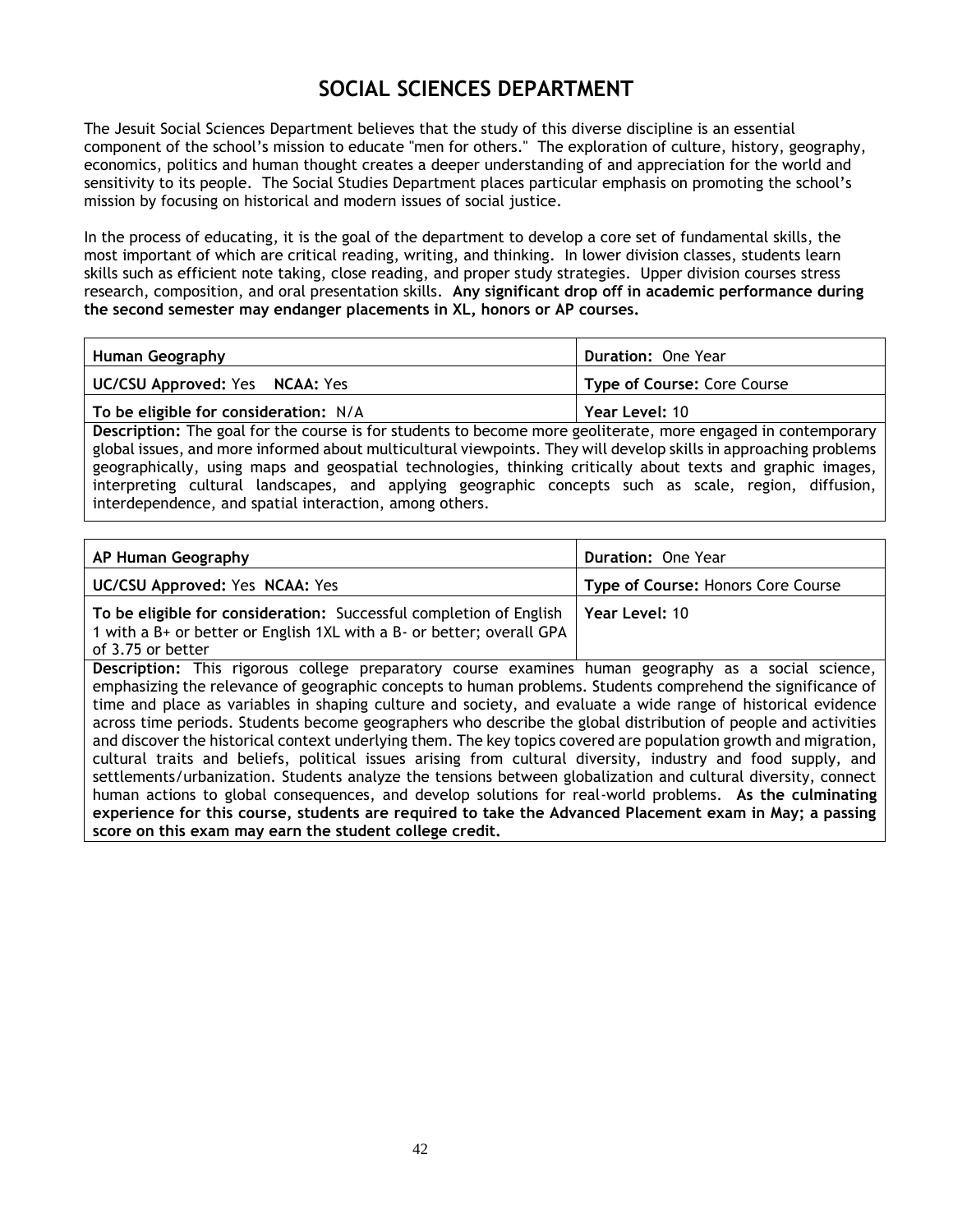# SOCIAL SCIENCES DEPARTMENT

The Jesuit Social Sciences Department believes that the study of this diverse discipline is an essential component of the school's mission to educate "men for others." The exploration of culture, history, geography, economics, politics and human thought creates a deeper understanding of and appreciation for the world and sensitivity to its people. The Social Studies Department places particular emphasis on promoting the school's mission by focusing on historical and modern issues of social justice.

In the process of educating, it is the goal of the department to develop a core set of fundamental skills, the most important of which are critical reading, writing, and thinking. In lower division classes, students learn skills such as efficient note taking, close reading, and proper study strategies. Upper division courses stress research, composition, and oral presentation skills. **Any significant drop off in academic performance during the second semester may endanger placements in XL, honors or AP courses.**

| **Human Geography** | **Duration:** One Year |
|---|---|
| **UC/CSU Approved:** Yes **NCAA:** Yes | **Type of Course:** Core Course |
| **To be eligible for consideration:** N/A | **Year Level:** 10 |
| **Description:** The goal for the course is for students to become more geoliterate, more engaged in contemporary global issues, and more informed about multicultural viewpoints. They will develop skills in approaching problems geographically, using maps and geospatial technologies, thinking critically about texts and graphic images, interpreting cultural landscapes, and applying geographic concepts such as scale, region, diffusion, interdependence, and spatial interaction, among others. | |

| **AP Human Geography** | **Duration:** One Year |
|---|---|
| **UC/CSU Approved:** Yes **NCAA:** Yes | **Type of Course:** Honors Core Course |
| **To be eligible for consideration:** Successful completion of English 1 with a B+ or better or English 1XL with a B- or better; overall GPA of 3.75 or better | **Year Level:** 10 |
| **Description:** This rigorous college preparatory course examines human geography as a social science, emphasizing the relevance of geographic concepts to human problems. Students comprehend the significance of time and place as variables in shaping culture and society, and evaluate a wide range of historical evidence across time periods. Students become geographers who describe the global distribution of people and activities and discover the historical context underlying them. The key topics covered are population growth and migration, cultural traits and beliefs, political issues arising from cultural diversity, industry and food supply, and settlements/urbanization. Students analyze the tensions between globalization and cultural diversity, connect human actions to global consequences, and develop solutions for real-world problems. **As the culminating experience for this course, students are required to take the Advanced Placement exam in May; a passing score on this exam may earn the student college credit.** | |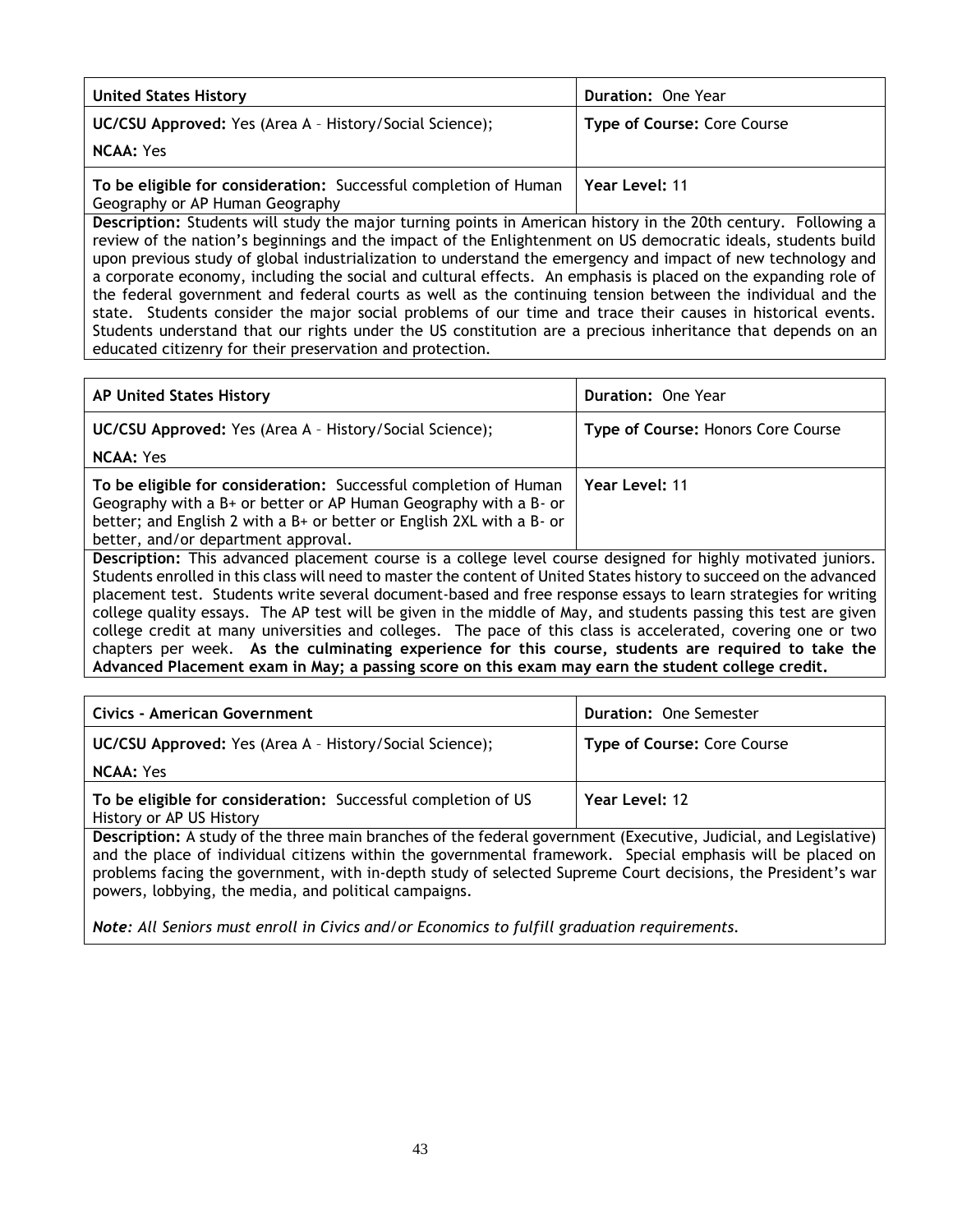| **United States History** | **Duration:** One Year |
|---|---|
| **UC/CSU Approved:** Yes (Area A – History/Social Science);<br>**NCAA:** Yes | **Type of Course:** Core Course |
| **To be eligible for consideration:** Successful completion of Human Geography or AP Human Geography | **Year Level:** 11 |

**Description:** Students will study the major turning points in American history in the 20th century. Following a review of the nation's beginnings and the impact of the Enlightenment on US democratic ideals, students build upon previous study of global industrialization to understand the emergency and impact of new technology and a corporate economy, including the social and cultural effects. An emphasis is placed on the expanding role of the federal government and federal courts as well as the continuing tension between the individual and the state. Students consider the major social problems of our time and trace their causes in historical events. Students understand that our rights under the US constitution are a precious inheritance that depends on an educated citizenry for their preservation and protection.

| **AP United States History** | **Duration:** One Year |
|---|---|
| **UC/CSU Approved:** Yes (Area A – History/Social Science);<br>**NCAA:** Yes | **Type of Course:** Honors Core Course |
| **To be eligible for consideration:** Successful completion of Human Geography with a B+ or better or AP Human Geography with a B- or better; and English 2 with a B+ or better or English 2XL with a B- or better, and/or department approval. | **Year Level:** 11 |

**Description:** This advanced placement course is a college level course designed for highly motivated juniors. Students enrolled in this class will need to master the content of United States history to succeed on the advanced placement test. Students write several document-based and free response essays to learn strategies for writing college quality essays. The AP test will be given in the middle of May, and students passing this test are given college credit at many universities and colleges. The pace of this class is accelerated, covering one or two chapters per week. **As the culminating experience for this course, students are required to take the Advanced Placement exam in May; a passing score on this exam may earn the student college credit.**

| **Civics - American Government** | **Duration:** One Semester |
|---|---|
| **UC/CSU Approved:** Yes (Area A – History/Social Science);<br>**NCAA:** Yes | **Type of Course:** Core Course |
| **To be eligible for consideration:** Successful completion of US History or AP US History | **Year Level:** 12 |

**Description:** A study of the three main branches of the federal government (Executive, Judicial, and Legislative) and the place of individual citizens within the governmental framework. Special emphasis will be placed on problems facing the government, with in-depth study of selected Supreme Court decisions, the President's war powers, lobbying, the media, and political campaigns.

***Note**: All Seniors must enroll in Civics and/or Economics to fulfill graduation requirements.*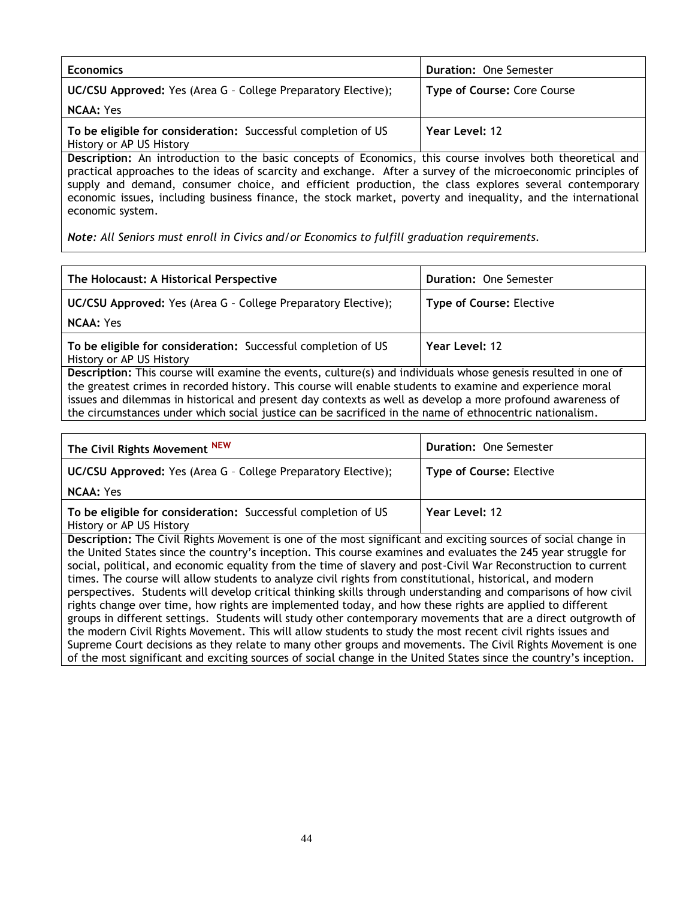| **Economics** | **Duration:** One Semester |
| --- | --- |
| **UC/CSU Approved:** Yes (Area G – College Preparatory Elective);<br>**NCAA:** Yes | **Type of Course:** Core Course |
| **To be eligible for consideration:** Successful completion of US History or AP US History | **Year Level:** 12 |

**Description:** An introduction to the basic concepts of Economics, this course involves both theoretical and practical approaches to the ideas of scarcity and exchange. After a survey of the microeconomic principles of supply and demand, consumer choice, and efficient production, the class explores several contemporary economic issues, including business finance, the stock market, poverty and inequality, and the international economic system.

***Note:*** *All Seniors must enroll in Civics and/or Economics to fulfill graduation requirements.*

| **The Holocaust: A Historical Perspective** | **Duration:** One Semester |
| --- | --- |
| **UC/CSU Approved:** Yes (Area G – College Preparatory Elective);<br>**NCAA:** Yes | **Type of Course:** Elective |
| **To be eligible for consideration:** Successful completion of US History or AP US History | **Year Level:** 12 |

**Description:** This course will examine the events, culture(s) and individuals whose genesis resulted in one of the greatest crimes in recorded history. This course will enable students to examine and experience moral issues and dilemmas in historical and present day contexts as well as develop a more profound awareness of the circumstances under which social justice can be sacrificed in the name of ethnocentric nationalism.

| **The Civil Rights Movement** NEW | **Duration:** One Semester |
| --- | --- |
| **UC/CSU Approved:** Yes (Area G – College Preparatory Elective);<br>**NCAA:** Yes | **Type of Course:** Elective |
| **To be eligible for consideration:** Successful completion of US History or AP US History | **Year Level:** 12 |

**Description:** The Civil Rights Movement is one of the most significant and exciting sources of social change in the United States since the country's inception. This course examines and evaluates the 245 year struggle for social, political, and economic equality from the time of slavery and post-Civil War Reconstruction to current times. The course will allow students to analyze civil rights from constitutional, historical, and modern perspectives. Students will develop critical thinking skills through understanding and comparisons of how civil rights change over time, how rights are implemented today, and how these rights are applied to different groups in different settings. Students will study other contemporary movements that are a direct outgrowth of the modern Civil Rights Movement. This will allow students to study the most recent civil rights issues and Supreme Court decisions as they relate to many other groups and movements. The Civil Rights Movement is one of the most significant and exciting sources of social change in the United States since the country's inception.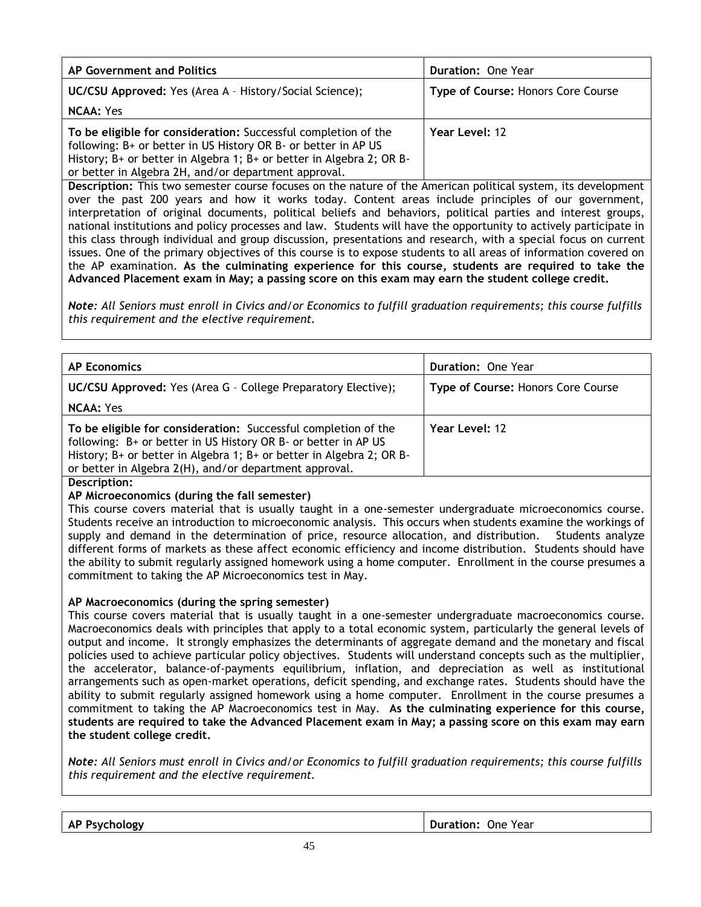| AP Government and Politics | Duration: One Year |
|---|---|
| **UC/CSU Approved:** Yes (Area A – History/Social Science); **NCAA:** Yes | **Type of Course:** Honors Core Course |
| **To be eligible for consideration:** Successful completion of the following: B+ or better in US History OR B- or better in AP US History; B+ or better in Algebra 1; B+ or better in Algebra 2; OR B- or better in Algebra 2H, and/or department approval. | **Year Level:** 12 |

**Description:** This two semester course focuses on the nature of the American political system, its development over the past 200 years and how it works today. Content areas include principles of our government, interpretation of original documents, political beliefs and behaviors, political parties and interest groups, national institutions and policy processes and law. Students will have the opportunity to actively participate in this class through individual and group discussion, presentations and research, with a special focus on current issues. One of the primary objectives of this course is to expose students to all areas of information covered on the AP examination. **As the culminating experience for this course, students are required to take the Advanced Placement exam in May; a passing score on this exam may earn the student college credit.**

***Note:*** *All Seniors must enroll in Civics and/or Economics to fulfill graduation requirements; this course fulfills this requirement and the elective requirement.*

| AP Economics | Duration: One Year |
|---|---|
| **UC/CSU Approved:** Yes (Area G – College Preparatory Elective); **NCAA:** Yes | **Type of Course:** Honors Core Course |
| **To be eligible for consideration:** Successful completion of the following: B+ or better in US History OR B- or better in AP US History; B+ or better in Algebra 1; B+ or better in Algebra 2; OR B- or better in Algebra 2(H), and/or department approval. | **Year Level:** 12 |

**Description:**

**AP Microeconomics (during the fall semester)**

This course covers material that is usually taught in a one-semester undergraduate microeconomics course. Students receive an introduction to microeconomic analysis. This occurs when students examine the workings of supply and demand in the determination of price, resource allocation, and distribution. Students analyze different forms of markets as these affect economic efficiency and income distribution. Students should have the ability to submit regularly assigned homework using a home computer. Enrollment in the course presumes a commitment to taking the AP Microeconomics test in May.

**AP Macroeconomics (during the spring semester)**

This course covers material that is usually taught in a one-semester undergraduate macroeconomics course. Macroeconomics deals with principles that apply to a total economic system, particularly the general levels of output and income. It strongly emphasizes the determinants of aggregate demand and the monetary and fiscal policies used to achieve particular policy objectives. Students will understand concepts such as the multiplier, the accelerator, balance-of-payments equilibrium, inflation, and depreciation as well as institutional arrangements such as open-market operations, deficit spending, and exchange rates. Students should have the ability to submit regularly assigned homework using a home computer. Enrollment in the course presumes a commitment to taking the AP Macroeconomics test in May. **As the culminating experience for this course, students are required to take the Advanced Placement exam in May; a passing score on this exam may earn the student college credit.**

***Note:*** *All Seniors must enroll in Civics and/or Economics to fulfill graduation requirements; this course fulfills this requirement and the elective requirement.*

| AP Psychology | Duration: One Year |
|---|---|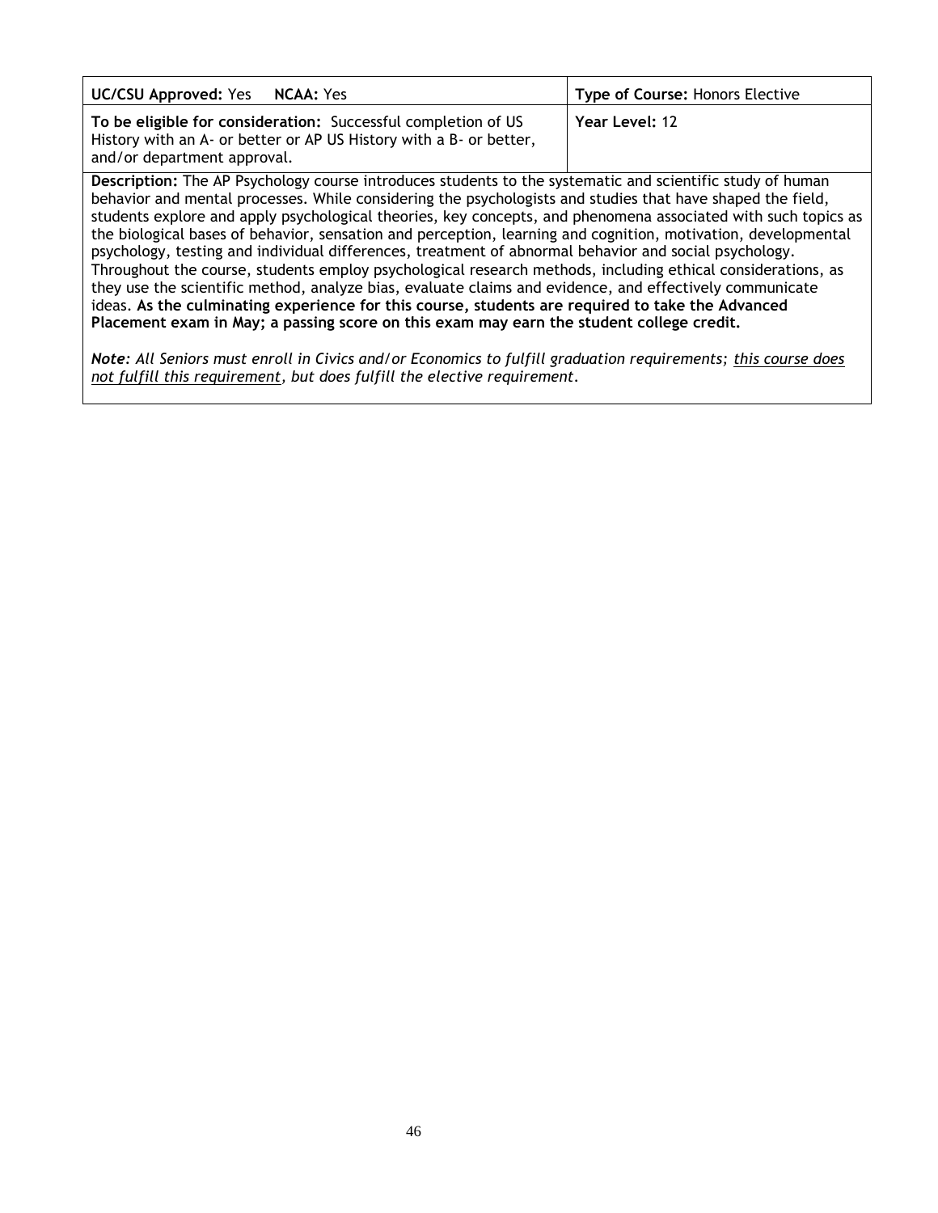| **UC/CSU Approved:** Yes **NCAA:** Yes | **Type of Course:** Honors Elective |
|---|---|
| **To be eligible for consideration:** Successful completion of US History with an A- or better or AP US History with a B- or better, and/or department approval. | **Year Level:** 12 |

**Description:** The AP Psychology course introduces students to the systematic and scientific study of human behavior and mental processes. While considering the psychologists and studies that have shaped the field, students explore and apply psychological theories, key concepts, and phenomena associated with such topics as the biological bases of behavior, sensation and perception, learning and cognition, motivation, developmental psychology, testing and individual differences, treatment of abnormal behavior and social psychology. Throughout the course, students employ psychological research methods, including ethical considerations, as they use the scientific method, analyze bias, evaluate claims and evidence, and effectively communicate ideas. **As the culminating experience for this course, students are required to take the Advanced Placement exam in May; a passing score on this exam may earn the student college credit.**

***Note:*** *All Seniors must enroll in Civics and/or Economics to fulfill graduation requirements; this course does not fulfill this requirement, but does fulfill the elective requirement.*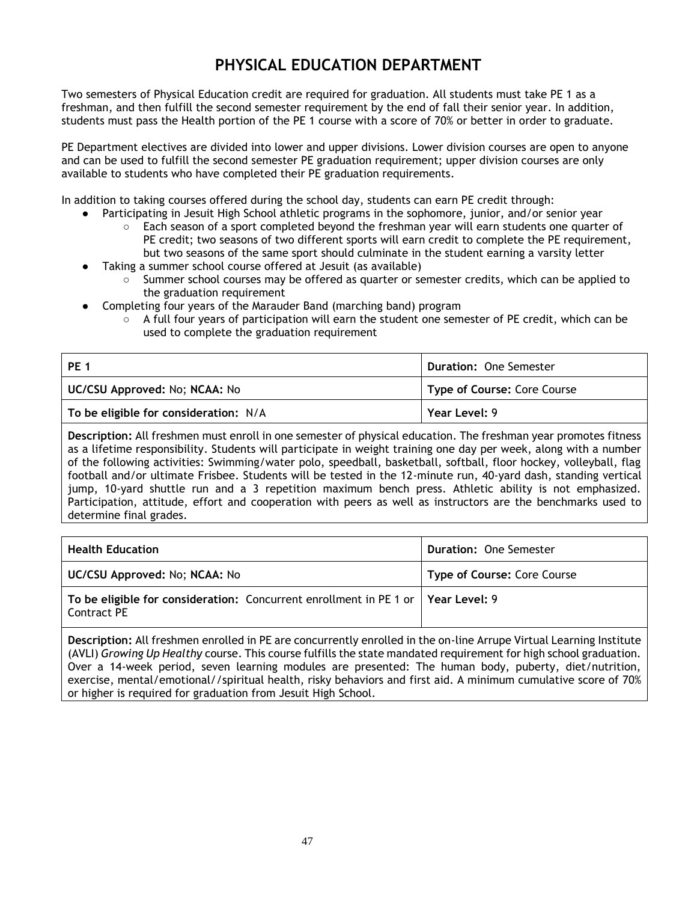# PHYSICAL EDUCATION DEPARTMENT

Two semesters of Physical Education credit are required for graduation. All students must take PE 1 as a freshman, and then fulfill the second semester requirement by the end of fall their senior year. In addition, students must pass the Health portion of the PE 1 course with a score of 70% or better in order to graduate.

PE Department electives are divided into lower and upper divisions. Lower division courses are open to anyone and can be used to fulfill the second semester PE graduation requirement; upper division courses are only available to students who have completed their PE graduation requirements.

In addition to taking courses offered during the school day, students can earn PE credit through:

- Participating in Jesuit High School athletic programs in the sophomore, junior, and/or senior year
  - Each season of a sport completed beyond the freshman year will earn students one quarter of PE credit; two seasons of two different sports will earn credit to complete the PE requirement, but two seasons of the same sport should culminate in the student earning a varsity letter
- Taking a summer school course offered at Jesuit (as available)
  - Summer school courses may be offered as quarter or semester credits, which can be applied to the graduation requirement
- Completing four years of the Marauder Band (marching band) program
  - A full four years of participation will earn the student one semester of PE credit, which can be used to complete the graduation requirement

| **PE 1** | **Duration:** One Semester |
|---|---|
| **UC/CSU Approved:** No; **NCAA:** No | **Type of Course:** Core Course |
| **To be eligible for consideration:** N/A | **Year Level:** 9 |

**Description:** All freshmen must enroll in one semester of physical education. The freshman year promotes fitness as a lifetime responsibility. Students will participate in weight training one day per week, along with a number of the following activities: Swimming/water polo, speedball, basketball, softball, floor hockey, volleyball, flag football and/or ultimate Frisbee. Students will be tested in the 12-minute run, 40-yard dash, standing vertical jump, 10-yard shuttle run and a 3 repetition maximum bench press. Athletic ability is not emphasized. Participation, attitude, effort and cooperation with peers as well as instructors are the benchmarks used to determine final grades.

| **Health Education** | **Duration:** One Semester |
|---|---|
| **UC/CSU Approved:** No; **NCAA:** No | **Type of Course:** Core Course |
| **To be eligible for consideration:** Concurrent enrollment in PE 1 or Contract PE | **Year Level:** 9 |

**Description:** All freshmen enrolled in PE are concurrently enrolled in the on-line Arrupe Virtual Learning Institute (AVLI) *Growing Up Healthy* course. This course fulfills the state mandated requirement for high school graduation. Over a 14-week period, seven learning modules are presented: The human body, puberty, diet/nutrition, exercise, mental/emotional//spiritual health, risky behaviors and first aid. A minimum cumulative score of 70% or higher is required for graduation from Jesuit High School.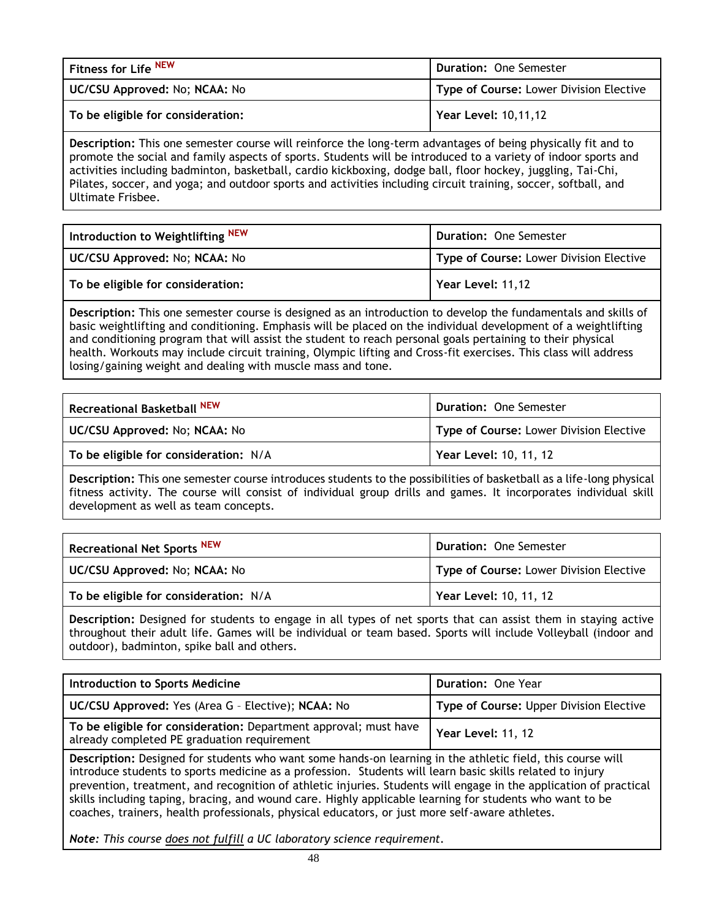| **Fitness for Life** NEW | **Duration:** One Semester |
|---|---|
| **UC/CSU Approved:** No; **NCAA:** No | **Type of Course:** Lower Division Elective |
| **To be eligible for consideration:** | **Year Level:** 10,11,12 |

**Description:** This one semester course will reinforce the long-term advantages of being physically fit and to promote the social and family aspects of sports. Students will be introduced to a variety of indoor sports and activities including badminton, basketball, cardio kickboxing, dodge ball, floor hockey, juggling, Tai-Chi, Pilates, soccer, and yoga; and outdoor sports and activities including circuit training, soccer, softball, and Ultimate Frisbee.

| **Introduction to Weightlifting** NEW | **Duration:** One Semester |
|---|---|
| **UC/CSU Approved:** No; **NCAA:** No | **Type of Course:** Lower Division Elective |
| **To be eligible for consideration:** | **Year Level:** 11,12 |

**Description:** This one semester course is designed as an introduction to develop the fundamentals and skills of basic weightlifting and conditioning. Emphasis will be placed on the individual development of a weightlifting and conditioning program that will assist the student to reach personal goals pertaining to their physical health. Workouts may include circuit training, Olympic lifting and Cross-fit exercises. This class will address losing/gaining weight and dealing with muscle mass and tone.

| **Recreational Basketball** NEW | **Duration:** One Semester |
|---|---|
| **UC/CSU Approved:** No; **NCAA:** No | **Type of Course:** Lower Division Elective |
| **To be eligible for consideration:** N/A | **Year Level:** 10, 11, 12 |

**Description:** This one semester course introduces students to the possibilities of basketball as a life-long physical fitness activity. The course will consist of individual group drills and games. It incorporates individual skill development as well as team concepts.

| **Recreational Net Sports** NEW | **Duration:** One Semester |
|---|---|
| **UC/CSU Approved:** No; **NCAA:** No | **Type of Course:** Lower Division Elective |
| **To be eligible for consideration:** N/A | **Year Level:** 10, 11, 12 |

**Description:** Designed for students to engage in all types of net sports that can assist them in staying active throughout their adult life. Games will be individual or team based. Sports will include Volleyball (indoor and outdoor), badminton, spike ball and others.

| **Introduction to Sports Medicine** | **Duration:** One Year |
|---|---|
| **UC/CSU Approved:** Yes (Area G – Elective); **NCAA:** No | **Type of Course:** Upper Division Elective |
| **To be eligible for consideration:** Department approval; must have already completed PE graduation requirement | **Year Level:** 11, 12 |

**Description:** Designed for students who want some hands-on learning in the athletic field, this course will introduce students to sports medicine as a profession. Students will learn basic skills related to injury prevention, treatment, and recognition of athletic injuries. Students will engage in the application of practical skills including taping, bracing, and wound care. Highly applicable learning for students who want to be coaches, trainers, health professionals, physical educators, or just more self-aware athletes.

***Note:*** *This course does not fulfill a UC laboratory science requirement.*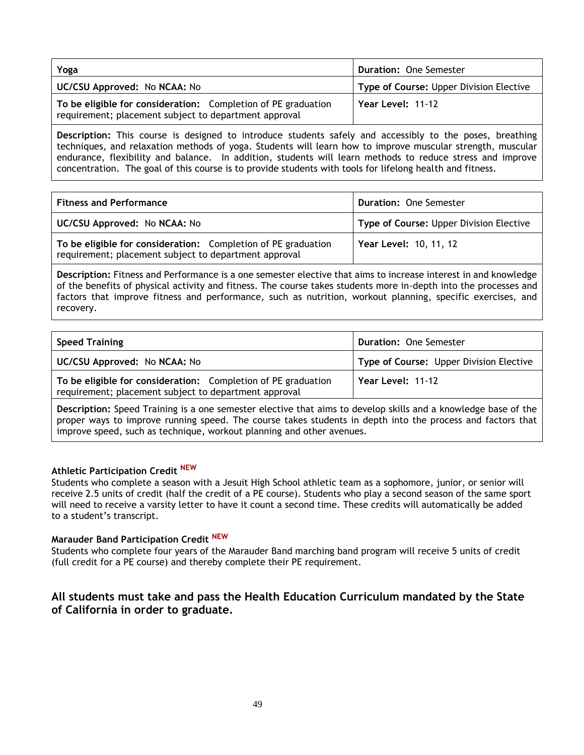| Yoga | Duration: One Semester |
|---|---|
| **UC/CSU Approved:** No **NCAA:** No | **Type of Course:** Upper Division Elective |
| **To be eligible for consideration:** Completion of PE graduation requirement; placement subject to department approval | **Year Level:** 11-12 |
| **Description:** This course is designed to introduce students safely and accessibly to the poses, breathing techniques, and relaxation methods of yoga. Students will learn how to improve muscular strength, muscular endurance, flexibility and balance. In addition, students will learn methods to reduce stress and improve concentration. The goal of this course is to provide students with tools for lifelong health and fitness. | |

| Fitness and Performance | Duration: One Semester |
|---|---|
| **UC/CSU Approved:** No **NCAA:** No | **Type of Course:** Upper Division Elective |
| **To be eligible for consideration:** Completion of PE graduation requirement; placement subject to department approval | **Year Level:** 10, 11, 12 |
| **Description:** Fitness and Performance is a one semester elective that aims to increase interest in and knowledge of the benefits of physical activity and fitness. The course takes students more in-depth into the processes and factors that improve fitness and performance, such as nutrition, workout planning, specific exercises, and recovery. | |

| Speed Training | Duration: One Semester |
|---|---|
| **UC/CSU Approved:** No **NCAA:** No | **Type of Course:** Upper Division Elective |
| **To be eligible for consideration:** Completion of PE graduation requirement; placement subject to department approval | **Year Level:** 11-12 |
| **Description:** Speed Training is a one semester elective that aims to develop skills and a knowledge base of the proper ways to improve running speed. The course takes students in depth into the process and factors that improve speed, such as technique, workout planning and other avenues. | |

#### Athletic Participation Credit NEW

Students who complete a season with a Jesuit High School athletic team as a sophomore, junior, or senior will receive 2.5 units of credit (half the credit of a PE course). Students who play a second season of the same sport will need to receive a varsity letter to have it count a second time. These credits will automatically be added to a student's transcript.

#### Marauder Band Participation Credit NEW

Students who complete four years of the Marauder Band marching band program will receive 5 units of credit (full credit for a PE course) and thereby complete their PE requirement.

### All students must take and pass the Health Education Curriculum mandated by the State of California in order to graduate.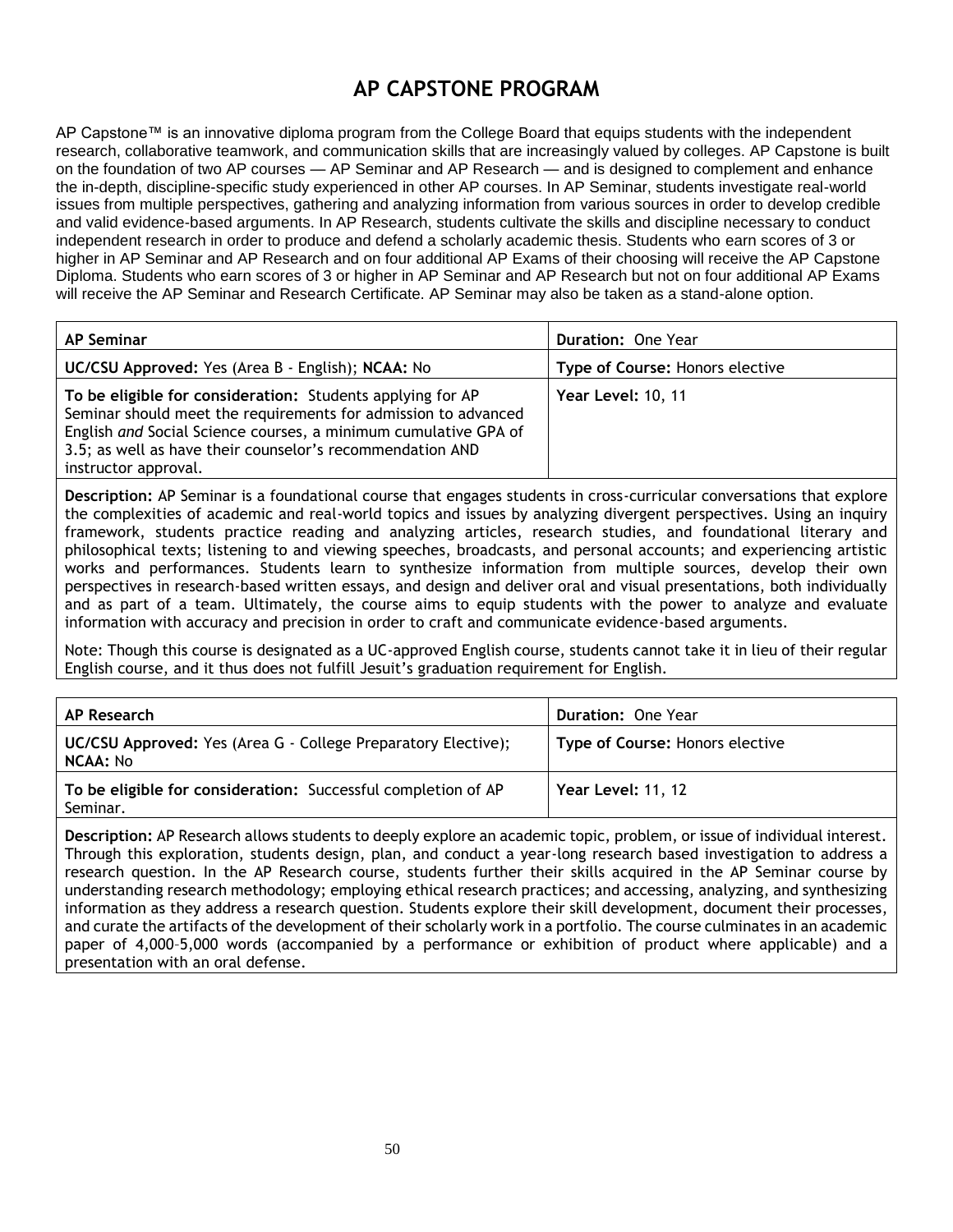# AP CAPSTONE PROGRAM

AP Capstone™ is an innovative diploma program from the College Board that equips students with the independent research, collaborative teamwork, and communication skills that are increasingly valued by colleges. AP Capstone is built on the foundation of two AP courses — AP Seminar and AP Research — and is designed to complement and enhance the in-depth, discipline-specific study experienced in other AP courses. In AP Seminar, students investigate real-world issues from multiple perspectives, gathering and analyzing information from various sources in order to develop credible and valid evidence-based arguments. In AP Research, students cultivate the skills and discipline necessary to conduct independent research in order to produce and defend a scholarly academic thesis. Students who earn scores of 3 or higher in AP Seminar and AP Research and on four additional AP Exams of their choosing will receive the AP Capstone Diploma. Students who earn scores of 3 or higher in AP Seminar and AP Research but not on four additional AP Exams will receive the AP Seminar and Research Certificate. AP Seminar may also be taken as a stand-alone option.

| **AP Seminar** | **Duration:** One Year |
|---|---|
| **UC/CSU Approved:** Yes (Area B - English); **NCAA:** No | **Type of Course:** Honors elective |
| **To be eligible for consideration:** Students applying for AP Seminar should meet the requirements for admission to advanced English *and* Social Science courses, a minimum cumulative GPA of 3.5; as well as have their counselor's recommendation AND instructor approval. | **Year Level:** 10, 11 |

**Description:** AP Seminar is a foundational course that engages students in cross-curricular conversations that explore the complexities of academic and real-world topics and issues by analyzing divergent perspectives. Using an inquiry framework, students practice reading and analyzing articles, research studies, and foundational literary and philosophical texts; listening to and viewing speeches, broadcasts, and personal accounts; and experiencing artistic works and performances. Students learn to synthesize information from multiple sources, develop their own perspectives in research-based written essays, and design and deliver oral and visual presentations, both individually and as part of a team. Ultimately, the course aims to equip students with the power to analyze and evaluate information with accuracy and precision in order to craft and communicate evidence-based arguments.

Note: Though this course is designated as a UC-approved English course, students cannot take it in lieu of their regular English course, and it thus does not fulfill Jesuit's graduation requirement for English.

| **AP Research** | **Duration:** One Year |
|---|---|
| **UC/CSU Approved:** Yes (Area G - College Preparatory Elective); **NCAA:** No | **Type of Course:** Honors elective |
| **To be eligible for consideration:** Successful completion of AP Seminar. | **Year Level:** 11, 12 |

**Description:** AP Research allows students to deeply explore an academic topic, problem, or issue of individual interest. Through this exploration, students design, plan, and conduct a year-long research based investigation to address a research question. In the AP Research course, students further their skills acquired in the AP Seminar course by understanding research methodology; employing ethical research practices; and accessing, analyzing, and synthesizing information as they address a research question. Students explore their skill development, document their processes, and curate the artifacts of the development of their scholarly work in a portfolio. The course culminates in an academic paper of 4,000–5,000 words (accompanied by a performance or exhibition of product where applicable) and a presentation with an oral defense.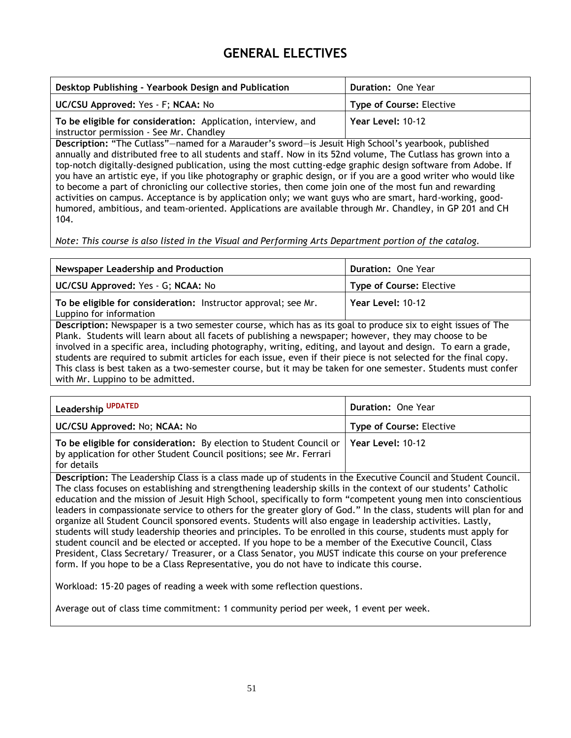# GENERAL ELECTIVES

| Desktop Publishing - Yearbook Design and Publication | Duration: One Year |
|---|---|
| **UC/CSU Approved:** Yes - F; **NCAA:** No | **Type of Course:** Elective |
| **To be eligible for consideration:** Application, interview, and instructor permission - See Mr. Chandley | **Year Level:** 10-12 |

**Description:** "The Cutlass"—named for a Marauder's sword—is Jesuit High School's yearbook, published annually and distributed free to all students and staff. Now in its 52nd volume, The Cutlass has grown into a top-notch digitally-designed publication, using the most cutting-edge graphic design software from Adobe. If you have an artistic eye, if you like photography or graphic design, or if you are a good writer who would like to become a part of chronicling our collective stories, then come join one of the most fun and rewarding activities on campus. Acceptance is by application only; we want guys who are smart, hard-working, good-humored, ambitious, and team-oriented. Applications are available through Mr. Chandley, in GP 201 and CH 104.

*Note: This course is also listed in the Visual and Performing Arts Department portion of the catalog.*

| Newspaper Leadership and Production | Duration: One Year |
|---|---|
| **UC/CSU Approved:** Yes - G; **NCAA:** No | **Type of Course:** Elective |
| **To be eligible for consideration:** Instructor approval; see Mr. Luppino for information | **Year Level:** 10-12 |

**Description:** Newspaper is a two semester course, which has as its goal to produce six to eight issues of The Plank. Students will learn about all facets of publishing a newspaper; however, they may choose to be involved in a specific area, including photography, writing, editing, and layout and design. To earn a grade, students are required to submit articles for each issue, even if their piece is not selected for the final copy. This class is best taken as a two-semester course, but it may be taken for one semester. Students must confer with Mr. Luppino to be admitted.

| Leadership UPDATED | Duration: One Year |
|---|---|
| **UC/CSU Approved:** No; **NCAA:** No | **Type of Course:** Elective |
| **To be eligible for consideration:** By election to Student Council or by application for other Student Council positions; see Mr. Ferrari for details | **Year Level:** 10-12 |

**Description:** The Leadership Class is a class made up of students in the Executive Council and Student Council. The class focuses on establishing and strengthening leadership skills in the context of our students' Catholic education and the mission of Jesuit High School, specifically to form "competent young men into conscientious leaders in compassionate service to others for the greater glory of God." In the class, students will plan for and organize all Student Council sponsored events. Students will also engage in leadership activities. Lastly, students will study leadership theories and principles. To be enrolled in this course, students must apply for student council and be elected or accepted. If you hope to be a member of the Executive Council, Class President, Class Secretary/ Treasurer, or a Class Senator, you MUST indicate this course on your preference form. If you hope to be a Class Representative, you do not have to indicate this course.

Workload: 15-20 pages of reading a week with some reflection questions.

Average out of class time commitment: 1 community period per week, 1 event per week.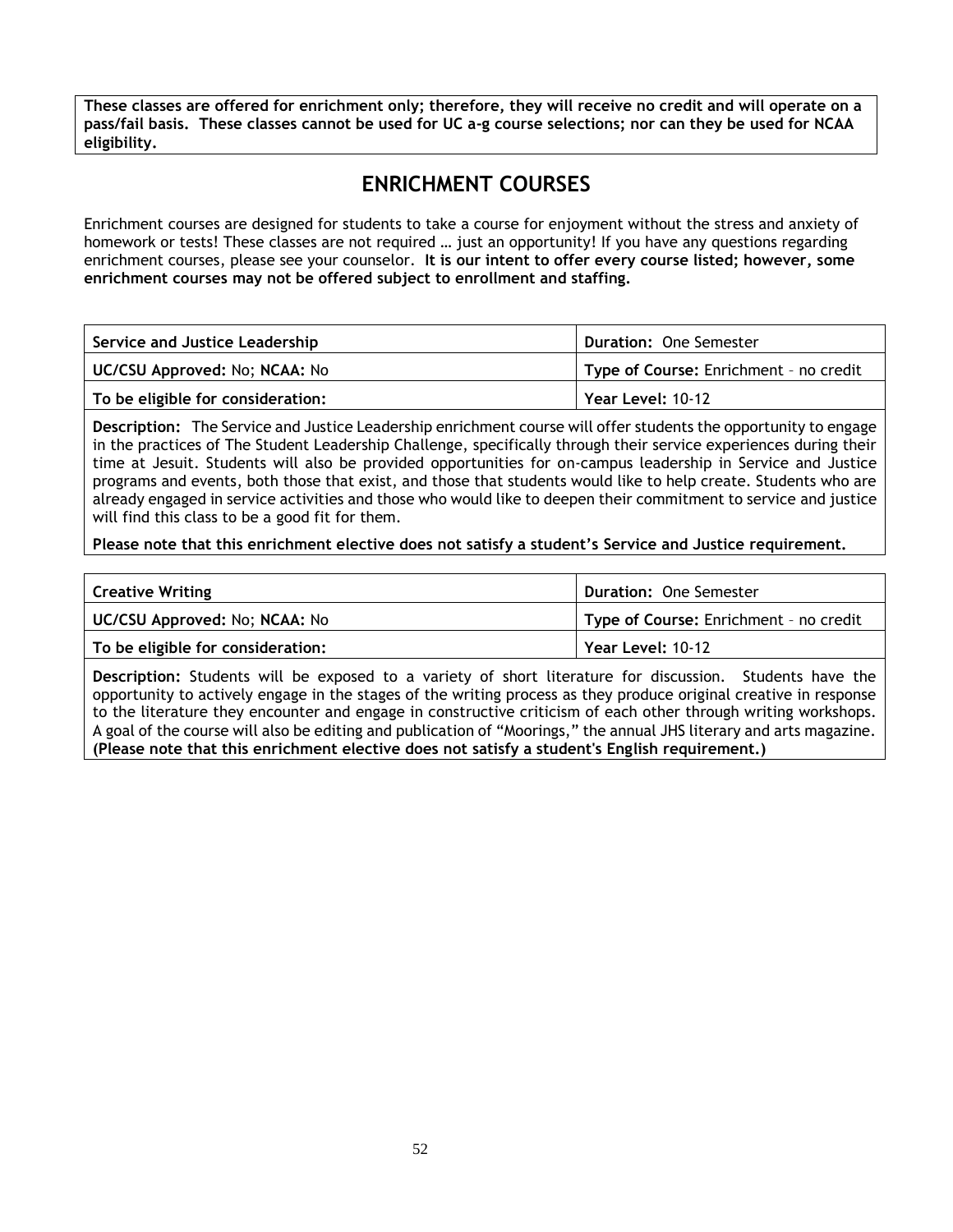**These classes are offered for enrichment only; therefore, they will receive no credit and will operate on a pass/fail basis. These classes cannot be used for UC a-g course selections; nor can they be used for NCAA eligibility.**

# ENRICHMENT COURSES

Enrichment courses are designed for students to take a course for enjoyment without the stress and anxiety of homework or tests! These classes are not required … just an opportunity! If you have any questions regarding enrichment courses, please see your counselor. **It is our intent to offer every course listed; however, some enrichment courses may not be offered subject to enrollment and staffing.**

| **Service and Justice Leadership** | **Duration:** One Semester |
|---|---|
| **UC/CSU Approved:** No; **NCAA:** No | **Type of Course:** Enrichment – no credit |
| **To be eligible for consideration:** | **Year Level:** 10-12 |

**Description:** The Service and Justice Leadership enrichment course will offer students the opportunity to engage in the practices of The Student Leadership Challenge, specifically through their service experiences during their time at Jesuit. Students will also be provided opportunities for on-campus leadership in Service and Justice programs and events, both those that exist, and those that students would like to help create. Students who are already engaged in service activities and those who would like to deepen their commitment to service and justice will find this class to be a good fit for them.

**Please note that this enrichment elective does not satisfy a student's Service and Justice requirement.**

| **Creative Writing** | **Duration:** One Semester |
|---|---|
| **UC/CSU Approved:** No; **NCAA:** No | **Type of Course:** Enrichment – no credit |
| **To be eligible for consideration:** | **Year Level:** 10-12 |

**Description:** Students will be exposed to a variety of short literature for discussion. Students have the opportunity to actively engage in the stages of the writing process as they produce original creative in response to the literature they encounter and engage in constructive criticism of each other through writing workshops. A goal of the course will also be editing and publication of "Moorings," the annual JHS literary and arts magazine. **(Please note that this enrichment elective does not satisfy a student's English requirement.)**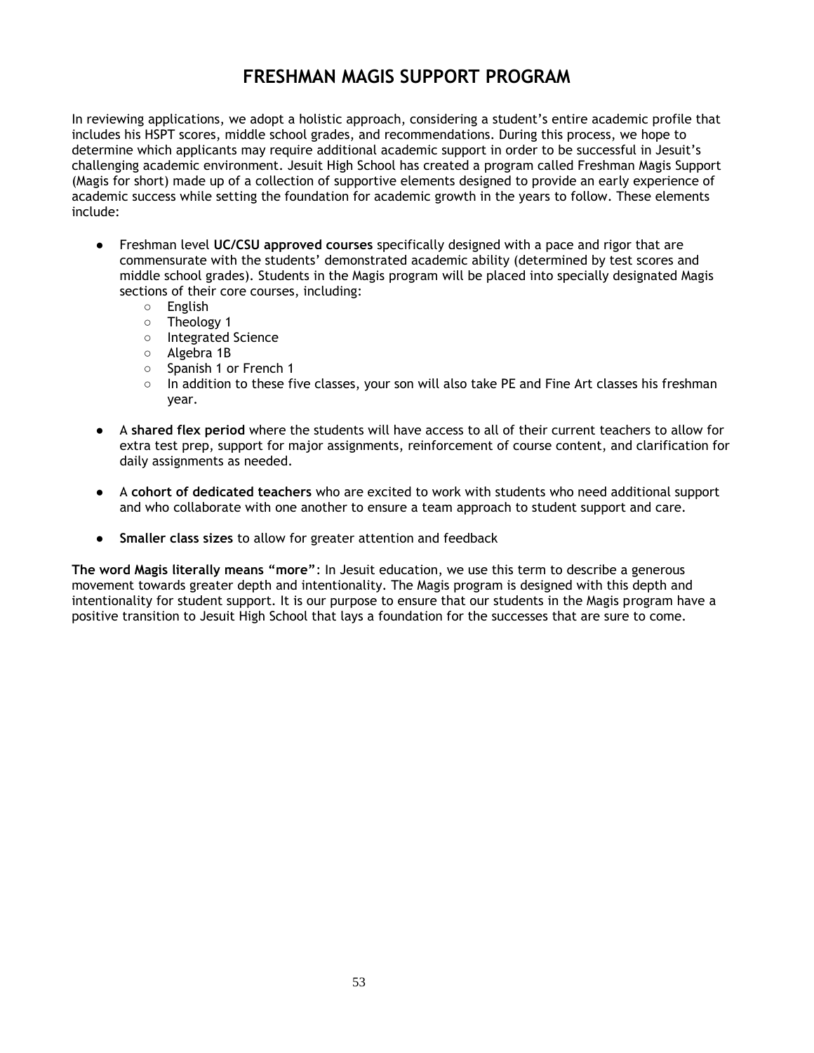# FRESHMAN MAGIS SUPPORT PROGRAM

In reviewing applications, we adopt a holistic approach, considering a student's entire academic profile that includes his HSPT scores, middle school grades, and recommendations. During this process, we hope to determine which applicants may require additional academic support in order to be successful in Jesuit's challenging academic environment. Jesuit High School has created a program called Freshman Magis Support (Magis for short) made up of a collection of supportive elements designed to provide an early experience of academic success while setting the foundation for academic growth in the years to follow. These elements include:

- Freshman level **UC/CSU approved courses** specifically designed with a pace and rigor that are commensurate with the students' demonstrated academic ability (determined by test scores and middle school grades). Students in the Magis program will be placed into specially designated Magis sections of their core courses, including:
    - English
    - Theology 1
    - Integrated Science
    - Algebra 1B
    - Spanish 1 or French 1
    - In addition to these five classes, your son will also take PE and Fine Art classes his freshman year.

- A **shared flex period** where the students will have access to all of their current teachers to allow for extra test prep, support for major assignments, reinforcement of course content, and clarification for daily assignments as needed.

- A **cohort of dedicated teachers** who are excited to work with students who need additional support and who collaborate with one another to ensure a team approach to student support and care.

- **Smaller class sizes** to allow for greater attention and feedback

**The word Magis literally means "more"**: In Jesuit education, we use this term to describe a generous movement towards greater depth and intentionality. The Magis program is designed with this depth and intentionality for student support. It is our purpose to ensure that our students in the Magis program have a positive transition to Jesuit High School that lays a foundation for the successes that are sure to come.